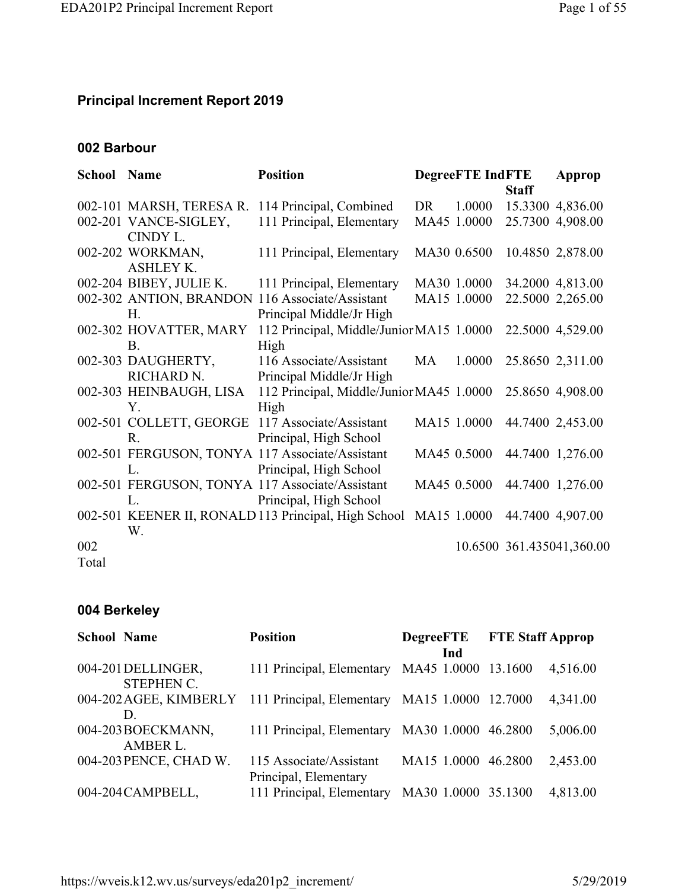## Principal Increment Report 2019

### 002 Barbour

| School | Name | Position | Degree | FTE Ind | FTE Staff | Approp |
|---|---|---|---|---|---|---|
| 002-101 | MARSH, TERESA R. | 114 Principal, Combined | DR | 1.0000 | 15.3300 | 4,836.00 |
| 002-201 | VANCE-SIGLEY, CINDY L. | 111 Principal, Elementary | MA45 | 1.0000 | 25.7300 | 4,908.00 |
| 002-202 | WORKMAN, ASHLEY K. | 111 Principal, Elementary | MA30 | 0.6500 | 10.4850 | 2,878.00 |
| 002-204 | BIBEY, JULIE K. | 111 Principal, Elementary | MA30 | 1.0000 | 34.2000 | 4,813.00 |
| 002-302 | ANTION, BRANDON H. | 116 Associate/Assistant Principal Middle/Jr High | MA15 | 1.0000 | 22.5000 | 2,265.00 |
| 002-302 | HOVATTER, MARY B. | 112 Principal, Middle/Junior High | MA15 | 1.0000 | 22.5000 | 4,529.00 |
| 002-303 | DAUGHERTY, RICHARD N. | 116 Associate/Assistant Principal Middle/Jr High | MA | 1.0000 | 25.8650 | 2,311.00 |
| 002-303 | HEINBAUGH, LISA Y. | 112 Principal, Middle/Junior High | MA45 | 1.0000 | 25.8650 | 4,908.00 |
| 002-501 | COLLETT, GEORGE R. | 117 Associate/Assistant Principal, High School | MA15 | 1.0000 | 44.7400 | 2,453.00 |
| 002-501 | FERGUSON, TONYA L. | 117 Associate/Assistant Principal, High School | MA45 | 0.5000 | 44.7400 | 1,276.00 |
| 002-501 | FERGUSON, TONYA L. | 117 Associate/Assistant Principal, High School | MA45 | 0.5000 | 44.7400 | 1,276.00 |
| 002-501 | KEENER II, RONALD W. | 113 Principal, High School | MA15 | 1.0000 | 44.7400 | 4,907.00 |
| 002 Total | | | | 10.6500 | 361.4350 | 41,360.00 |

### 004 Berkeley

| School | Name | Position | Degree | FTE Ind | FTE Staff | Approp |
|---|---|---|---|---|---|---|
| 004-201 | DELLINGER, STEPHEN C. | 111 Principal, Elementary | MA45 | 1.0000 | 13.1600 | 4,516.00 |
| 004-202 | AGEE, KIMBERLY D. | 111 Principal, Elementary | MA15 | 1.0000 | 12.7000 | 4,341.00 |
| 004-203 | BOECKMANN, AMBER L. | 111 Principal, Elementary | MA30 | 1.0000 | 46.2800 | 5,006.00 |
| 004-203 | PENCE, CHAD W. | 115 Associate/Assistant Principal, Elementary | MA15 | 1.0000 | 46.2800 | 2,453.00 |
| 004-204 | CAMPBELL, | 111 Principal, Elementary | MA30 | 1.0000 | 35.1300 | 4,813.00 |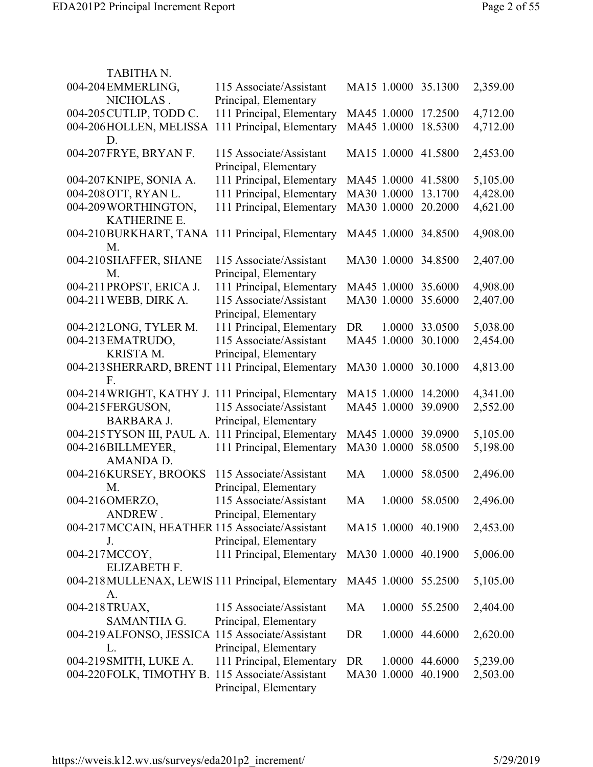| | | | | | | |
|---|---|---|---|---|---|---|
| | TABITHA N. | | | | | |
| 004-204 | EMMERLING, NICHOLAS . | 115 Associate/Assistant Principal, Elementary | MA15 | 1.0000 | 35.1300 | 2,359.00 |
| 004-205 | CUTLIP, TODD C. | 111 Principal, Elementary | MA45 | 1.0000 | 17.2500 | 4,712.00 |
| 004-206 | HOLLEN, MELISSA D. | 111 Principal, Elementary | MA45 | 1.0000 | 18.5300 | 4,712.00 |
| 004-207 | FRYE, BRYAN F. | 115 Associate/Assistant Principal, Elementary | MA15 | 1.0000 | 41.5800 | 2,453.00 |
| 004-207 | KNIPE, SONIA A. | 111 Principal, Elementary | MA45 | 1.0000 | 41.5800 | 5,105.00 |
| 004-208 | OTT, RYAN L. | 111 Principal, Elementary | MA30 | 1.0000 | 13.1700 | 4,428.00 |
| 004-209 | WORTHINGTON, KATHERINE E. | 111 Principal, Elementary | MA30 | 1.0000 | 20.2000 | 4,621.00 |
| 004-210 | BURKHART, TANA M. | 111 Principal, Elementary | MA45 | 1.0000 | 34.8500 | 4,908.00 |
| 004-210 | SHAFFER, SHANE M. | 115 Associate/Assistant Principal, Elementary | MA30 | 1.0000 | 34.8500 | 2,407.00 |
| 004-211 | PROPST, ERICA J. | 111 Principal, Elementary | MA45 | 1.0000 | 35.6000 | 4,908.00 |
| 004-211 | WEBB, DIRK A. | 115 Associate/Assistant Principal, Elementary | MA30 | 1.0000 | 35.6000 | 2,407.00 |
| 004-212 | LONG, TYLER M. | 111 Principal, Elementary | DR | 1.0000 | 33.0500 | 5,038.00 |
| 004-213 | EMATRUDO, KRISTA M. | 115 Associate/Assistant Principal, Elementary | MA45 | 1.0000 | 30.1000 | 2,454.00 |
| 004-213 | SHERRARD, BRENT F. | 111 Principal, Elementary | MA30 | 1.0000 | 30.1000 | 4,813.00 |
| 004-214 | WRIGHT, KATHY J. | 111 Principal, Elementary | MA15 | 1.0000 | 14.2000 | 4,341.00 |
| 004-215 | FERGUSON, BARBARA J. | 115 Associate/Assistant Principal, Elementary | MA45 | 1.0000 | 39.0900 | 2,552.00 |
| 004-215 | TYSON III, PAUL A. | 111 Principal, Elementary | MA45 | 1.0000 | 39.0900 | 5,105.00 |
| 004-216 | BILLMEYER, AMANDA D. | 111 Principal, Elementary | MA30 | 1.0000 | 58.0500 | 5,198.00 |
| 004-216 | KURSEY, BROOKS M. | 115 Associate/Assistant Principal, Elementary | MA | 1.0000 | 58.0500 | 2,496.00 |
| 004-216 | OMERZO, ANDREW . | 115 Associate/Assistant Principal, Elementary | MA | 1.0000 | 58.0500 | 2,496.00 |
| 004-217 | MCCAIN, HEATHER J. | 115 Associate/Assistant Principal, Elementary | MA15 | 1.0000 | 40.1900 | 2,453.00 |
| 004-217 | MCCOY, ELIZABETH F. | 111 Principal, Elementary | MA30 | 1.0000 | 40.1900 | 5,006.00 |
| 004-218 | MULLENAX, LEWIS A. | 111 Principal, Elementary | MA45 | 1.0000 | 55.2500 | 5,105.00 |
| 004-218 | TRUAX, SAMANTHA G. | 115 Associate/Assistant Principal, Elementary | MA | 1.0000 | 55.2500 | 2,404.00 |
| 004-219 | ALFONSO, JESSICA L. | 115 Associate/Assistant Principal, Elementary | DR | 1.0000 | 44.6000 | 2,620.00 |
| 004-219 | SMITH, LUKE A. | 111 Principal, Elementary | DR | 1.0000 | 44.6000 | 5,239.00 |
| 004-220 | FOLK, TIMOTHY B. | 115 Associate/Assistant Principal, Elementary | MA30 | 1.0000 | 40.1900 | 2,503.00 |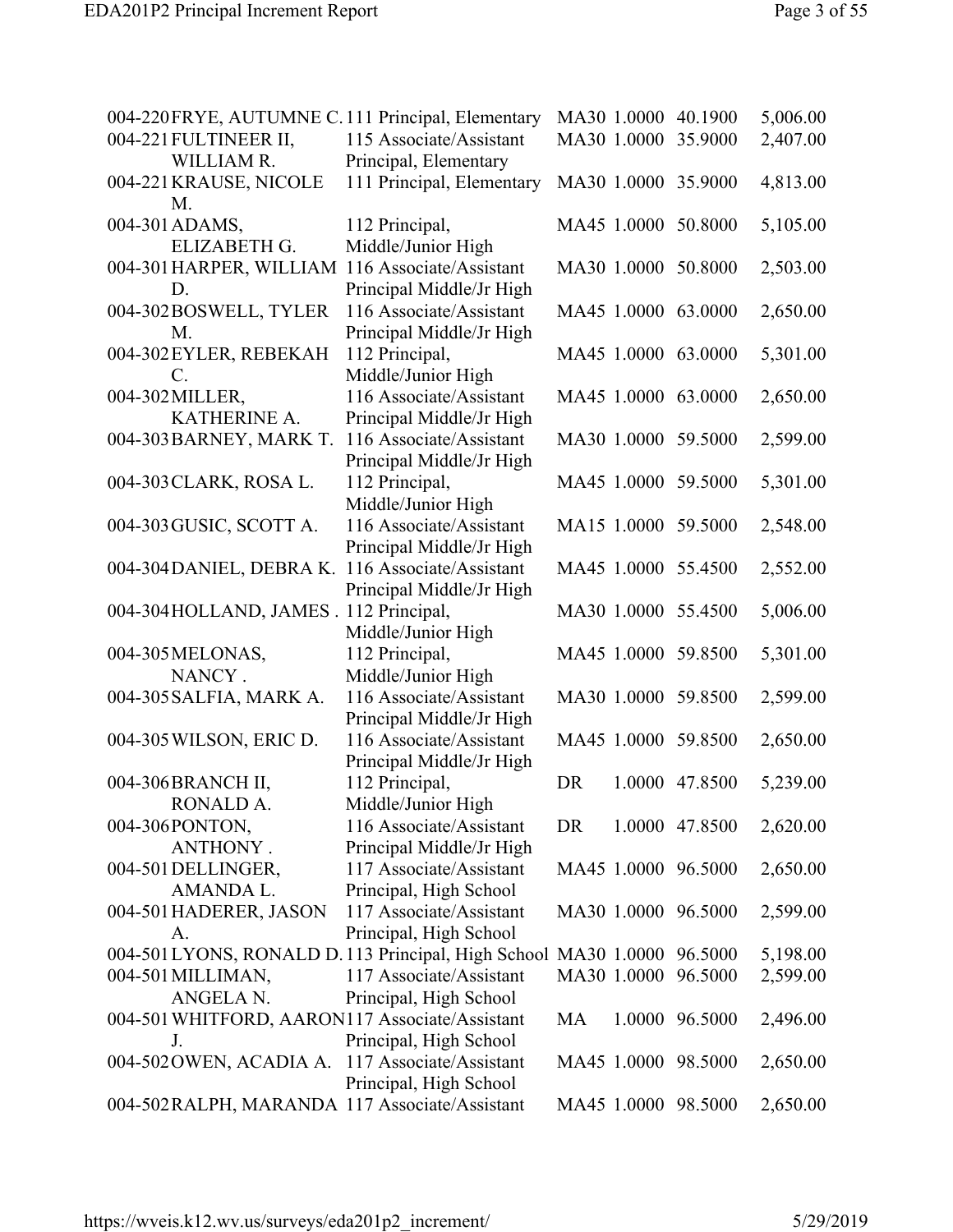| | | | | | | |
|---|---|---|---|---|---|---|
| 004-220 | FRYE, AUTUMNE C. | 111 Principal, Elementary | MA30 | 1.0000 | 40.1900 | 5,006.00 |
| 004-221 | FULTINEER II, WILLIAM R. | 115 Associate/Assistant Principal, Elementary | MA30 | 1.0000 | 35.9000 | 2,407.00 |
| 004-221 | KRAUSE, NICOLE M. | 111 Principal, Elementary | MA30 | 1.0000 | 35.9000 | 4,813.00 |
| 004-301 | ADAMS, ELIZABETH G. | 112 Principal, Middle/Junior High | MA45 | 1.0000 | 50.8000 | 5,105.00 |
| 004-301 | HARPER, WILLIAM D. | 116 Associate/Assistant Principal Middle/Jr High | MA30 | 1.0000 | 50.8000 | 2,503.00 |
| 004-302 | BOSWELL, TYLER M. | 116 Associate/Assistant Principal Middle/Jr High | MA45 | 1.0000 | 63.0000 | 2,650.00 |
| 004-302 | EYLER, REBEKAH C. | 112 Principal, Middle/Junior High | MA45 | 1.0000 | 63.0000 | 5,301.00 |
| 004-302 | MILLER, KATHERINE A. | 116 Associate/Assistant Principal Middle/Jr High | MA45 | 1.0000 | 63.0000 | 2,650.00 |
| 004-303 | BARNEY, MARK T. | 116 Associate/Assistant Principal Middle/Jr High | MA30 | 1.0000 | 59.5000 | 2,599.00 |
| 004-303 | CLARK, ROSA L. | 112 Principal, Middle/Junior High | MA45 | 1.0000 | 59.5000 | 5,301.00 |
| 004-303 | GUSIC, SCOTT A. | 116 Associate/Assistant Principal Middle/Jr High | MA15 | 1.0000 | 59.5000 | 2,548.00 |
| 004-304 | DANIEL, DEBRA K. | 116 Associate/Assistant Principal Middle/Jr High | MA45 | 1.0000 | 55.4500 | 2,552.00 |
| 004-304 | HOLLAND, JAMES . | 112 Principal, Middle/Junior High | MA30 | 1.0000 | 55.4500 | 5,006.00 |
| 004-305 | MELONAS, NANCY . | 112 Principal, Middle/Junior High | MA45 | 1.0000 | 59.8500 | 5,301.00 |
| 004-305 | SALFIA, MARK A. | 116 Associate/Assistant Principal Middle/Jr High | MA30 | 1.0000 | 59.8500 | 2,599.00 |
| 004-305 | WILSON, ERIC D. | 116 Associate/Assistant Principal Middle/Jr High | MA45 | 1.0000 | 59.8500 | 2,650.00 |
| 004-306 | BRANCH II, RONALD A. | 112 Principal, Middle/Junior High | DR | 1.0000 | 47.8500 | 5,239.00 |
| 004-306 | PONTON, ANTHONY . | 116 Associate/Assistant Principal Middle/Jr High | DR | 1.0000 | 47.8500 | 2,620.00 |
| 004-501 | DELLINGER, AMANDA L. | 117 Associate/Assistant Principal, High School | MA45 | 1.0000 | 96.5000 | 2,650.00 |
| 004-501 | HADERER, JASON A. | 117 Associate/Assistant Principal, High School | MA30 | 1.0000 | 96.5000 | 2,599.00 |
| 004-501 | LYONS, RONALD D. | 113 Principal, High School | MA30 | 1.0000 | 96.5000 | 5,198.00 |
| 004-501 | MILLIMAN, ANGELA N. | 117 Associate/Assistant Principal, High School | MA30 | 1.0000 | 96.5000 | 2,599.00 |
| 004-501 | WHITFORD, AARON J. | 117 Associate/Assistant Principal, High School | MA | 1.0000 | 96.5000 | 2,496.00 |
| 004-502 | OWEN, ACADIA A. | 117 Associate/Assistant Principal, High School | MA45 | 1.0000 | 98.5000 | 2,650.00 |
| 004-502 | RALPH, MARANDA | 117 Associate/Assistant | MA45 | 1.0000 | 98.5000 | 2,650.00 |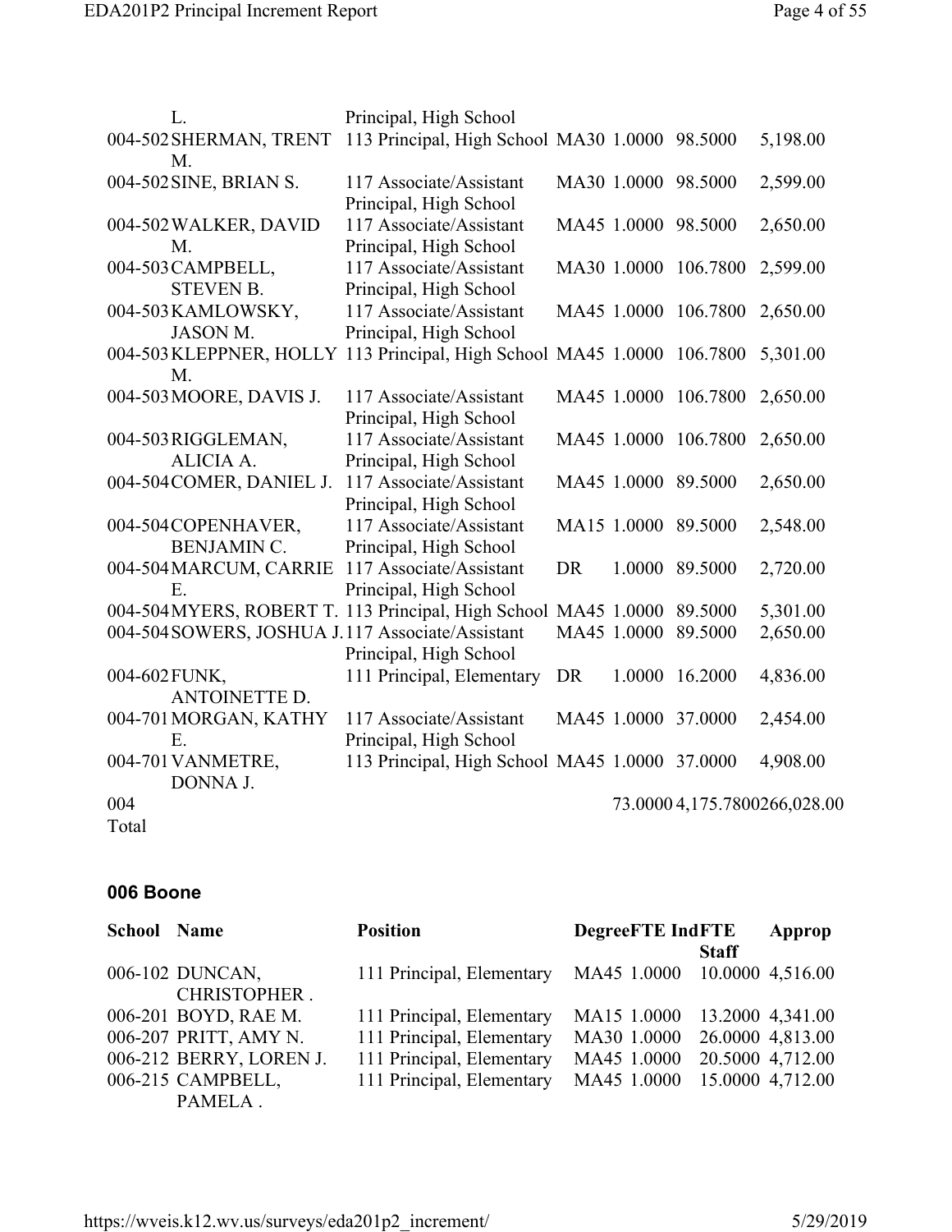| School | Name | Position | Degree | FTE | Ind FTE Staff | Approp |
|---|---|---|---|---|---|---|
| | L. | Principal, High School | | | | |
| 004-502 | SHERMAN, TRENT M. | 113 Principal, High School | MA30 | 1.0000 | 98.5000 | 5,198.00 |
| 004-502 | SINE, BRIAN S. | 117 Associate/Assistant Principal, High School | MA30 | 1.0000 | 98.5000 | 2,599.00 |
| 004-502 | WALKER, DAVID M. | 117 Associate/Assistant Principal, High School | MA45 | 1.0000 | 98.5000 | 2,650.00 |
| 004-503 | CAMPBELL, STEVEN B. | 117 Associate/Assistant Principal, High School | MA30 | 1.0000 | 106.7800 | 2,599.00 |
| 004-503 | KAMLOWSKY, JASON M. | 117 Associate/Assistant Principal, High School | MA45 | 1.0000 | 106.7800 | 2,650.00 |
| 004-503 | KLEPPNER, HOLLY M. | 113 Principal, High School | MA45 | 1.0000 | 106.7800 | 5,301.00 |
| 004-503 | MOORE, DAVIS J. | 117 Associate/Assistant Principal, High School | MA45 | 1.0000 | 106.7800 | 2,650.00 |
| 004-503 | RIGGLEMAN, ALICIA A. | 117 Associate/Assistant Principal, High School | MA45 | 1.0000 | 106.7800 | 2,650.00 |
| 004-504 | COMER, DANIEL J. | 117 Associate/Assistant Principal, High School | MA45 | 1.0000 | 89.5000 | 2,650.00 |
| 004-504 | COPENHAVER, BENJAMIN C. | 117 Associate/Assistant Principal, High School | MA15 | 1.0000 | 89.5000 | 2,548.00 |
| 004-504 | MARCUM, CARRIE E. | 117 Associate/Assistant Principal, High School | DR | 1.0000 | 89.5000 | 2,720.00 |
| 004-504 | MYERS, ROBERT T. | 113 Principal, High School | MA45 | 1.0000 | 89.5000 | 5,301.00 |
| 004-504 | SOWERS, JOSHUA J. | 117 Associate/Assistant Principal, High School | MA45 | 1.0000 | 89.5000 | 2,650.00 |
| 004-602 | FUNK, ANTOINETTE D. | 111 Principal, Elementary | DR | 1.0000 | 16.2000 | 4,836.00 |
| 004-701 | MORGAN, KATHY E. | 117 Associate/Assistant Principal, High School | MA45 | 1.0000 | 37.0000 | 2,454.00 |
| 004-701 | VANMETRE, DONNA J. | 113 Principal, High School | MA45 | 1.0000 | 37.0000 | 4,908.00 |
| 004 Total | | | | 73.0000 | 4,175.7800 | 266,028.00 |

## 006 Boone

| School | Name | Position | Degree | FTE | Ind FTE Staff | Approp |
|---|---|---|---|---|---|---|
| 006-102 | DUNCAN, CHRISTOPHER . | 111 Principal, Elementary | MA45 | 1.0000 | 10.0000 | 4,516.00 |
| 006-201 | BOYD, RAE M. | 111 Principal, Elementary | MA15 | 1.0000 | 13.2000 | 4,341.00 |
| 006-207 | PRITT, AMY N. | 111 Principal, Elementary | MA30 | 1.0000 | 26.0000 | 4,813.00 |
| 006-212 | BERRY, LOREN J. | 111 Principal, Elementary | MA45 | 1.0000 | 20.5000 | 4,712.00 |
| 006-215 | CAMPBELL, PAMELA . | 111 Principal, Elementary | MA45 | 1.0000 | 15.0000 | 4,712.00 |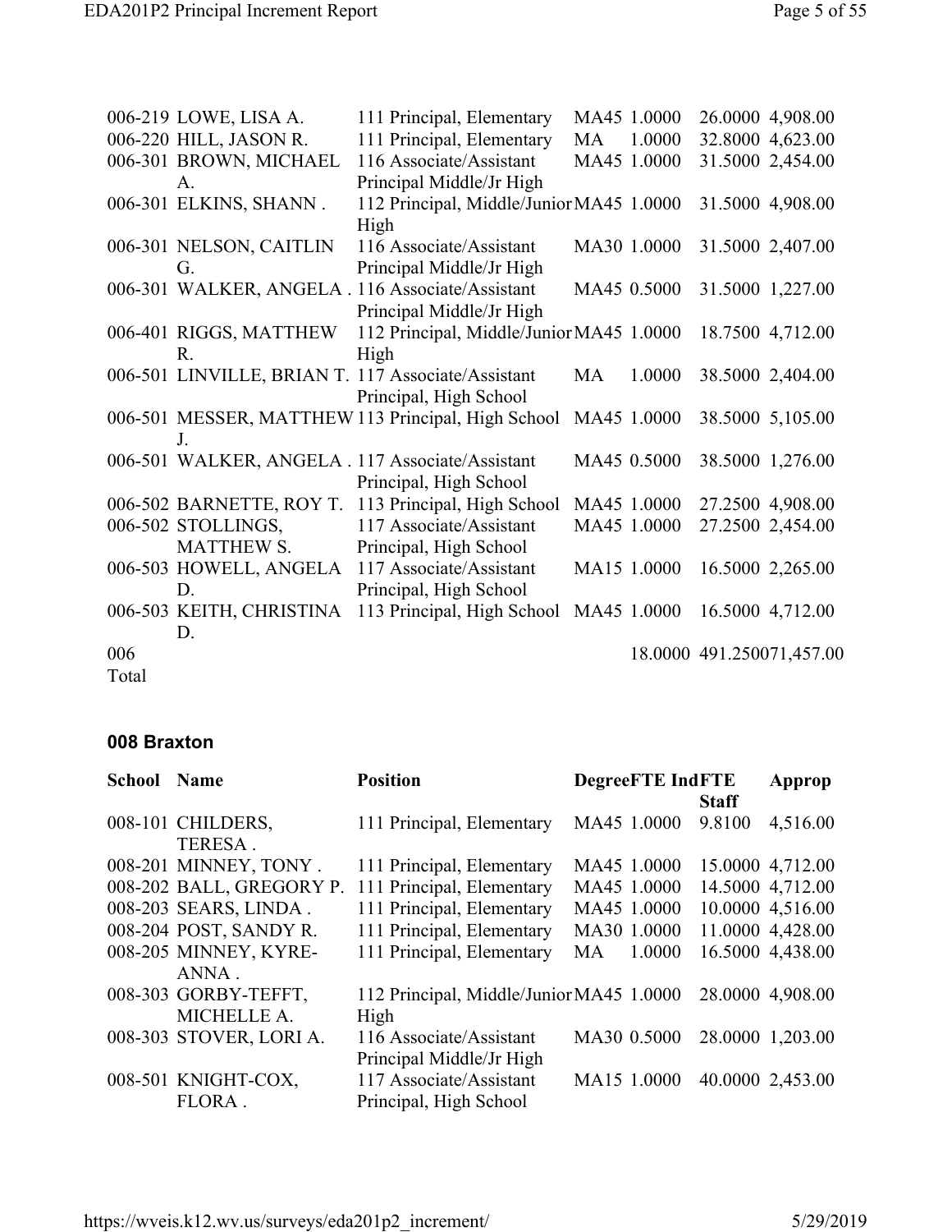| School | Name | Position | Degree | FTE Ind | FTE Staff | Approp |
|---|---|---|---|---|---|---|
| 006-219 | LOWE, LISA A. | 111 Principal, Elementary | MA45 | 1.0000 | 26.0000 | 4,908.00 |
| 006-220 | HILL, JASON R. | 111 Principal, Elementary | MA | 1.0000 | 32.8000 | 4,623.00 |
| 006-301 | BROWN, MICHAEL A. | 116 Associate/Assistant Principal Middle/Jr High | MA45 | 1.0000 | 31.5000 | 2,454.00 |
| 006-301 | ELKINS, SHANN . | 112 Principal, Middle/Junior High | MA45 | 1.0000 | 31.5000 | 4,908.00 |
| 006-301 | NELSON, CAITLIN G. | 116 Associate/Assistant Principal Middle/Jr High | MA30 | 1.0000 | 31.5000 | 2,407.00 |
| 006-301 | WALKER, ANGELA . | 116 Associate/Assistant Principal Middle/Jr High | MA45 | 0.5000 | 31.5000 | 1,227.00 |
| 006-401 | RIGGS, MATTHEW R. | 112 Principal, Middle/Junior High | MA45 | 1.0000 | 18.7500 | 4,712.00 |
| 006-501 | LINVILLE, BRIAN T. | 117 Associate/Assistant Principal, High School | MA | 1.0000 | 38.5000 | 2,404.00 |
| 006-501 | MESSER, MATTHEW J. | 113 Principal, High School | MA45 | 1.0000 | 38.5000 | 5,105.00 |
| 006-501 | WALKER, ANGELA . | 117 Associate/Assistant Principal, High School | MA45 | 0.5000 | 38.5000 | 1,276.00 |
| 006-502 | BARNETTE, ROY T. | 113 Principal, High School | MA45 | 1.0000 | 27.2500 | 4,908.00 |
| 006-502 | STOLLINGS, MATTHEW S. | 117 Associate/Assistant Principal, High School | MA45 | 1.0000 | 27.2500 | 2,454.00 |
| 006-503 | HOWELL, ANGELA D. | 117 Associate/Assistant Principal, High School | MA15 | 1.0000 | 16.5000 | 2,265.00 |
| 006-503 | KEITH, CHRISTINA D. | 113 Principal, High School | MA45 | 1.0000 | 16.5000 | 4,712.00 |
| 006 Total | | | | 18.0000 | 491.2500 | 71,457.00 |

## 008 Braxton

| School | Name | Position | Degree | FTE Ind | FTE Staff | Approp |
|---|---|---|---|---|---|---|
| 008-101 | CHILDERS, TERESA . | 111 Principal, Elementary | MA45 | 1.0000 | 9.8100 | 4,516.00 |
| 008-201 | MINNEY, TONY . | 111 Principal, Elementary | MA45 | 1.0000 | 15.0000 | 4,712.00 |
| 008-202 | BALL, GREGORY P. | 111 Principal, Elementary | MA45 | 1.0000 | 14.5000 | 4,712.00 |
| 008-203 | SEARS, LINDA . | 111 Principal, Elementary | MA45 | 1.0000 | 10.0000 | 4,516.00 |
| 008-204 | POST, SANDY R. | 111 Principal, Elementary | MA30 | 1.0000 | 11.0000 | 4,428.00 |
| 008-205 | MINNEY, KYRE-ANNA . | 111 Principal, Elementary | MA | 1.0000 | 16.5000 | 4,438.00 |
| 008-303 | GORBY-TEFFT, MICHELLE A. | 112 Principal, Middle/Junior High | MA45 | 1.0000 | 28.0000 | 4,908.00 |
| 008-303 | STOVER, LORI A. | 116 Associate/Assistant Principal Middle/Jr High | MA30 | 0.5000 | 28.0000 | 1,203.00 |
| 008-501 | KNIGHT-COX, FLORA . | 117 Associate/Assistant Principal, High School | MA15 | 1.0000 | 40.0000 | 2,453.00 |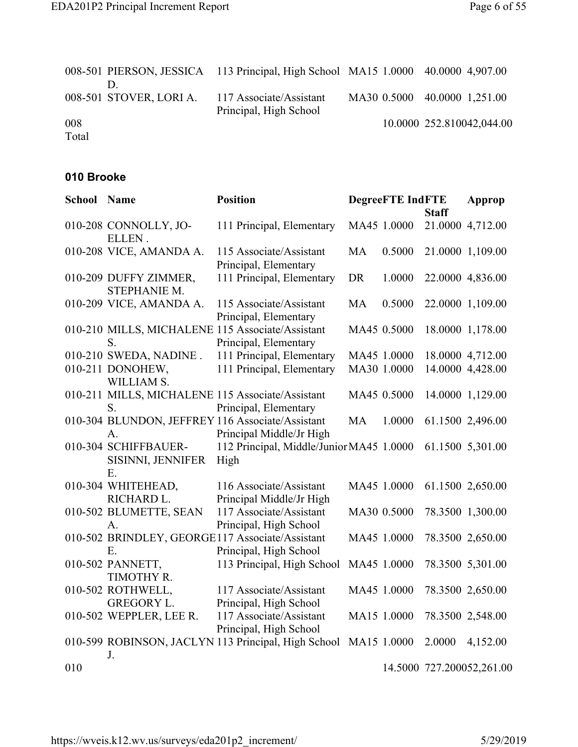| School | Name | Position | Degree | FTE Ind | FTE Staff | Approp |
|---|---|---|---|---|---|---|
| 008-501 | PIERSON, JESSICA D. | 113 Principal, High School | MA15 | 1.0000 | 40.0000 | 4,907.00 |
| 008-501 | STOVER, LORI A. | 117 Associate/Assistant Principal, High School | MA30 | 0.5000 | 40.0000 | 1,251.00 |
| 008 Total | | | | 10.0000 | 252.8100 | 42,044.00 |

## 010 Brooke

| School | Name | Position | Degree | FTE Ind | FTE Staff | Approp |
|---|---|---|---|---|---|---|
| 010-208 | CONNOLLY, JO-ELLEN . | 111 Principal, Elementary | MA45 | 1.0000 | 21.0000 | 4,712.00 |
| 010-208 | VICE, AMANDA A. | 115 Associate/Assistant Principal, Elementary | MA | 0.5000 | 21.0000 | 1,109.00 |
| 010-209 | DUFFY ZIMMER, STEPHANIE M. | 111 Principal, Elementary | DR | 1.0000 | 22.0000 | 4,836.00 |
| 010-209 | VICE, AMANDA A. | 115 Associate/Assistant Principal, Elementary | MA | 0.5000 | 22.0000 | 1,109.00 |
| 010-210 | MILLS, MICHALENE S. | 115 Associate/Assistant Principal, Elementary | MA45 | 0.5000 | 18.0000 | 1,178.00 |
| 010-210 | SWEDA, NADINE . | 111 Principal, Elementary | MA45 | 1.0000 | 18.0000 | 4,712.00 |
| 010-211 | DONOHEW, WILLIAM S. | 111 Principal, Elementary | MA30 | 1.0000 | 14.0000 | 4,428.00 |
| 010-211 | MILLS, MICHALENE S. | 115 Associate/Assistant Principal, Elementary | MA45 | 0.5000 | 14.0000 | 1,129.00 |
| 010-304 | BLUNDON, JEFFREY A. | 116 Associate/Assistant Principal Middle/Jr High | MA | 1.0000 | 61.1500 | 2,496.00 |
| 010-304 | SCHIFFBAUER-SISINNI, JENNIFER E. | 112 Principal, Middle/Junior High | MA45 | 1.0000 | 61.1500 | 5,301.00 |
| 010-304 | WHITEHEAD, RICHARD L. | 116 Associate/Assistant Principal Middle/Jr High | MA45 | 1.0000 | 61.1500 | 2,650.00 |
| 010-502 | BLUMETTE, SEAN A. | 117 Associate/Assistant Principal, High School | MA30 | 0.5000 | 78.3500 | 1,300.00 |
| 010-502 | BRINDLEY, GEORGE E. | 117 Associate/Assistant Principal, High School | MA45 | 1.0000 | 78.3500 | 2,650.00 |
| 010-502 | PANNETT, TIMOTHY R. | 113 Principal, High School | MA45 | 1.0000 | 78.3500 | 5,301.00 |
| 010-502 | ROTHWELL, GREGORY L. | 117 Associate/Assistant Principal, High School | MA45 | 1.0000 | 78.3500 | 2,650.00 |
| 010-502 | WEPPLER, LEE R. | 117 Associate/Assistant Principal, High School | MA15 | 1.0000 | 78.3500 | 2,548.00 |
| 010-599 | ROBINSON, JACLYN J. | 113 Principal, High School | MA15 | 1.0000 | 2.0000 | 4,152.00 |
| 010 | | | | 14.5000 | 727.2000 | 52,261.00 |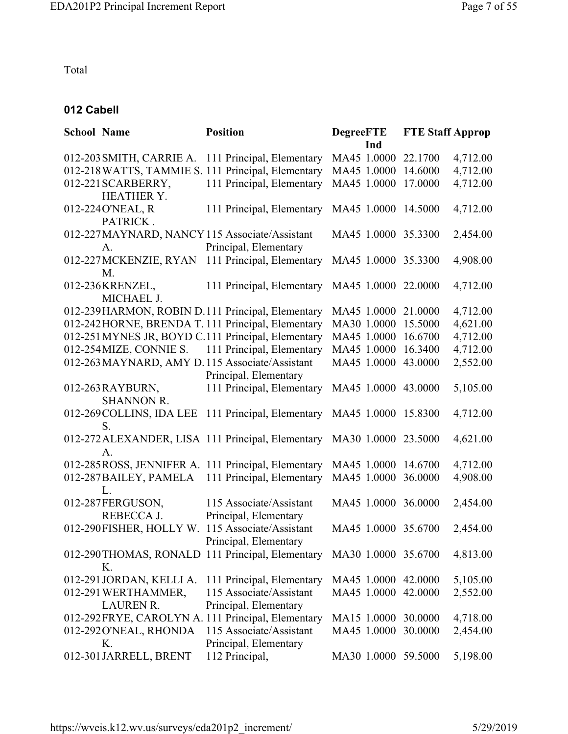Total

### 012 Cabell

| School | Name | Position | Degree | FTE Ind | FTE Staff | Approp |
|---|---|---|---|---|---|---|
| 012-203 | SMITH, CARRIE A. | 111 Principal, Elementary | MA45 | 1.0000 | 22.1700 | 4,712.00 |
| 012-218 | WATTS, TAMMIE S. | 111 Principal, Elementary | MA45 | 1.0000 | 14.6000 | 4,712.00 |
| 012-221 | SCARBERRY, HEATHER Y. | 111 Principal, Elementary | MA45 | 1.0000 | 17.0000 | 4,712.00 |
| 012-224 | O'NEAL, R PATRICK . | 111 Principal, Elementary | MA45 | 1.0000 | 14.5000 | 4,712.00 |
| 012-227 | MAYNARD, NANCY A. | 115 Associate/Assistant Principal, Elementary | MA45 | 1.0000 | 35.3300 | 2,454.00 |
| 012-227 | MCKENZIE, RYAN M. | 111 Principal, Elementary | MA45 | 1.0000 | 35.3300 | 4,908.00 |
| 012-236 | KRENZEL, MICHAEL J. | 111 Principal, Elementary | MA45 | 1.0000 | 22.0000 | 4,712.00 |
| 012-239 | HARMON, ROBIN D. | 111 Principal, Elementary | MA45 | 1.0000 | 21.0000 | 4,712.00 |
| 012-242 | HORNE, BRENDA T. | 111 Principal, Elementary | MA30 | 1.0000 | 15.5000 | 4,621.00 |
| 012-251 | MYNES JR, BOYD C. | 111 Principal, Elementary | MA45 | 1.0000 | 16.6700 | 4,712.00 |
| 012-254 | MIZE, CONNIE S. | 111 Principal, Elementary | MA45 | 1.0000 | 16.3400 | 4,712.00 |
| 012-263 | MAYNARD, AMY D. | 115 Associate/Assistant Principal, Elementary | MA45 | 1.0000 | 43.0000 | 2,552.00 |
| 012-263 | RAYBURN, SHANNON R. | 111 Principal, Elementary | MA45 | 1.0000 | 43.0000 | 5,105.00 |
| 012-269 | COLLINS, IDA LEE S. | 111 Principal, Elementary | MA45 | 1.0000 | 15.8300 | 4,712.00 |
| 012-272 | ALEXANDER, LISA A. | 111 Principal, Elementary | MA30 | 1.0000 | 23.5000 | 4,621.00 |
| 012-285 | ROSS, JENNIFER A. | 111 Principal, Elementary | MA45 | 1.0000 | 14.6700 | 4,712.00 |
| 012-287 | BAILEY, PAMELA L. | 111 Principal, Elementary | MA45 | 1.0000 | 36.0000 | 4,908.00 |
| 012-287 | FERGUSON, REBECCA J. | 115 Associate/Assistant Principal, Elementary | MA45 | 1.0000 | 36.0000 | 2,454.00 |
| 012-290 | FISHER, HOLLY W. | 115 Associate/Assistant Principal, Elementary | MA45 | 1.0000 | 35.6700 | 2,454.00 |
| 012-290 | THOMAS, RONALD K. | 111 Principal, Elementary | MA30 | 1.0000 | 35.6700 | 4,813.00 |
| 012-291 | JORDAN, KELLI A. | 111 Principal, Elementary | MA45 | 1.0000 | 42.0000 | 5,105.00 |
| 012-291 | WERTHAMMER, LAUREN R. | 115 Associate/Assistant Principal, Elementary | MA45 | 1.0000 | 42.0000 | 2,552.00 |
| 012-292 | FRYE, CAROLYN A. | 111 Principal, Elementary | MA15 | 1.0000 | 30.0000 | 4,718.00 |
| 012-292 | O'NEAL, RHONDA K. | 115 Associate/Assistant Principal, Elementary | MA45 | 1.0000 | 30.0000 | 2,454.00 |
| 012-301 | JARRELL, BRENT | 112 Principal, | MA30 | 1.0000 | 59.5000 | 5,198.00 |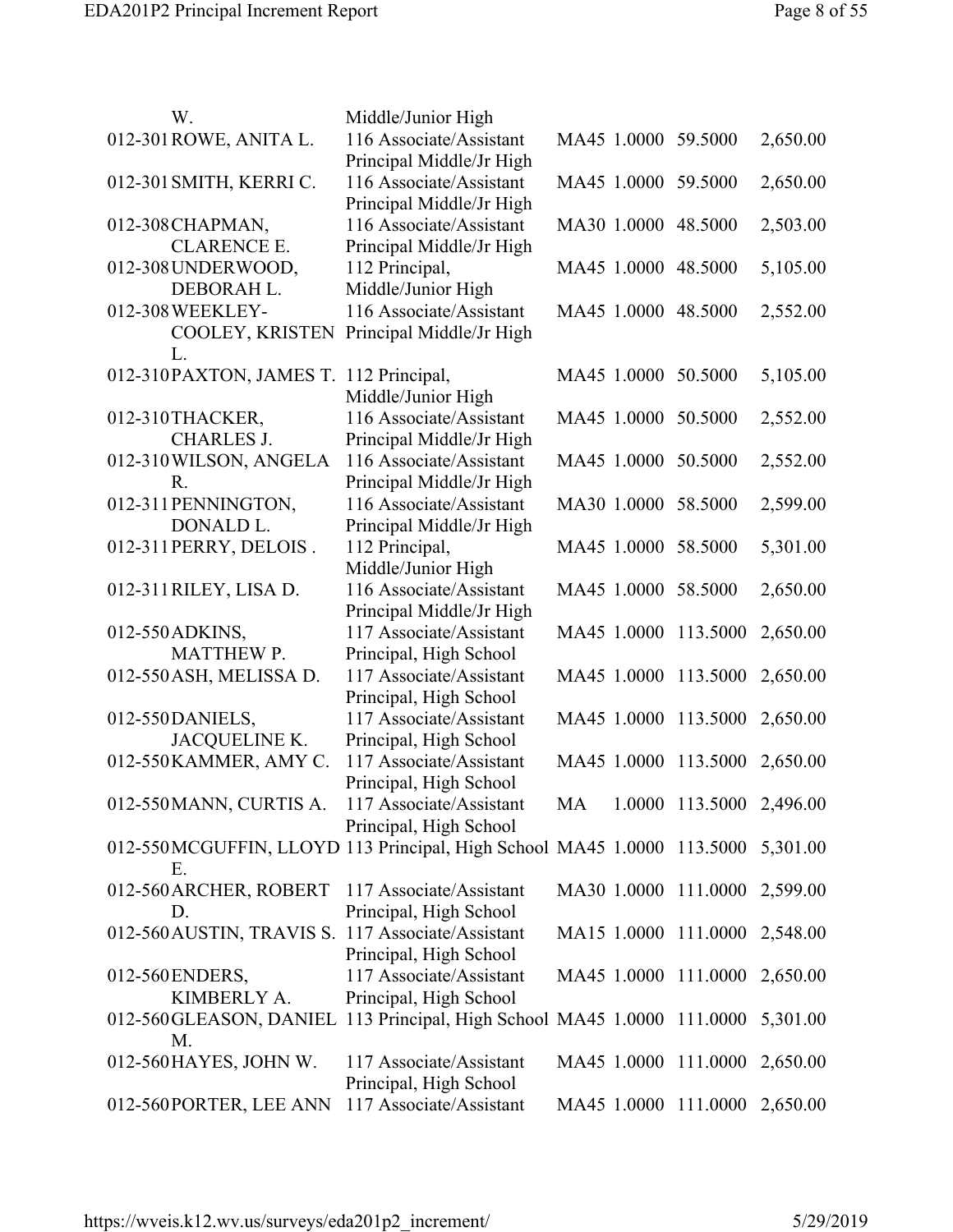| | | | | | |
|---|---|---|---|---|---|
| W. | Middle/Junior High | | | | |
| 012-301 ROWE, ANITA L. | 116 Associate/Assistant Principal Middle/Jr High | MA45 | 1.0000 | 59.5000 | 2,650.00 |
| 012-301 SMITH, KERRI C. | 116 Associate/Assistant Principal Middle/Jr High | MA45 | 1.0000 | 59.5000 | 2,650.00 |
| 012-308 CHAPMAN, CLARENCE E. | 116 Associate/Assistant Principal Middle/Jr High | MA30 | 1.0000 | 48.5000 | 2,503.00 |
| 012-308 UNDERWOOD, DEBORAH L. | 112 Principal, Middle/Junior High | MA45 | 1.0000 | 48.5000 | 5,105.00 |
| 012-308 WEEKLEY-COOLEY, KRISTEN L. | 116 Associate/Assistant Principal Middle/Jr High | MA45 | 1.0000 | 48.5000 | 2,552.00 |
| 012-310 PAXTON, JAMES T. | 112 Principal, Middle/Junior High | MA45 | 1.0000 | 50.5000 | 5,105.00 |
| 012-310 THACKER, CHARLES J. | 116 Associate/Assistant Principal Middle/Jr High | MA45 | 1.0000 | 50.5000 | 2,552.00 |
| 012-310 WILSON, ANGELA R. | 116 Associate/Assistant Principal Middle/Jr High | MA45 | 1.0000 | 50.5000 | 2,552.00 |
| 012-311 PENNINGTON, DONALD L. | 116 Associate/Assistant Principal Middle/Jr High | MA30 | 1.0000 | 58.5000 | 2,599.00 |
| 012-311 PERRY, DELOIS . | 112 Principal, Middle/Junior High | MA45 | 1.0000 | 58.5000 | 5,301.00 |
| 012-311 RILEY, LISA D. | 116 Associate/Assistant Principal Middle/Jr High | MA45 | 1.0000 | 58.5000 | 2,650.00 |
| 012-550 ADKINS, MATTHEW P. | 117 Associate/Assistant Principal, High School | MA45 | 1.0000 | 113.5000 | 2,650.00 |
| 012-550 ASH, MELISSA D. | 117 Associate/Assistant Principal, High School | MA45 | 1.0000 | 113.5000 | 2,650.00 |
| 012-550 DANIELS, JACQUELINE K. | 117 Associate/Assistant Principal, High School | MA45 | 1.0000 | 113.5000 | 2,650.00 |
| 012-550 KAMMER, AMY C. | 117 Associate/Assistant Principal, High School | MA45 | 1.0000 | 113.5000 | 2,650.00 |
| 012-550 MANN, CURTIS A. | 117 Associate/Assistant Principal, High School | MA | 1.0000 | 113.5000 | 2,496.00 |
| 012-550 MCGUFFIN, LLOYD E. | 113 Principal, High School | MA45 | 1.0000 | 113.5000 | 5,301.00 |
| 012-560 ARCHER, ROBERT D. | 117 Associate/Assistant Principal, High School | MA30 | 1.0000 | 111.0000 | 2,599.00 |
| 012-560 AUSTIN, TRAVIS S. | 117 Associate/Assistant Principal, High School | MA15 | 1.0000 | 111.0000 | 2,548.00 |
| 012-560 ENDERS, KIMBERLY A. | 117 Associate/Assistant Principal, High School | MA45 | 1.0000 | 111.0000 | 2,650.00 |
| 012-560 GLEASON, DANIEL M. | 113 Principal, High School | MA45 | 1.0000 | 111.0000 | 5,301.00 |
| 012-560 HAYES, JOHN W. | 117 Associate/Assistant Principal, High School | MA45 | 1.0000 | 111.0000 | 2,650.00 |
| 012-560 PORTER, LEE ANN | 117 Associate/Assistant | MA45 | 1.0000 | 111.0000 | 2,650.00 |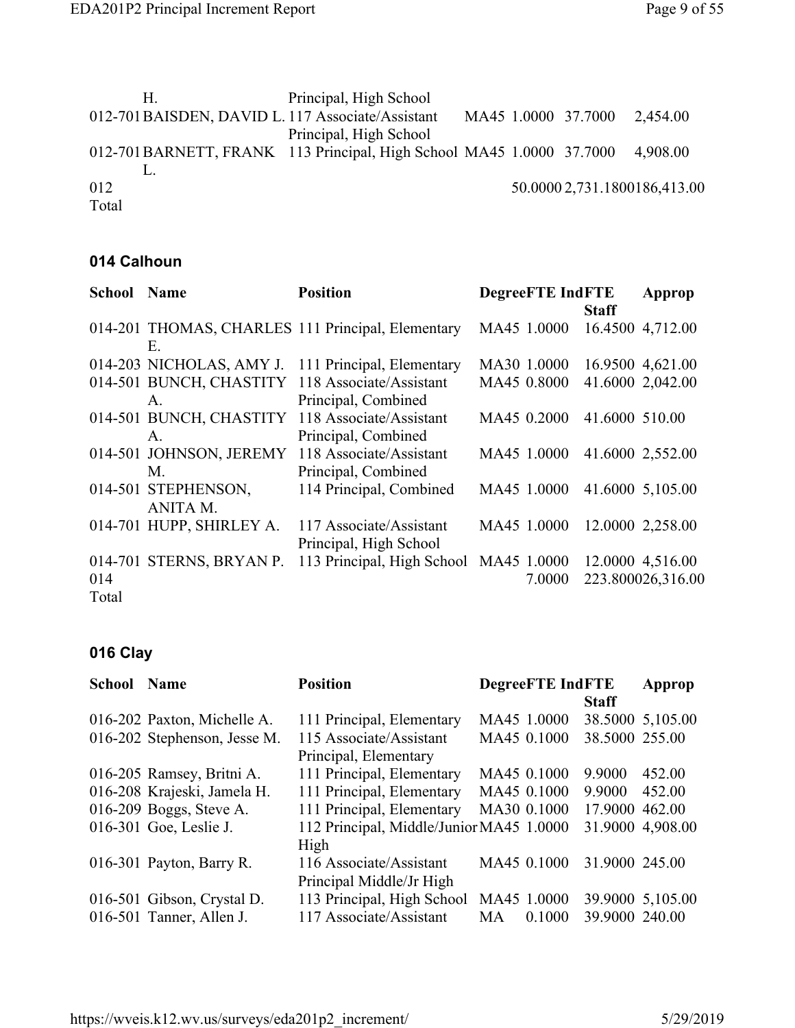| School | Name | Position | Degree | FTE Ind | FTE Staff | Approp |
|---|---|---|---|---|---|---|
| | H. | Principal, High School | | | | |
| 012-701 | BAISDEN, DAVID L. | 117 Associate/Assistant Principal, High School | MA45 | 1.0000 | 37.7000 | 2,454.00 |
| 012-701 | BARNETT, FRANK L. | 113 Principal, High School | MA45 | 1.0000 | 37.7000 | 4,908.00 |
| 012 Total | | | | 50.0000 | 2,731.1800 | 186,413.00 |

## 014 Calhoun

| School | Name | Position | Degree | FTE Ind | FTE Staff | Approp |
|---|---|---|---|---|---|---|
| 014-201 | THOMAS, CHARLES E. | 111 Principal, Elementary | MA45 | 1.0000 | 16.4500 | 4,712.00 |
| 014-203 | NICHOLAS, AMY J. | 111 Principal, Elementary | MA30 | 1.0000 | 16.9500 | 4,621.00 |
| 014-501 | BUNCH, CHASTITY A. | 118 Associate/Assistant Principal, Combined | MA45 | 0.8000 | 41.6000 | 2,042.00 |
| 014-501 | BUNCH, CHASTITY A. | 118 Associate/Assistant Principal, Combined | MA45 | 0.2000 | 41.6000 | 510.00 |
| 014-501 | JOHNSON, JEREMY M. | 118 Associate/Assistant Principal, Combined | MA45 | 1.0000 | 41.6000 | 2,552.00 |
| 014-501 | STEPHENSON, ANITA M. | 114 Principal, Combined | MA45 | 1.0000 | 41.6000 | 5,105.00 |
| 014-701 | HUPP, SHIRLEY A. | 117 Associate/Assistant Principal, High School | MA45 | 1.0000 | 12.0000 | 2,258.00 |
| 014-701 | STERNS, BRYAN P. | 113 Principal, High School | MA45 | 1.0000 | 12.0000 | 4,516.00 |
| 014 Total | | | | 7.0000 | 223.8000 | 26,316.00 |

## 016 Clay

| School | Name | Position | Degree | FTE Ind | FTE Staff | Approp |
|---|---|---|---|---|---|---|
| 016-202 | Paxton, Michelle A. | 111 Principal, Elementary | MA45 | 1.0000 | 38.5000 | 5,105.00 |
| 016-202 | Stephenson, Jesse M. | 115 Associate/Assistant Principal, Elementary | MA45 | 0.1000 | 38.5000 | 255.00 |
| 016-205 | Ramsey, Britni A. | 111 Principal, Elementary | MA45 | 0.1000 | 9.9000 | 452.00 |
| 016-208 | Krajeski, Jamela H. | 111 Principal, Elementary | MA45 | 0.1000 | 9.9000 | 452.00 |
| 016-209 | Boggs, Steve A. | 111 Principal, Elementary | MA30 | 0.1000 | 17.9000 | 462.00 |
| 016-301 | Goe, Leslie J. | 112 Principal, Middle/Junior High | MA45 | 1.0000 | 31.9000 | 4,908.00 |
| 016-301 | Payton, Barry R. | 116 Associate/Assistant Principal Middle/Jr High | MA45 | 0.1000 | 31.9000 | 245.00 |
| 016-501 | Gibson, Crystal D. | 113 Principal, High School | MA45 | 1.0000 | 39.9000 | 5,105.00 |
| 016-501 | Tanner, Allen J. | 117 Associate/Assistant | MA | 0.1000 | 39.9000 | 240.00 |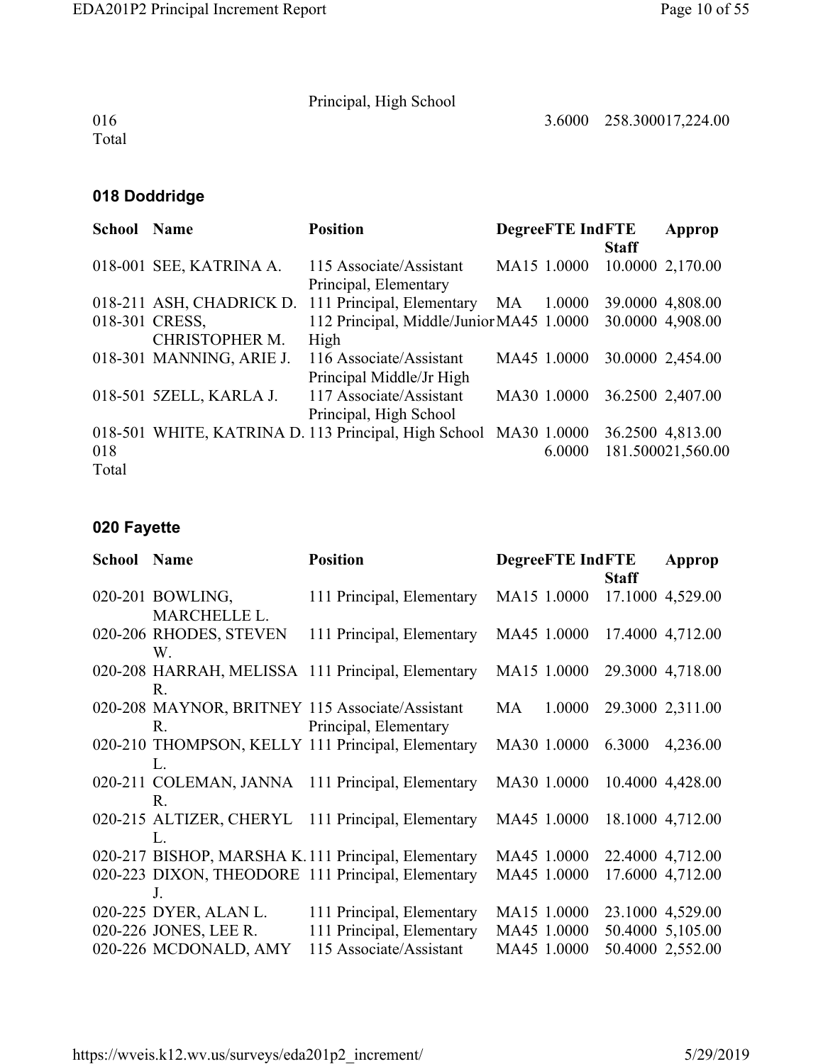| School | Name | Position | Degree | FTE Ind | FTE Staff | Approp |
|---|---|---|---|---|---|---|
| | | Principal, High School | | | | |
| 016 Total | | | | 3.6000 | 258.3000 | 17,224.00 |

## 018 Doddridge

| School | Name | Position | Degree | FTE Ind | FTE Staff | Approp |
|---|---|---|---|---|---|---|
| 018-001 | SEE, KATRINA A. | 115 Associate/Assistant Principal, Elementary | MA15 | 1.0000 | 10.0000 | 2,170.00 |
| 018-211 | ASH, CHADRICK D. | 111 Principal, Elementary | MA | 1.0000 | 39.0000 | 4,808.00 |
| 018-301 | CRESS, CHRISTOPHER M. | 112 Principal, Middle/Junior High | MA45 | 1.0000 | 30.0000 | 4,908.00 |
| 018-301 | MANNING, ARIE J. | 116 Associate/Assistant Principal Middle/Jr High | MA45 | 1.0000 | 30.0000 | 2,454.00 |
| 018-501 | 5ZELL, KARLA J. | 117 Associate/Assistant Principal, High School | MA30 | 1.0000 | 36.2500 | 2,407.00 |
| 018-501 | WHITE, KATRINA D. | 113 Principal, High School | MA30 | 1.0000 | 36.2500 | 4,813.00 |
| 018 Total | | | | 6.0000 | 181.5000 | 21,560.00 |

## 020 Fayette

| School | Name | Position | Degree | FTE Ind | FTE Staff | Approp |
|---|---|---|---|---|---|---|
| 020-201 | BOWLING, MARCHELLE L. | 111 Principal, Elementary | MA15 | 1.0000 | 17.1000 | 4,529.00 |
| 020-206 | RHODES, STEVEN W. | 111 Principal, Elementary | MA45 | 1.0000 | 17.4000 | 4,712.00 |
| 020-208 | HARRAH, MELISSA R. | 111 Principal, Elementary | MA15 | 1.0000 | 29.3000 | 4,718.00 |
| 020-208 | MAYNOR, BRITNEY R. | 115 Associate/Assistant Principal, Elementary | MA | 1.0000 | 29.3000 | 2,311.00 |
| 020-210 | THOMPSON, KELLY L. | 111 Principal, Elementary | MA30 | 1.0000 | 6.3000 | 4,236.00 |
| 020-211 | COLEMAN, JANNA R. | 111 Principal, Elementary | MA30 | 1.0000 | 10.4000 | 4,428.00 |
| 020-215 | ALTIZER, CHERYL L. | 111 Principal, Elementary | MA45 | 1.0000 | 18.1000 | 4,712.00 |
| 020-217 | BISHOP, MARSHA K. | 111 Principal, Elementary | MA45 | 1.0000 | 22.4000 | 4,712.00 |
| 020-223 | DIXON, THEODORE J. | 111 Principal, Elementary | MA45 | 1.0000 | 17.6000 | 4,712.00 |
| 020-225 | DYER, ALAN L. | 111 Principal, Elementary | MA15 | 1.0000 | 23.1000 | 4,529.00 |
| 020-226 | JONES, LEE R. | 111 Principal, Elementary | MA45 | 1.0000 | 50.4000 | 5,105.00 |
| 020-226 | MCDONALD, AMY | 115 Associate/Assistant | MA45 | 1.0000 | 50.4000 | 2,552.00 |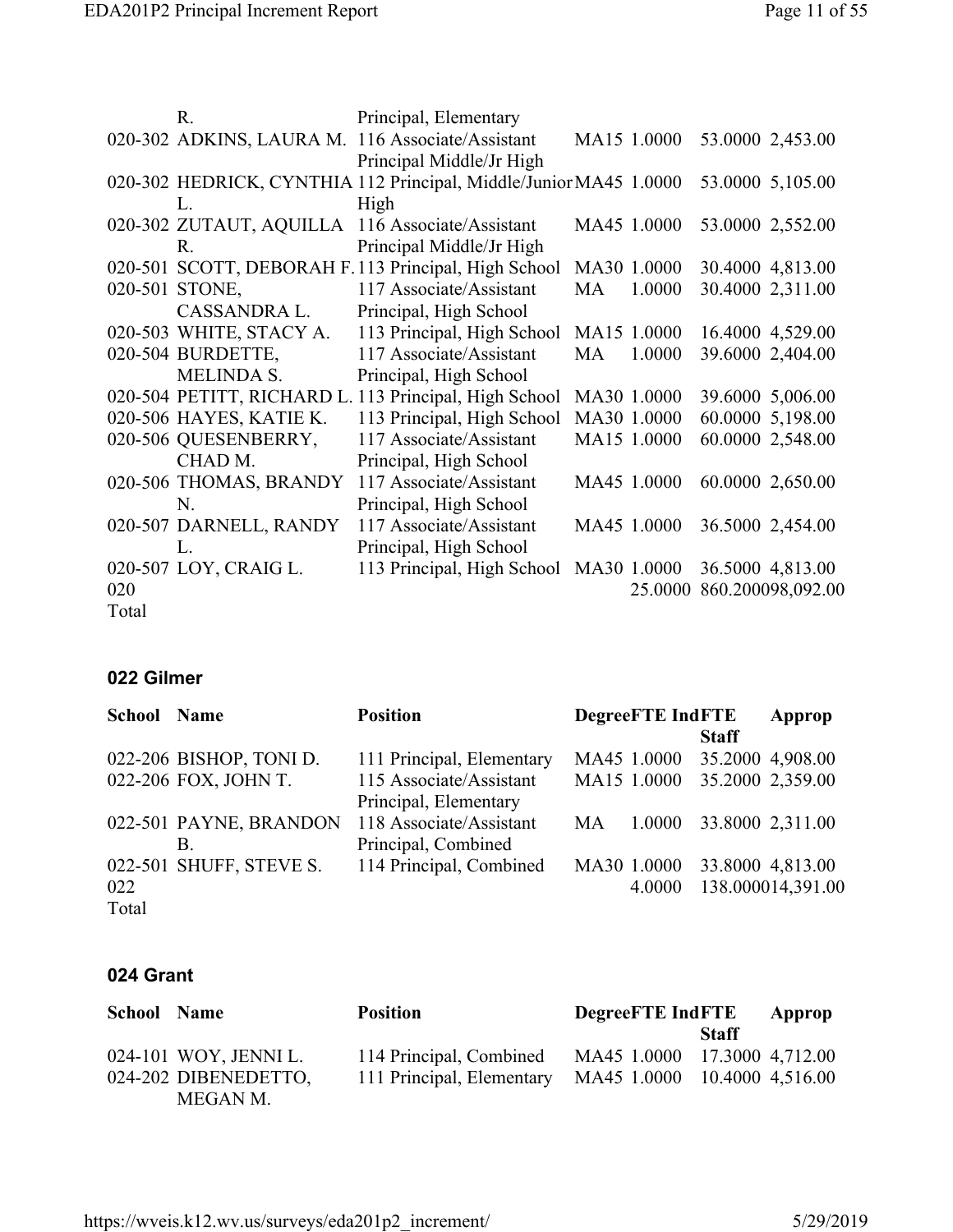| School | Name | Position | Degree | FTE | Ind FTE Staff | Approp |
|---|---|---|---|---|---|---|
| | R. | Principal, Elementary | | | | |
| 020-302 | ADKINS, LAURA M. | 116 Associate/Assistant Principal Middle/Jr High | MA15 | 1.0000 | 53.0000 | 2,453.00 |
| 020-302 | HEDRICK, CYNTHIA L. | 112 Principal, Middle/Junior High | MA45 | 1.0000 | 53.0000 | 5,105.00 |
| 020-302 | ZUTAUT, AQUILLA R. | 116 Associate/Assistant Principal Middle/Jr High | MA45 | 1.0000 | 53.0000 | 2,552.00 |
| 020-501 | SCOTT, DEBORAH F. | 113 Principal, High School | MA30 | 1.0000 | 30.4000 | 4,813.00 |
| 020-501 | STONE, CASSANDRA L. | 117 Associate/Assistant Principal, High School | MA | 1.0000 | 30.4000 | 2,311.00 |
| 020-503 | WHITE, STACY A. | 113 Principal, High School | MA15 | 1.0000 | 16.4000 | 4,529.00 |
| 020-504 | BURDETTE, MELINDA S. | 117 Associate/Assistant Principal, High School | MA | 1.0000 | 39.6000 | 2,404.00 |
| 020-504 | PETITT, RICHARD L. | 113 Principal, High School | MA30 | 1.0000 | 39.6000 | 5,006.00 |
| 020-506 | HAYES, KATIE K. | 113 Principal, High School | MA30 | 1.0000 | 60.0000 | 5,198.00 |
| 020-506 | QUESENBERRY, CHAD M. | 117 Associate/Assistant Principal, High School | MA15 | 1.0000 | 60.0000 | 2,548.00 |
| 020-506 | THOMAS, BRANDY N. | 117 Associate/Assistant Principal, High School | MA45 | 1.0000 | 60.0000 | 2,650.00 |
| 020-507 | DARNELL, RANDY L. | 117 Associate/Assistant Principal, High School | MA45 | 1.0000 | 36.5000 | 2,454.00 |
| 020-507 | LOY, CRAIG L. | 113 Principal, High School | MA30 | 1.0000 | 36.5000 | 4,813.00 |
| 020 Total | | | | 25.0000 | 860.2000 | 98,092.00 |

## 022 Gilmer

| School | Name | Position | Degree | FTE | Ind FTE Staff | Approp |
|---|---|---|---|---|---|---|
| 022-206 | BISHOP, TONI D. | 111 Principal, Elementary | MA45 | 1.0000 | 35.2000 | 4,908.00 |
| 022-206 | FOX, JOHN T. | 115 Associate/Assistant Principal, Elementary | MA15 | 1.0000 | 35.2000 | 2,359.00 |
| 022-501 | PAYNE, BRANDON B. | 118 Associate/Assistant Principal, Combined | MA | 1.0000 | 33.8000 | 2,311.00 |
| 022-501 | SHUFF, STEVE S. | 114 Principal, Combined | MA30 | 1.0000 | 33.8000 | 4,813.00 |
| 022 Total | | | | 4.0000 | 138.0000 | 14,391.00 |

## 024 Grant

| School | Name | Position | Degree | FTE | Ind FTE Staff | Approp |
|---|---|---|---|---|---|---|
| 024-101 | WOY, JENNI L. | 114 Principal, Combined | MA45 | 1.0000 | 17.3000 | 4,712.00 |
| 024-202 | DIBENEDETTO, MEGAN M. | 111 Principal, Elementary | MA45 | 1.0000 | 10.4000 | 4,516.00 |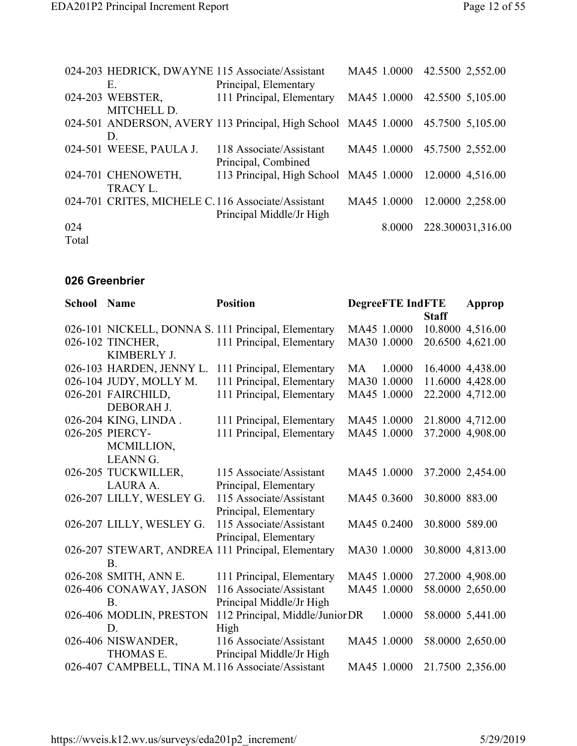| School | Name | Position | Degree | FTE Ind | FTE Staff | Approp |
|---|---|---|---|---|---|---|
| 024-203 | HEDRICK, DWAYNE E. | 115 Associate/Assistant Principal, Elementary | MA45 | 1.0000 | 42.5500 | 2,552.00 |
| 024-203 | WEBSTER, MITCHELL D. | 111 Principal, Elementary | MA45 | 1.0000 | 42.5500 | 5,105.00 |
| 024-501 | ANDERSON, AVERY D. | 113 Principal, High School | MA45 | 1.0000 | 45.7500 | 5,105.00 |
| 024-501 | WEESE, PAULA J. | 118 Associate/Assistant Principal, Combined | MA45 | 1.0000 | 45.7500 | 2,552.00 |
| 024-701 | CHENOWETH, TRACY L. | 113 Principal, High School | MA45 | 1.0000 | 12.0000 | 4,516.00 |
| 024-701 | CRITES, MICHELE C. | 116 Associate/Assistant Principal Middle/Jr High | MA45 | 1.0000 | 12.0000 | 2,258.00 |
| 024 Total | | | | 8.0000 | 228.3000 | 31,316.00 |

## 026 Greenbrier

| School | Name | Position | Degree | FTE Ind | FTE Staff | Approp |
|---|---|---|---|---|---|---|
| 026-101 | NICKELL, DONNA S. | 111 Principal, Elementary | MA45 | 1.0000 | 10.8000 | 4,516.00 |
| 026-102 | TINCHER, KIMBERLY J. | 111 Principal, Elementary | MA30 | 1.0000 | 20.6500 | 4,621.00 |
| 026-103 | HARDEN, JENNY L. | 111 Principal, Elementary | MA | 1.0000 | 16.4000 | 4,438.00 |
| 026-104 | JUDY, MOLLY M. | 111 Principal, Elementary | MA30 | 1.0000 | 11.6000 | 4,428.00 |
| 026-201 | FAIRCHILD, DEBORAH J. | 111 Principal, Elementary | MA45 | 1.0000 | 22.2000 | 4,712.00 |
| 026-204 | KING, LINDA . | 111 Principal, Elementary | MA45 | 1.0000 | 21.8000 | 4,712.00 |
| 026-205 | PIERCY-MCMILLION, LEANN G. | 111 Principal, Elementary | MA45 | 1.0000 | 37.2000 | 4,908.00 |
| 026-205 | TUCKWILLER, LAURA A. | 115 Associate/Assistant Principal, Elementary | MA45 | 1.0000 | 37.2000 | 2,454.00 |
| 026-207 | LILLY, WESLEY G. | 115 Associate/Assistant Principal, Elementary | MA45 | 0.3600 | 30.8000 | 883.00 |
| 026-207 | LILLY, WESLEY G. | 115 Associate/Assistant Principal, Elementary | MA45 | 0.2400 | 30.8000 | 589.00 |
| 026-207 | STEWART, ANDREA B. | 111 Principal, Elementary | MA30 | 1.0000 | 30.8000 | 4,813.00 |
| 026-208 | SMITH, ANN E. | 111 Principal, Elementary | MA45 | 1.0000 | 27.2000 | 4,908.00 |
| 026-406 | CONAWAY, JASON B. | 116 Associate/Assistant Principal Middle/Jr High | MA45 | 1.0000 | 58.0000 | 2,650.00 |
| 026-406 | MODLIN, PRESTON D. | 112 Principal, Middle/Junior High | DR | 1.0000 | 58.0000 | 5,441.00 |
| 026-406 | NISWANDER, THOMAS E. | 116 Associate/Assistant Principal Middle/Jr High | MA45 | 1.0000 | 58.0000 | 2,650.00 |
| 026-407 | CAMPBELL, TINA M. | 116 Associate/Assistant | MA45 | 1.0000 | 21.7500 | 2,356.00 |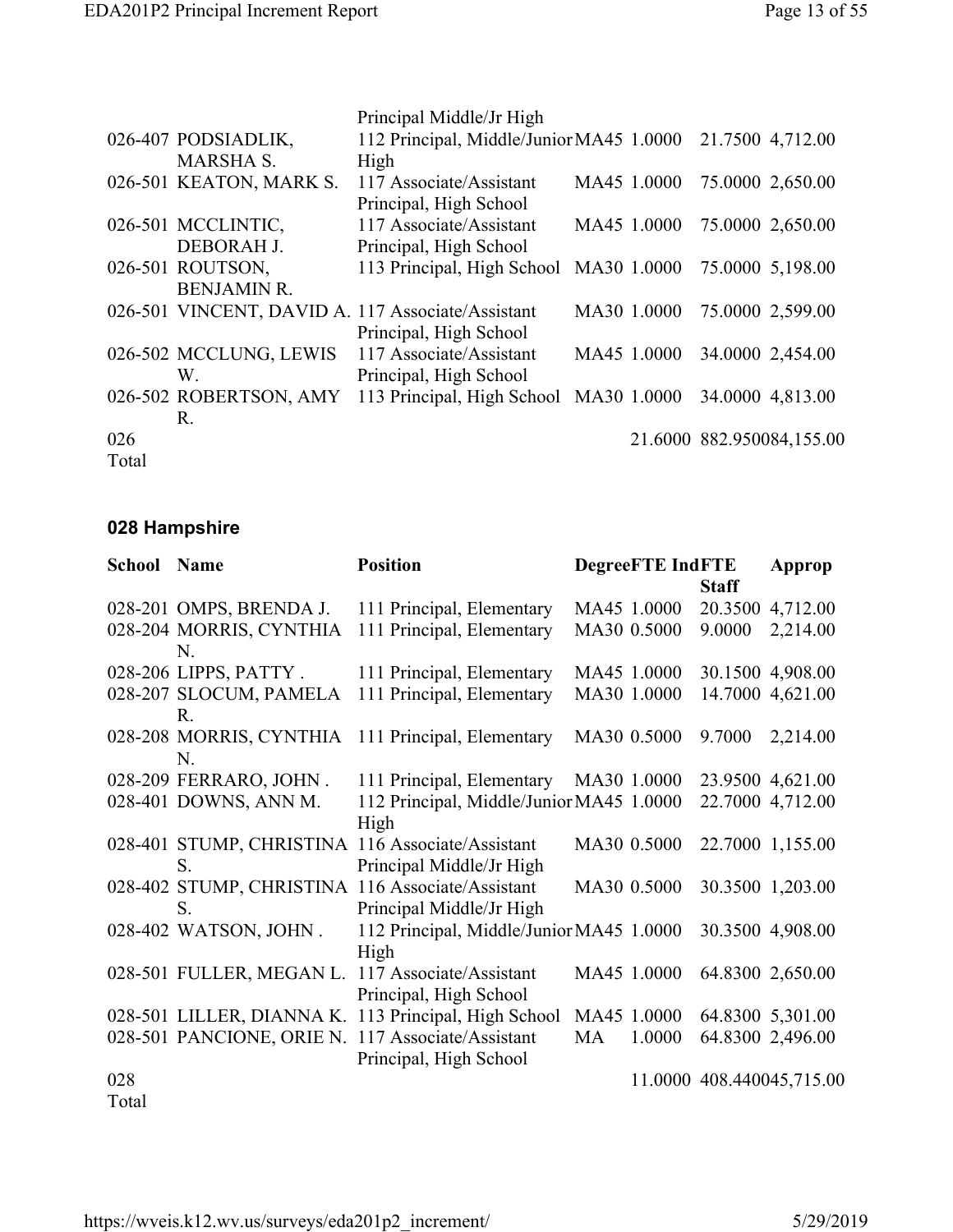| School | Name | Position | Degree | FTE Ind | FTE Staff | Approp |
|---|---|---|---|---|---|---|
| | | Principal Middle/Jr High | | | | |
| 026-407 | PODSIADLIK, MARSHA S. | 112 Principal, Middle/Junior High | MA45 | 1.0000 | 21.7500 | 4,712.00 |
| 026-501 | KEATON, MARK S. | 117 Associate/Assistant Principal, High School | MA45 | 1.0000 | 75.0000 | 2,650.00 |
| 026-501 | MCCLINTIC, DEBORAH J. | 117 Associate/Assistant Principal, High School | MA45 | 1.0000 | 75.0000 | 2,650.00 |
| 026-501 | ROUTSON, BENJAMIN R. | 113 Principal, High School | MA30 | 1.0000 | 75.0000 | 5,198.00 |
| 026-501 | VINCENT, DAVID A. | 117 Associate/Assistant Principal, High School | MA30 | 1.0000 | 75.0000 | 2,599.00 |
| 026-502 | MCCLUNG, LEWIS W. | 117 Associate/Assistant Principal, High School | MA45 | 1.0000 | 34.0000 | 2,454.00 |
| 026-502 | ROBERTSON, AMY R. | 113 Principal, High School | MA30 | 1.0000 | 34.0000 | 4,813.00 |
| 026 Total | | | | 21.6000 | 882.9500 | 84,155.00 |

## 028 Hampshire

| School | Name | Position | Degree | FTE Ind | FTE Staff | Approp |
|---|---|---|---|---|---|---|
| 028-201 | OMPS, BRENDA J. | 111 Principal, Elementary | MA45 | 1.0000 | 20.3500 | 4,712.00 |
| 028-204 | MORRIS, CYNTHIA N. | 111 Principal, Elementary | MA30 | 0.5000 | 9.0000 | 2,214.00 |
| 028-206 | LIPPS, PATTY . | 111 Principal, Elementary | MA45 | 1.0000 | 30.1500 | 4,908.00 |
| 028-207 | SLOCUM, PAMELA R. | 111 Principal, Elementary | MA30 | 1.0000 | 14.7000 | 4,621.00 |
| 028-208 | MORRIS, CYNTHIA N. | 111 Principal, Elementary | MA30 | 0.5000 | 9.7000 | 2,214.00 |
| 028-209 | FERRARO, JOHN . | 111 Principal, Elementary | MA30 | 1.0000 | 23.9500 | 4,621.00 |
| 028-401 | DOWNS, ANN M. | 112 Principal, Middle/Junior High | MA45 | 1.0000 | 22.7000 | 4,712.00 |
| 028-401 | STUMP, CHRISTINA S. | 116 Associate/Assistant Principal Middle/Jr High | MA30 | 0.5000 | 22.7000 | 1,155.00 |
| 028-402 | STUMP, CHRISTINA S. | 116 Associate/Assistant Principal Middle/Jr High | MA30 | 0.5000 | 30.3500 | 1,203.00 |
| 028-402 | WATSON, JOHN . | 112 Principal, Middle/Junior High | MA45 | 1.0000 | 30.3500 | 4,908.00 |
| 028-501 | FULLER, MEGAN L. | 117 Associate/Assistant Principal, High School | MA45 | 1.0000 | 64.8300 | 2,650.00 |
| 028-501 | LILLER, DIANNA K. | 113 Principal, High School | MA45 | 1.0000 | 64.8300 | 5,301.00 |
| 028-501 | PANCIONE, ORIE N. | 117 Associate/Assistant Principal, High School | MA | 1.0000 | 64.8300 | 2,496.00 |
| 028 Total | | | | 11.0000 | 408.4400 | 45,715.00 |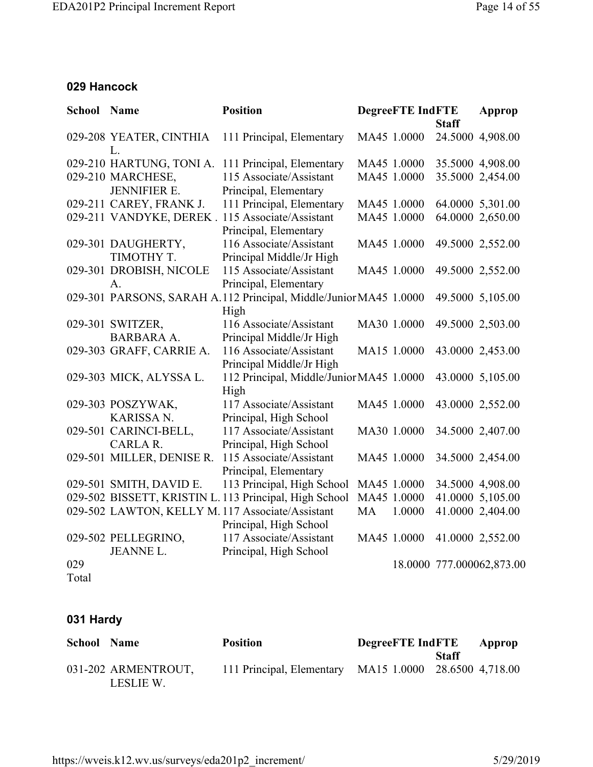### 029 Hancock

| School | Name | Position | Degree | FTE Ind | FTE Staff | Approp |
|---|---|---|---|---|---|---|
| 029-208 | YEATER, CINTHIA L. | 111 Principal, Elementary | MA45 | 1.0000 | 24.5000 | 4,908.00 |
| 029-210 | HARTUNG, TONI A. | 111 Principal, Elementary | MA45 | 1.0000 | 35.5000 | 4,908.00 |
| 029-210 | MARCHESE, JENNIFIER E. | 115 Associate/Assistant Principal, Elementary | MA45 | 1.0000 | 35.5000 | 2,454.00 |
| 029-211 | CAREY, FRANK J. | 111 Principal, Elementary | MA45 | 1.0000 | 64.0000 | 5,301.00 |
| 029-211 | VANDYKE, DEREK . | 115 Associate/Assistant Principal, Elementary | MA45 | 1.0000 | 64.0000 | 2,650.00 |
| 029-301 | DAUGHERTY, TIMOTHY T. | 116 Associate/Assistant Principal Middle/Jr High | MA45 | 1.0000 | 49.5000 | 2,552.00 |
| 029-301 | DROBISH, NICOLE A. | 115 Associate/Assistant Principal, Elementary | MA45 | 1.0000 | 49.5000 | 2,552.00 |
| 029-301 | PARSONS, SARAH A. | 112 Principal, Middle/Junior High | MA45 | 1.0000 | 49.5000 | 5,105.00 |
| 029-301 | SWITZER, BARBARA A. | 116 Associate/Assistant Principal Middle/Jr High | MA30 | 1.0000 | 49.5000 | 2,503.00 |
| 029-303 | GRAFF, CARRIE A. | 116 Associate/Assistant Principal Middle/Jr High | MA15 | 1.0000 | 43.0000 | 2,453.00 |
| 029-303 | MICK, ALYSSA L. | 112 Principal, Middle/Junior High | MA45 | 1.0000 | 43.0000 | 5,105.00 |
| 029-303 | POSZYWAK, KARISSA N. | 117 Associate/Assistant Principal, High School | MA45 | 1.0000 | 43.0000 | 2,552.00 |
| 029-501 | CARINCI-BELL, CARLA R. | 117 Associate/Assistant Principal, High School | MA30 | 1.0000 | 34.5000 | 2,407.00 |
| 029-501 | MILLER, DENISE R. | 115 Associate/Assistant Principal, Elementary | MA45 | 1.0000 | 34.5000 | 2,454.00 |
| 029-501 | SMITH, DAVID E. | 113 Principal, High School | MA45 | 1.0000 | 34.5000 | 4,908.00 |
| 029-502 | BISSETT, KRISTIN L. | 113 Principal, High School | MA45 | 1.0000 | 41.0000 | 5,105.00 |
| 029-502 | LAWTON, KELLY M. | 117 Associate/Assistant Principal, High School | MA | 1.0000 | 41.0000 | 2,404.00 |
| 029-502 | PELLEGRINO, JEANNE L. | 117 Associate/Assistant Principal, High School | MA45 | 1.0000 | 41.0000 | 2,552.00 |
| 029 Total | | | | 18.0000 | 777.0000 | 62,873.00 |

### 031 Hardy

| School | Name | Position | Degree | FTE Ind | FTE Staff | Approp |
|---|---|---|---|---|---|---|
| 031-202 | ARMENTROUT, LESLIE W. | 111 Principal, Elementary | MA15 | 1.0000 | 28.6500 | 4,718.00 |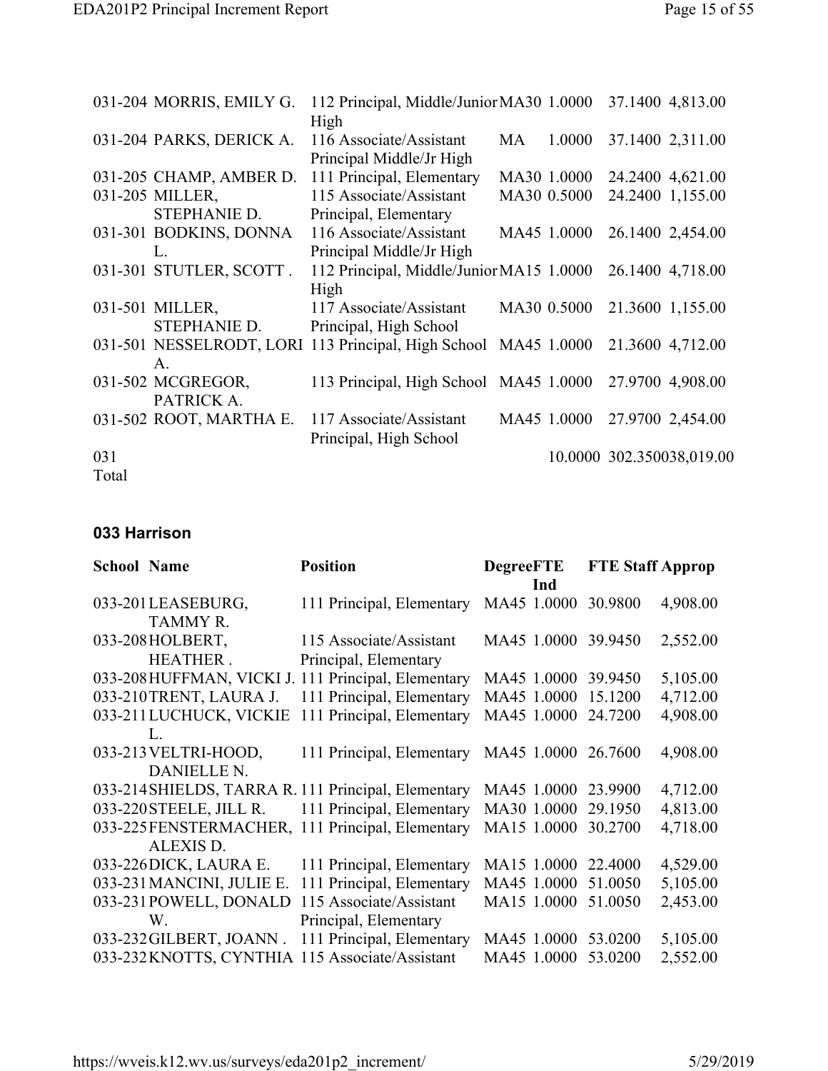| School | Name | Position | Degree | FTE Ind | FTE Staff | Approp |
|---|---|---|---|---|---|---|
| 031-204 | MORRIS, EMILY G. | 112 Principal, Middle/Junior High | MA30 | 1.0000 | 37.1400 | 4,813.00 |
| 031-204 | PARKS, DERICK A. | 116 Associate/Assistant Principal Middle/Jr High | MA | 1.0000 | 37.1400 | 2,311.00 |
| 031-205 | CHAMP, AMBER D. | 111 Principal, Elementary | MA30 | 1.0000 | 24.2400 | 4,621.00 |
| 031-205 | MILLER, STEPHANIE D. | 115 Associate/Assistant Principal, Elementary | MA30 | 0.5000 | 24.2400 | 1,155.00 |
| 031-301 | BODKINS, DONNA L. | 116 Associate/Assistant Principal Middle/Jr High | MA45 | 1.0000 | 26.1400 | 2,454.00 |
| 031-301 | STUTLER, SCOTT . | 112 Principal, Middle/Junior High | MA15 | 1.0000 | 26.1400 | 4,718.00 |
| 031-501 | MILLER, STEPHANIE D. | 117 Associate/Assistant Principal, High School | MA30 | 0.5000 | 21.3600 | 1,155.00 |
| 031-501 | NESSELRODT, LORI A. | 113 Principal, High School | MA45 | 1.0000 | 21.3600 | 4,712.00 |
| 031-502 | MCGREGOR, PATRICK A. | 113 Principal, High School | MA45 | 1.0000 | 27.9700 | 4,908.00 |
| 031-502 | ROOT, MARTHA E. | 117 Associate/Assistant Principal, High School | MA45 | 1.0000 | 27.9700 | 2,454.00 |
| 031 Total | | | | 10.0000 | 302.3500 | 38,019.00 |

### 033 Harrison

| School | Name | Position | Degree | FTE Ind | FTE Staff | Approp |
|---|---|---|---|---|---|---|
| 033-201 | LEASEBURG, TAMMY R. | 111 Principal, Elementary | MA45 | 1.0000 | 30.9800 | 4,908.00 |
| 033-208 | HOLBERT, HEATHER . | 115 Associate/Assistant Principal, Elementary | MA45 | 1.0000 | 39.9450 | 2,552.00 |
| 033-208 | HUFFMAN, VICKI J. | 111 Principal, Elementary | MA45 | 1.0000 | 39.9450 | 5,105.00 |
| 033-210 | TRENT, LAURA J. | 111 Principal, Elementary | MA45 | 1.0000 | 15.1200 | 4,712.00 |
| 033-211 | LUCHUCK, VICKIE L. | 111 Principal, Elementary | MA45 | 1.0000 | 24.7200 | 4,908.00 |
| 033-213 | VELTRI-HOOD, DANIELLE N. | 111 Principal, Elementary | MA45 | 1.0000 | 26.7600 | 4,908.00 |
| 033-214 | SHIELDS, TARRA R. | 111 Principal, Elementary | MA45 | 1.0000 | 23.9900 | 4,712.00 |
| 033-220 | STEELE, JILL R. | 111 Principal, Elementary | MA30 | 1.0000 | 29.1950 | 4,813.00 |
| 033-225 | FENSTERMACHER, ALEXIS D. | 111 Principal, Elementary | MA15 | 1.0000 | 30.2700 | 4,718.00 |
| 033-226 | DICK, LAURA E. | 111 Principal, Elementary | MA15 | 1.0000 | 22.4000 | 4,529.00 |
| 033-231 | MANCINI, JULIE E. | 111 Principal, Elementary | MA45 | 1.0000 | 51.0050 | 5,105.00 |
| 033-231 | POWELL, DONALD W. | 115 Associate/Assistant Principal, Elementary | MA15 | 1.0000 | 51.0050 | 2,453.00 |
| 033-232 | GILBERT, JOANN . | 111 Principal, Elementary | MA45 | 1.0000 | 53.0200 | 5,105.00 |
| 033-232 | KNOTTS, CYNTHIA | 115 Associate/Assistant | MA45 | 1.0000 | 53.0200 | 2,552.00 |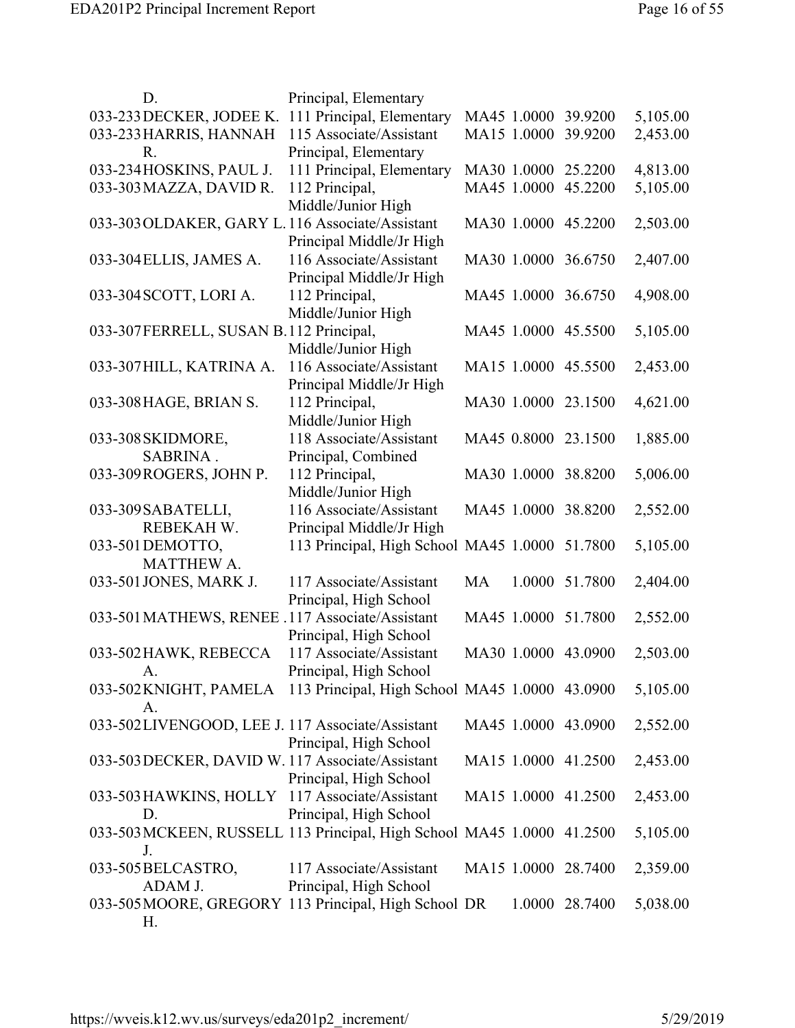| | | | | | | |
|---|---|---|---|---|---|---|
| | D. | Principal, Elementary | | | | |
| 033-233 | DECKER, JODEE K. | 111 Principal, Elementary | MA45 | 1.0000 | 39.9200 | 5,105.00 |
| 033-233 | HARRIS, HANNAH R. | 115 Associate/Assistant Principal, Elementary | MA15 | 1.0000 | 39.9200 | 2,453.00 |
| 033-234 | HOSKINS, PAUL J. | 111 Principal, Elementary | MA30 | 1.0000 | 25.2200 | 4,813.00 |
| 033-303 | MAZZA, DAVID R. | 112 Principal, Middle/Junior High | MA45 | 1.0000 | 45.2200 | 5,105.00 |
| 033-303 | OLDAKER, GARY L. | 116 Associate/Assistant Principal Middle/Jr High | MA30 | 1.0000 | 45.2200 | 2,503.00 |
| 033-304 | ELLIS, JAMES A. | 116 Associate/Assistant Principal Middle/Jr High | MA30 | 1.0000 | 36.6750 | 2,407.00 |
| 033-304 | SCOTT, LORI A. | 112 Principal, Middle/Junior High | MA45 | 1.0000 | 36.6750 | 4,908.00 |
| 033-307 | FERRELL, SUSAN B. | 112 Principal, Middle/Junior High | MA45 | 1.0000 | 45.5500 | 5,105.00 |
| 033-307 | HILL, KATRINA A. | 116 Associate/Assistant Principal Middle/Jr High | MA15 | 1.0000 | 45.5500 | 2,453.00 |
| 033-308 | HAGE, BRIAN S. | 112 Principal, Middle/Junior High | MA30 | 1.0000 | 23.1500 | 4,621.00 |
| 033-308 | SKIDMORE, SABRINA . | 118 Associate/Assistant Principal, Combined | MA45 | 0.8000 | 23.1500 | 1,885.00 |
| 033-309 | ROGERS, JOHN P. | 112 Principal, Middle/Junior High | MA30 | 1.0000 | 38.8200 | 5,006.00 |
| 033-309 | SABATELLI, REBEKAH W. | 116 Associate/Assistant Principal Middle/Jr High | MA45 | 1.0000 | 38.8200 | 2,552.00 |
| 033-501 | DEMOTTO, MATTHEW A. | 113 Principal, High School | MA45 | 1.0000 | 51.7800 | 5,105.00 |
| 033-501 | JONES, MARK J. | 117 Associate/Assistant Principal, High School | MA | 1.0000 | 51.7800 | 2,404.00 |
| 033-501 | MATHEWS, RENEE . | 117 Associate/Assistant Principal, High School | MA45 | 1.0000 | 51.7800 | 2,552.00 |
| 033-502 | HAWK, REBECCA A. | 117 Associate/Assistant Principal, High School | MA30 | 1.0000 | 43.0900 | 2,503.00 |
| 033-502 | KNIGHT, PAMELA A. | 113 Principal, High School | MA45 | 1.0000 | 43.0900 | 5,105.00 |
| 033-502 | LIVENGOOD, LEE J. | 117 Associate/Assistant Principal, High School | MA45 | 1.0000 | 43.0900 | 2,552.00 |
| 033-503 | DECKER, DAVID W. | 117 Associate/Assistant Principal, High School | MA15 | 1.0000 | 41.2500 | 2,453.00 |
| 033-503 | HAWKINS, HOLLY D. | 117 Associate/Assistant Principal, High School | MA15 | 1.0000 | 41.2500 | 2,453.00 |
| 033-503 | MCKEEN, RUSSELL J. | 113 Principal, High School | MA45 | 1.0000 | 41.2500 | 5,105.00 |
| 033-505 | BELCASTRO, ADAM J. | 117 Associate/Assistant Principal, High School | MA15 | 1.0000 | 28.7400 | 2,359.00 |
| 033-505 | MOORE, GREGORY H. | 113 Principal, High School | DR | 1.0000 | 28.7400 | 5,038.00 |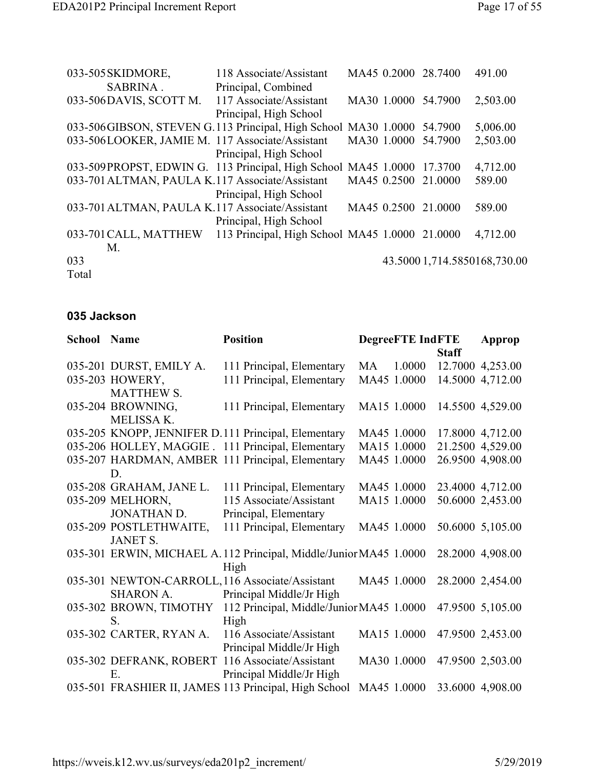| School | Name | Position | Degree | FTE | IndFTE Staff | Approp |
|---|---|---|---|---|---|---|
| 033-505 | SKIDMORE, SABRINA . | 118 Associate/Assistant Principal, Combined | MA45 | 0.2000 | 28.7400 | 491.00 |
| 033-506 | DAVIS, SCOTT M. | 117 Associate/Assistant Principal, High School | MA30 | 1.0000 | 54.7900 | 2,503.00 |
| 033-506 | GIBSON, STEVEN G. | 113 Principal, High School | MA30 | 1.0000 | 54.7900 | 5,006.00 |
| 033-506 | LOOKER, JAMIE M. | 117 Associate/Assistant Principal, High School | MA30 | 1.0000 | 54.7900 | 2,503.00 |
| 033-509 | PROPST, EDWIN G. | 113 Principal, High School | MA45 | 1.0000 | 17.3700 | 4,712.00 |
| 033-701 | ALTMAN, PAULA K. | 117 Associate/Assistant Principal, High School | MA45 | 0.2500 | 21.0000 | 589.00 |
| 033-701 | ALTMAN, PAULA K. | 117 Associate/Assistant Principal, High School | MA45 | 0.2500 | 21.0000 | 589.00 |
| 033-701 | CALL, MATTHEW M. | 113 Principal, High School | MA45 | 1.0000 | 21.0000 | 4,712.00 |
| 033 Total | | | | 43.5000 | 1,714.5850 | 168,730.00 |

## 035 Jackson

| School | Name | Position | Degree | FTE | IndFTE Staff | Approp |
|---|---|---|---|---|---|---|
| 035-201 | DURST, EMILY A. | 111 Principal, Elementary | MA | 1.0000 | 12.7000 | 4,253.00 |
| 035-203 | HOWERY, MATTHEW S. | 111 Principal, Elementary | MA45 | 1.0000 | 14.5000 | 4,712.00 |
| 035-204 | BROWNING, MELISSA K. | 111 Principal, Elementary | MA15 | 1.0000 | 14.5500 | 4,529.00 |
| 035-205 | KNOPP, JENNIFER D. | 111 Principal, Elementary | MA45 | 1.0000 | 17.8000 | 4,712.00 |
| 035-206 | HOLLEY, MAGGIE . | 111 Principal, Elementary | MA15 | 1.0000 | 21.2500 | 4,529.00 |
| 035-207 | HARDMAN, AMBER D. | 111 Principal, Elementary | MA45 | 1.0000 | 26.9500 | 4,908.00 |
| 035-208 | GRAHAM, JANE L. | 111 Principal, Elementary | MA45 | 1.0000 | 23.4000 | 4,712.00 |
| 035-209 | MELHORN, JONATHAN D. | 115 Associate/Assistant Principal, Elementary | MA15 | 1.0000 | 50.6000 | 2,453.00 |
| 035-209 | POSTLETHWAITE, JANET S. | 111 Principal, Elementary | MA45 | 1.0000 | 50.6000 | 5,105.00 |
| 035-301 | ERWIN, MICHAEL A. | 112 Principal, Middle/Junior High | MA45 | 1.0000 | 28.2000 | 4,908.00 |
| 035-301 | NEWTON-CARROLL, SHARON A. | 116 Associate/Assistant Principal Middle/Jr High | MA45 | 1.0000 | 28.2000 | 2,454.00 |
| 035-302 | BROWN, TIMOTHY S. | 112 Principal, Middle/Junior High | MA45 | 1.0000 | 47.9500 | 5,105.00 |
| 035-302 | CARTER, RYAN A. | 116 Associate/Assistant Principal Middle/Jr High | MA15 | 1.0000 | 47.9500 | 2,453.00 |
| 035-302 | DEFRANK, ROBERT E. | 116 Associate/Assistant Principal Middle/Jr High | MA30 | 1.0000 | 47.9500 | 2,503.00 |
| 035-501 | FRASHIER II, JAMES | 113 Principal, High School | MA45 | 1.0000 | 33.6000 | 4,908.00 |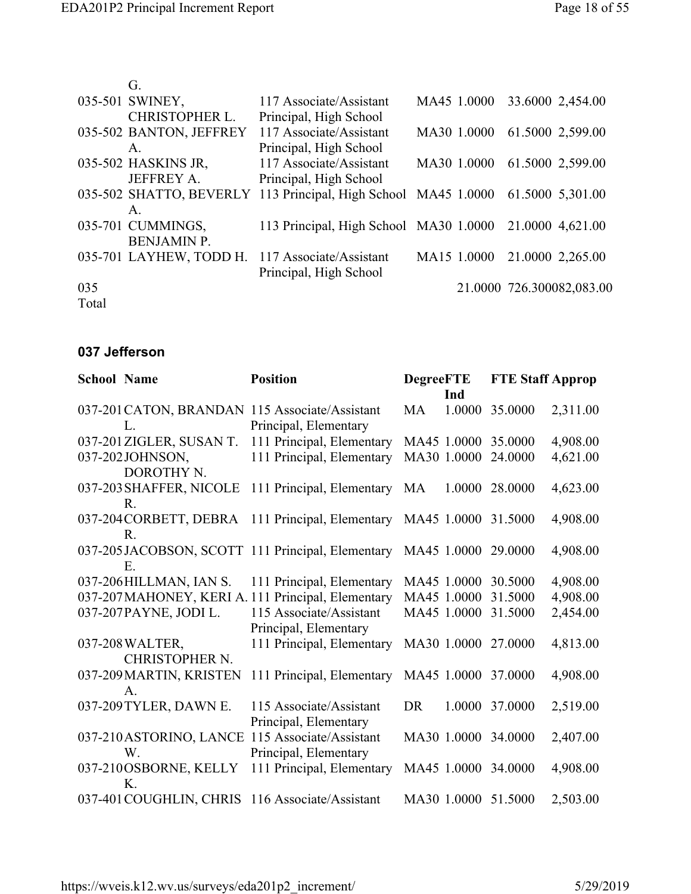| School | Name | Position | Degree | FTE Ind | FTE Staff | Approp |
|---|---|---|---|---|---|---|
| | G. | | | | | |
| 035-501 | SWINEY, CHRISTOPHER L. | 117 Associate/Assistant Principal, High School | MA45 | 1.0000 | 33.6000 | 2,454.00 |
| 035-502 | BANTON, JEFFREY A. | 117 Associate/Assistant Principal, High School | MA30 | 1.0000 | 61.5000 | 2,599.00 |
| 035-502 | HASKINS JR, JEFFREY A. | 117 Associate/Assistant Principal, High School | MA30 | 1.0000 | 61.5000 | 2,599.00 |
| 035-502 | SHATTO, BEVERLY A. | 113 Principal, High School | MA45 | 1.0000 | 61.5000 | 5,301.00 |
| 035-701 | CUMMINGS, BENJAMIN P. | 113 Principal, High School | MA30 | 1.0000 | 21.0000 | 4,621.00 |
| 035-701 | LAYHEW, TODD H. | 117 Associate/Assistant Principal, High School | MA15 | 1.0000 | 21.0000 | 2,265.00 |
| 035 Total | | | | 21.0000 | 726.3000 | 82,083.00 |

## 037 Jefferson

| School | Name | Position | Degree | FTE Ind | FTE Staff | Approp |
|---|---|---|---|---|---|---|
| 037-201 | CATON, BRANDAN L. | 115 Associate/Assistant Principal, Elementary | MA | 1.0000 | 35.0000 | 2,311.00 |
| 037-201 | ZIGLER, SUSAN T. | 111 Principal, Elementary | MA45 | 1.0000 | 35.0000 | 4,908.00 |
| 037-202 | JOHNSON, DOROTHY N. | 111 Principal, Elementary | MA30 | 1.0000 | 24.0000 | 4,621.00 |
| 037-203 | SHAFFER, NICOLE R. | 111 Principal, Elementary | MA | 1.0000 | 28.0000 | 4,623.00 |
| 037-204 | CORBETT, DEBRA R. | 111 Principal, Elementary | MA45 | 1.0000 | 31.5000 | 4,908.00 |
| 037-205 | JACOBSON, SCOTT E. | 111 Principal, Elementary | MA45 | 1.0000 | 29.0000 | 4,908.00 |
| 037-206 | HILLMAN, IAN S. | 111 Principal, Elementary | MA45 | 1.0000 | 30.5000 | 4,908.00 |
| 037-207 | MAHONEY, KERI A. | 111 Principal, Elementary | MA45 | 1.0000 | 31.5000 | 4,908.00 |
| 037-207 | PAYNE, JODI L. | 115 Associate/Assistant Principal, Elementary | MA45 | 1.0000 | 31.5000 | 2,454.00 |
| 037-208 | WALTER, CHRISTOPHER N. | 111 Principal, Elementary | MA30 | 1.0000 | 27.0000 | 4,813.00 |
| 037-209 | MARTIN, KRISTEN A. | 111 Principal, Elementary | MA45 | 1.0000 | 37.0000 | 4,908.00 |
| 037-209 | TYLER, DAWN E. | 115 Associate/Assistant Principal, Elementary | DR | 1.0000 | 37.0000 | 2,519.00 |
| 037-210 | ASTORINO, LANCE W. | 115 Associate/Assistant Principal, Elementary | MA30 | 1.0000 | 34.0000 | 2,407.00 |
| 037-210 | OSBORNE, KELLY K. | 111 Principal, Elementary | MA45 | 1.0000 | 34.0000 | 4,908.00 |
| 037-401 | COUGHLIN, CHRIS | 116 Associate/Assistant | MA30 | 1.0000 | 51.5000 | 2,503.00 |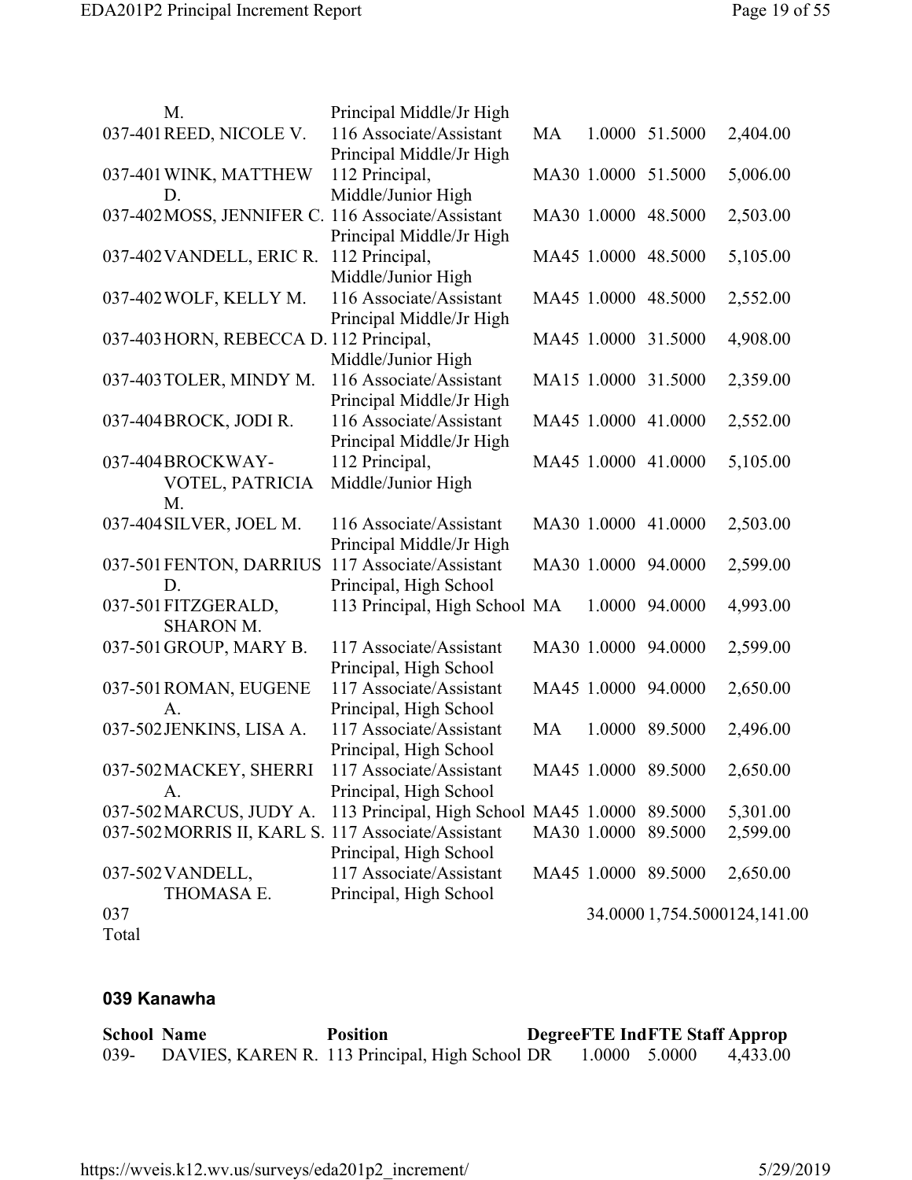| School | Name | Position | Degree | FTE Ind | FTE Staff | Approp |
|---|---|---|---|---|---|---|
| | M. | Principal Middle/Jr High | | | | |
| 037-401 | REED, NICOLE V. | 116 Associate/Assistant Principal Middle/Jr High | MA | 1.0000 | 51.5000 | 2,404.00 |
| 037-401 | WINK, MATTHEW D. | 112 Principal, Middle/Junior High | MA30 | 1.0000 | 51.5000 | 5,006.00 |
| 037-402 | MOSS, JENNIFER C. | 116 Associate/Assistant Principal Middle/Jr High | MA30 | 1.0000 | 48.5000 | 2,503.00 |
| 037-402 | VANDELL, ERIC R. | 112 Principal, Middle/Junior High | MA45 | 1.0000 | 48.5000 | 5,105.00 |
| 037-402 | WOLF, KELLY M. | 116 Associate/Assistant Principal Middle/Jr High | MA45 | 1.0000 | 48.5000 | 2,552.00 |
| 037-403 | HORN, REBECCA D. | 112 Principal, Middle/Junior High | MA45 | 1.0000 | 31.5000 | 4,908.00 |
| 037-403 | TOLER, MINDY M. | 116 Associate/Assistant Principal Middle/Jr High | MA15 | 1.0000 | 31.5000 | 2,359.00 |
| 037-404 | BROCK, JODI R. | 116 Associate/Assistant Principal Middle/Jr High | MA45 | 1.0000 | 41.0000 | 2,552.00 |
| 037-404 | BROCKWAY-VOTEL, PATRICIA M. | 112 Principal, Middle/Junior High | MA45 | 1.0000 | 41.0000 | 5,105.00 |
| 037-404 | SILVER, JOEL M. | 116 Associate/Assistant Principal Middle/Jr High | MA30 | 1.0000 | 41.0000 | 2,503.00 |
| 037-501 | FENTON, DARRIUS D. | 117 Associate/Assistant Principal, High School | MA30 | 1.0000 | 94.0000 | 2,599.00 |
| 037-501 | FITZGERALD, SHARON M. | 113 Principal, High School | MA | 1.0000 | 94.0000 | 4,993.00 |
| 037-501 | GROUP, MARY B. | 117 Associate/Assistant Principal, High School | MA30 | 1.0000 | 94.0000 | 2,599.00 |
| 037-501 | ROMAN, EUGENE A. | 117 Associate/Assistant Principal, High School | MA45 | 1.0000 | 94.0000 | 2,650.00 |
| 037-502 | JENKINS, LISA A. | 117 Associate/Assistant Principal, High School | MA | 1.0000 | 89.5000 | 2,496.00 |
| 037-502 | MACKEY, SHERRI A. | 117 Associate/Assistant Principal, High School | MA45 | 1.0000 | 89.5000 | 2,650.00 |
| 037-502 | MARCUS, JUDY A. | 113 Principal, High School | MA45 | 1.0000 | 89.5000 | 5,301.00 |
| 037-502 | MORRIS II, KARL S. | 117 Associate/Assistant Principal, High School | MA30 | 1.0000 | 89.5000 | 2,599.00 |
| 037-502 | VANDELL, THOMASA E. | 117 Associate/Assistant Principal, High School | MA45 | 1.0000 | 89.5000 | 2,650.00 |
| 037 Total | | | | 34.0000 | 1,754.5000 | 124,141.00 |

### 039 Kanawha

| School | Name | Position | Degree | FTE Ind | FTE Staff | Approp |
|---|---|---|---|---|---|---|
| 039- | DAVIES, KAREN R. | 113 Principal, High School | DR | 1.0000 | 5.0000 | 4,433.00 |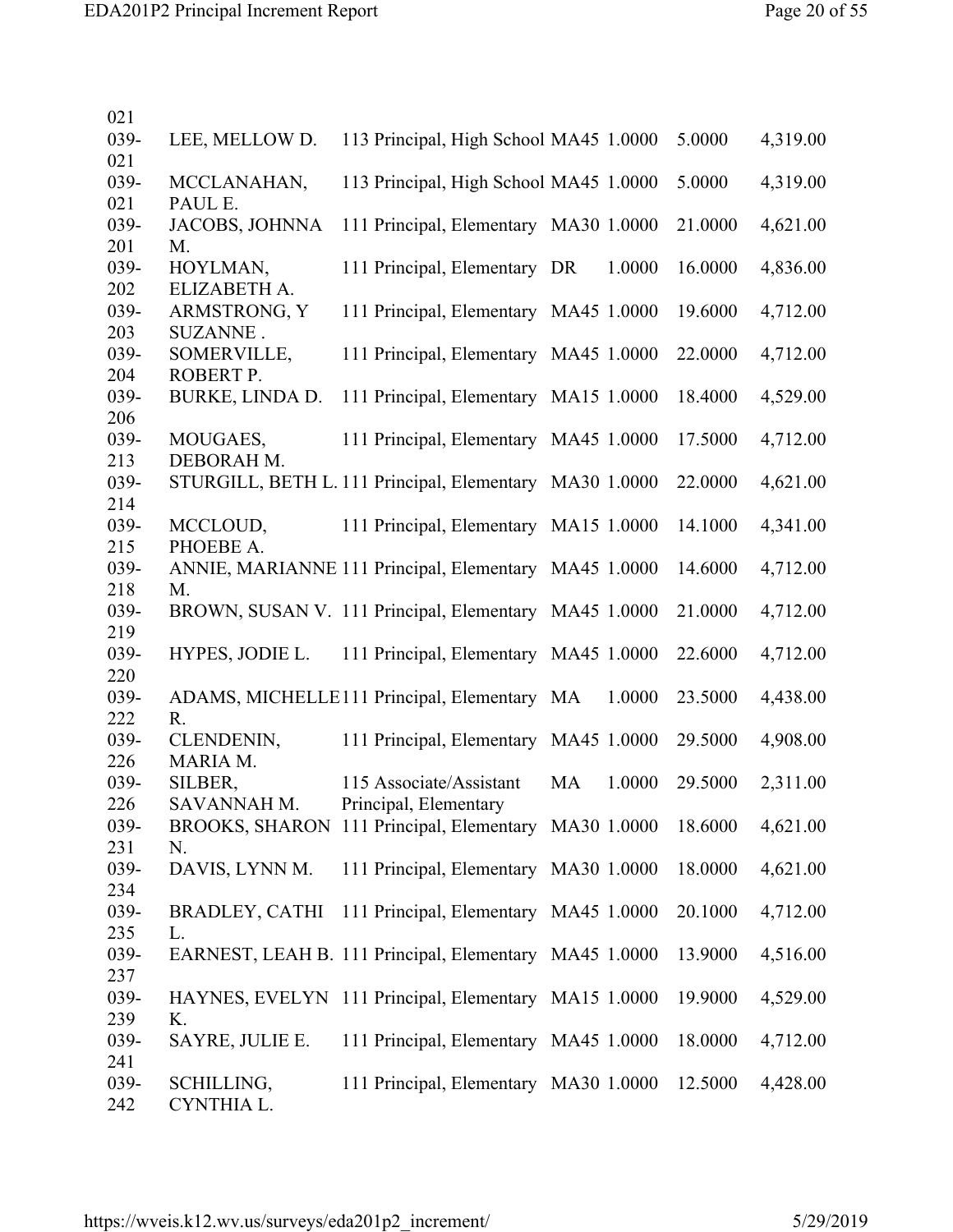| | | | | | | |
|---|---|---|---|---|---|---|
| 021 | | | | | | |
| 039-021 | LEE, MELLOW D. | 113 Principal, High School | MA45 | 1.0000 | 5.0000 | 4,319.00 |
| 039-021 | MCCLANAHAN, PAUL E. | 113 Principal, High School | MA45 | 1.0000 | 5.0000 | 4,319.00 |
| 039-201 | JACOBS, JOHNNA M. | 111 Principal, Elementary | MA30 | 1.0000 | 21.0000 | 4,621.00 |
| 039-202 | HOYLMAN, ELIZABETH A. | 111 Principal, Elementary | DR | 1.0000 | 16.0000 | 4,836.00 |
| 039-203 | ARMSTRONG, Y SUZANNE . | 111 Principal, Elementary | MA45 | 1.0000 | 19.6000 | 4,712.00 |
| 039-204 | SOMERVILLE, ROBERT P. | 111 Principal, Elementary | MA45 | 1.0000 | 22.0000 | 4,712.00 |
| 039-206 | BURKE, LINDA D. | 111 Principal, Elementary | MA15 | 1.0000 | 18.4000 | 4,529.00 |
| 039-213 | MOUGAES, DEBORAH M. | 111 Principal, Elementary | MA45 | 1.0000 | 17.5000 | 4,712.00 |
| 039-214 | STURGILL, BETH L. | 111 Principal, Elementary | MA30 | 1.0000 | 22.0000 | 4,621.00 |
| 039-215 | MCCLOUD, PHOEBE A. | 111 Principal, Elementary | MA15 | 1.0000 | 14.1000 | 4,341.00 |
| 039-218 | ANNIE, MARIANNE M. | 111 Principal, Elementary | MA45 | 1.0000 | 14.6000 | 4,712.00 |
| 039-219 | BROWN, SUSAN V. | 111 Principal, Elementary | MA45 | 1.0000 | 21.0000 | 4,712.00 |
| 039-220 | HYPES, JODIE L. | 111 Principal, Elementary | MA45 | 1.0000 | 22.6000 | 4,712.00 |
| 039-222 | ADAMS, MICHELLE R. | 111 Principal, Elementary | MA | 1.0000 | 23.5000 | 4,438.00 |
| 039-226 | CLENDENIN, MARIA M. | 111 Principal, Elementary | MA45 | 1.0000 | 29.5000 | 4,908.00 |
| 039-226 | SILBER, SAVANNAH M. | 115 Associate/Assistant Principal, Elementary | MA | 1.0000 | 29.5000 | 2,311.00 |
| 039-231 | BROOKS, SHARON N. | 111 Principal, Elementary | MA30 | 1.0000 | 18.6000 | 4,621.00 |
| 039-234 | DAVIS, LYNN M. | 111 Principal, Elementary | MA30 | 1.0000 | 18.0000 | 4,621.00 |
| 039-235 | BRADLEY, CATHI L. | 111 Principal, Elementary | MA45 | 1.0000 | 20.1000 | 4,712.00 |
| 039-237 | EARNEST, LEAH B. | 111 Principal, Elementary | MA45 | 1.0000 | 13.9000 | 4,516.00 |
| 039-239 | HAYNES, EVELYN K. | 111 Principal, Elementary | MA15 | 1.0000 | 19.9000 | 4,529.00 |
| 039-241 | SAYRE, JULIE E. | 111 Principal, Elementary | MA45 | 1.0000 | 18.0000 | 4,712.00 |
| 039-242 | SCHILLING, CYNTHIA L. | 111 Principal, Elementary | MA30 | 1.0000 | 12.5000 | 4,428.00 |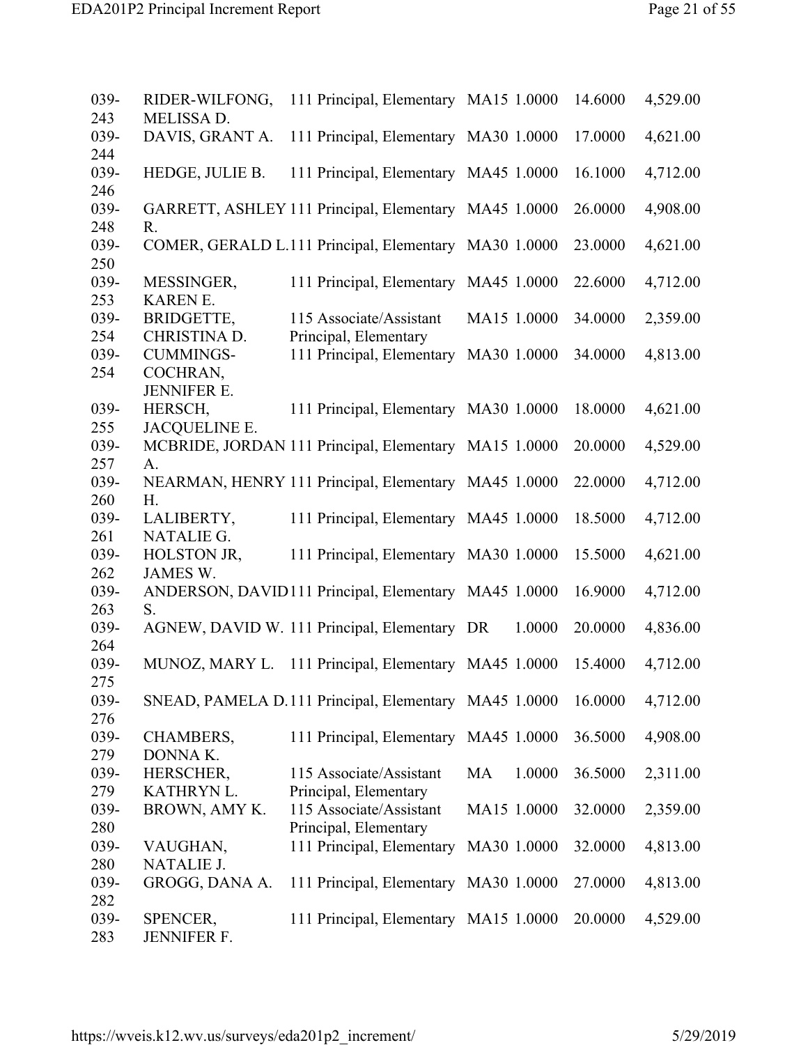| | | | | | | |
|---|---|---|---|---|---|---|
| 039-243 | RIDER-WILFONG, MELISSA D. | 111 Principal, Elementary | MA15 | 1.0000 | 14.6000 | 4,529.00 |
| 039-244 | DAVIS, GRANT A. | 111 Principal, Elementary | MA30 | 1.0000 | 17.0000 | 4,621.00 |
| 039-246 | HEDGE, JULIE B. | 111 Principal, Elementary | MA45 | 1.0000 | 16.1000 | 4,712.00 |
| 039-248 | GARRETT, ASHLEY R. | 111 Principal, Elementary | MA45 | 1.0000 | 26.0000 | 4,908.00 |
| 039-250 | COMER, GERALD L. | 111 Principal, Elementary | MA30 | 1.0000 | 23.0000 | 4,621.00 |
| 039-253 | MESSINGER, KAREN E. | 111 Principal, Elementary | MA45 | 1.0000 | 22.6000 | 4,712.00 |
| 039-254 | BRIDGETTE, CHRISTINA D. | 115 Associate/Assistant Principal, Elementary | MA15 | 1.0000 | 34.0000 | 2,359.00 |
| 039-254 | CUMMINGS-COCHRAN, JENNIFER E. | 111 Principal, Elementary | MA30 | 1.0000 | 34.0000 | 4,813.00 |
| 039-255 | HERSCH, JACQUELINE E. | 111 Principal, Elementary | MA30 | 1.0000 | 18.0000 | 4,621.00 |
| 039-257 | MCBRIDE, JORDAN A. | 111 Principal, Elementary | MA15 | 1.0000 | 20.0000 | 4,529.00 |
| 039-260 | NEARMAN, HENRY H. | 111 Principal, Elementary | MA45 | 1.0000 | 22.0000 | 4,712.00 |
| 039-261 | LALIBERTY, NATALIE G. | 111 Principal, Elementary | MA45 | 1.0000 | 18.5000 | 4,712.00 |
| 039-262 | HOLSTON JR, JAMES W. | 111 Principal, Elementary | MA30 | 1.0000 | 15.5000 | 4,621.00 |
| 039-263 | ANDERSON, DAVID S. | 111 Principal, Elementary | MA45 | 1.0000 | 16.9000 | 4,712.00 |
| 039-264 | AGNEW, DAVID W. | 111 Principal, Elementary | DR | 1.0000 | 20.0000 | 4,836.00 |
| 039-275 | MUNOZ, MARY L. | 111 Principal, Elementary | MA45 | 1.0000 | 15.4000 | 4,712.00 |
| 039-276 | SNEAD, PAMELA D. | 111 Principal, Elementary | MA45 | 1.0000 | 16.0000 | 4,712.00 |
| 039-279 | CHAMBERS, DONNA K. | 111 Principal, Elementary | MA45 | 1.0000 | 36.5000 | 4,908.00 |
| 039-279 | HERSCHER, KATHRYN L. | 115 Associate/Assistant Principal, Elementary | MA | 1.0000 | 36.5000 | 2,311.00 |
| 039-280 | BROWN, AMY K. | 115 Associate/Assistant Principal, Elementary | MA15 | 1.0000 | 32.0000 | 2,359.00 |
| 039-280 | VAUGHAN, NATALIE J. | 111 Principal, Elementary | MA30 | 1.0000 | 32.0000 | 4,813.00 |
| 039-282 | GROGG, DANA A. | 111 Principal, Elementary | MA30 | 1.0000 | 27.0000 | 4,813.00 |
| 039-283 | SPENCER, JENNIFER F. | 111 Principal, Elementary | MA15 | 1.0000 | 20.0000 | 4,529.00 |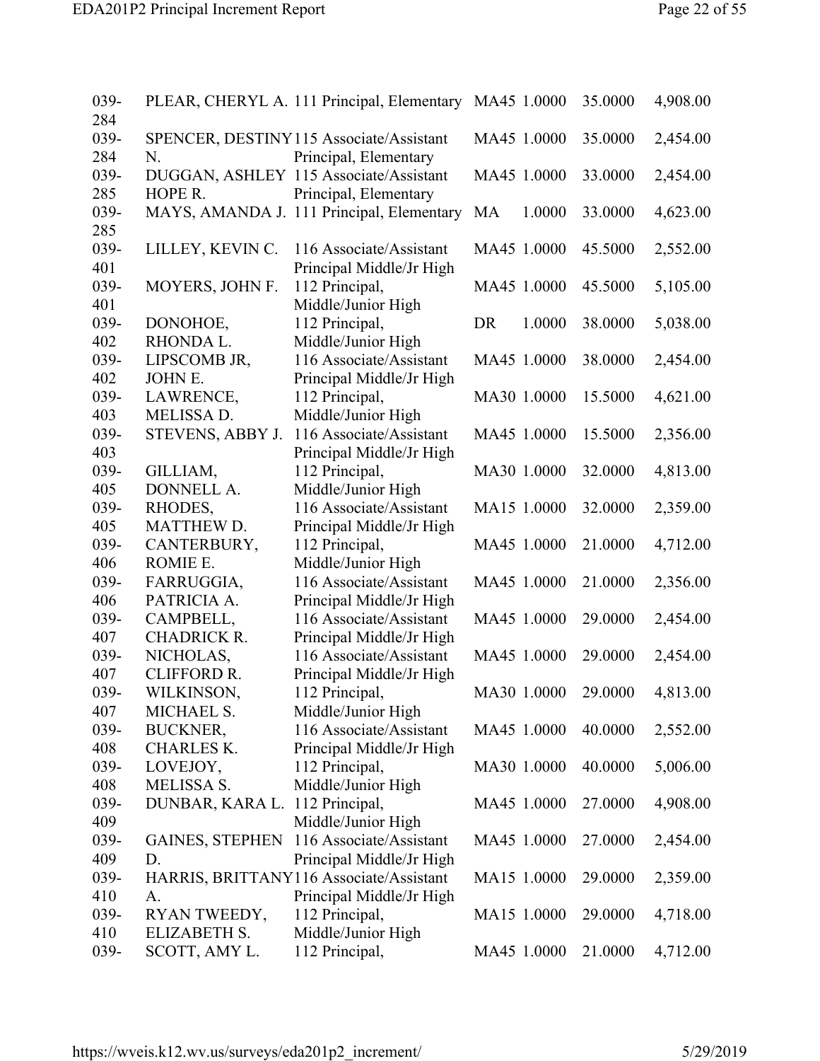| | | | | | | |
|---|---|---|---|---|---|---|
| 039-284 | PLEAR, CHERYL A. | 111 Principal, Elementary | MA45 | 1.0000 | 35.0000 | 4,908.00 |
| 039-284 | SPENCER, DESTINY N. | 115 Associate/Assistant Principal, Elementary | MA45 | 1.0000 | 35.0000 | 2,454.00 |
| 039-285 | DUGGAN, ASHLEY HOPE R. | 115 Associate/Assistant Principal, Elementary | MA45 | 1.0000 | 33.0000 | 2,454.00 |
| 039-285 | MAYS, AMANDA J. | 111 Principal, Elementary | MA | 1.0000 | 33.0000 | 4,623.00 |
| 039-401 | LILLEY, KEVIN C. | 116 Associate/Assistant Principal Middle/Jr High | MA45 | 1.0000 | 45.5000 | 2,552.00 |
| 039-401 | MOYERS, JOHN F. | 112 Principal, Middle/Junior High | MA45 | 1.0000 | 45.5000 | 5,105.00 |
| 039-402 | DONOHOE, RHONDA L. | 112 Principal, Middle/Junior High | DR | 1.0000 | 38.0000 | 5,038.00 |
| 039-402 | LIPSCOMB JR, JOHN E. | 116 Associate/Assistant Principal Middle/Jr High | MA45 | 1.0000 | 38.0000 | 2,454.00 |
| 039-403 | LAWRENCE, MELISSA D. | 112 Principal, Middle/Junior High | MA30 | 1.0000 | 15.5000 | 4,621.00 |
| 039-403 | STEVENS, ABBY J. | 116 Associate/Assistant Principal Middle/Jr High | MA45 | 1.0000 | 15.5000 | 2,356.00 |
| 039-405 | GILLIAM, DONNELL A. | 112 Principal, Middle/Junior High | MA30 | 1.0000 | 32.0000 | 4,813.00 |
| 039-405 | RHODES, MATTHEW D. | 116 Associate/Assistant Principal Middle/Jr High | MA15 | 1.0000 | 32.0000 | 2,359.00 |
| 039-406 | CANTERBURY, ROMIE E. | 112 Principal, Middle/Junior High | MA45 | 1.0000 | 21.0000 | 4,712.00 |
| 039-406 | FARRUGGIA, PATRICIA A. | 116 Associate/Assistant Principal Middle/Jr High | MA45 | 1.0000 | 21.0000 | 2,356.00 |
| 039-407 | CAMPBELL, CHADRICK R. | 116 Associate/Assistant Principal Middle/Jr High | MA45 | 1.0000 | 29.0000 | 2,454.00 |
| 039-407 | NICHOLAS, CLIFFORD R. | 116 Associate/Assistant Principal Middle/Jr High | MA45 | 1.0000 | 29.0000 | 2,454.00 |
| 039-407 | WILKINSON, MICHAEL S. | 112 Principal, Middle/Junior High | MA30 | 1.0000 | 29.0000 | 4,813.00 |
| 039-408 | BUCKNER, CHARLES K. | 116 Associate/Assistant Principal Middle/Jr High | MA45 | 1.0000 | 40.0000 | 2,552.00 |
| 039-408 | LOVEJOY, MELISSA S. | 112 Principal, Middle/Junior High | MA30 | 1.0000 | 40.0000 | 5,006.00 |
| 039-409 | DUNBAR, KARA L. | 112 Principal, Middle/Junior High | MA45 | 1.0000 | 27.0000 | 4,908.00 |
| 039-409 | GAINES, STEPHEN D. | 116 Associate/Assistant Principal Middle/Jr High | MA45 | 1.0000 | 27.0000 | 2,454.00 |
| 039-410 | HARRIS, BRITTANY A. | 116 Associate/Assistant Principal Middle/Jr High | MA15 | 1.0000 | 29.0000 | 2,359.00 |
| 039-410 | RYAN TWEEDY, ELIZABETH S. | 112 Principal, Middle/Junior High | MA15 | 1.0000 | 29.0000 | 4,718.00 |
| 039- | SCOTT, AMY L. | 112 Principal, | MA45 | 1.0000 | 21.0000 | 4,712.00 |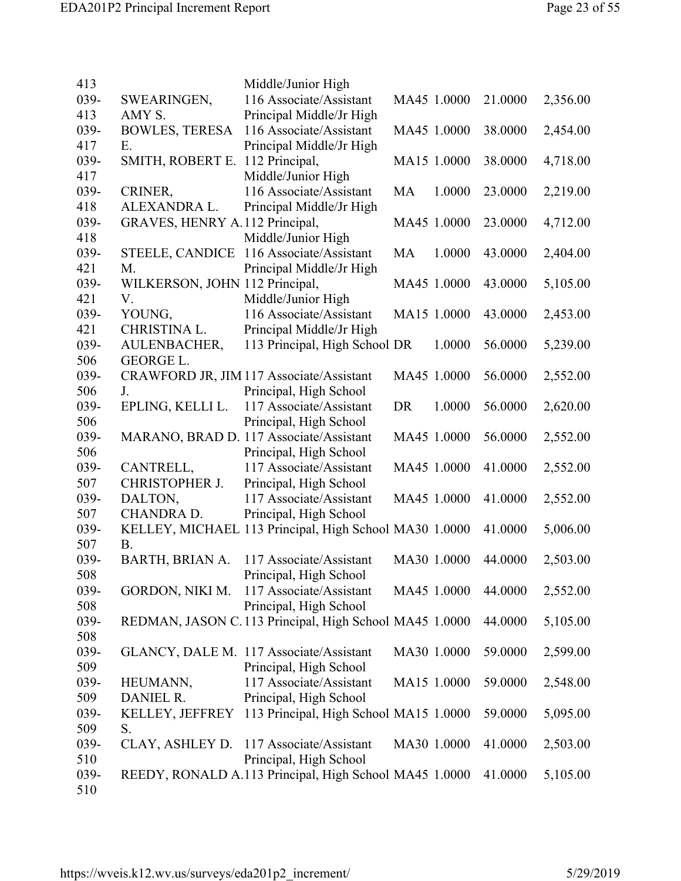| | | | | | | |
|---|---|---|---|---|---|---|
| 039-413 | | Middle/Junior High | | | | |
| 039-413 | SWEARINGEN, AMY S. | 116 Associate/Assistant Principal Middle/Jr High | MA45 | 1.0000 | 21.0000 | 2,356.00 |
| 039-417 | BOWLES, TERESA E. | 116 Associate/Assistant Principal Middle/Jr High | MA45 | 1.0000 | 38.0000 | 2,454.00 |
| 039-417 | SMITH, ROBERT E. | 112 Principal, Middle/Junior High | MA15 | 1.0000 | 38.0000 | 4,718.00 |
| 039-418 | CRINER, ALEXANDRA L. | 116 Associate/Assistant Principal Middle/Jr High | MA | 1.0000 | 23.0000 | 2,219.00 |
| 039-418 | GRAVES, HENRY A. | 112 Principal, Middle/Junior High | MA45 | 1.0000 | 23.0000 | 4,712.00 |
| 039-421 | STEELE, CANDICE M. | 116 Associate/Assistant Principal Middle/Jr High | MA | 1.0000 | 43.0000 | 2,404.00 |
| 039-421 | WILKERSON, JOHN V. | 112 Principal, Middle/Junior High | MA45 | 1.0000 | 43.0000 | 5,105.00 |
| 039-421 | YOUNG, CHRISTINA L. | 116 Associate/Assistant Principal Middle/Jr High | MA15 | 1.0000 | 43.0000 | 2,453.00 |
| 039-506 | AULENBACHER, GEORGE L. | 113 Principal, High School | DR | 1.0000 | 56.0000 | 5,239.00 |
| 039-506 | CRAWFORD JR, JIM J. | 117 Associate/Assistant Principal, High School | MA45 | 1.0000 | 56.0000 | 2,552.00 |
| 039-506 | EPLING, KELLI L. | 117 Associate/Assistant Principal, High School | DR | 1.0000 | 56.0000 | 2,620.00 |
| 039-506 | MARANO, BRAD D. | 117 Associate/Assistant Principal, High School | MA45 | 1.0000 | 56.0000 | 2,552.00 |
| 039-507 | CANTRELL, CHRISTOPHER J. | 117 Associate/Assistant Principal, High School | MA45 | 1.0000 | 41.0000 | 2,552.00 |
| 039-507 | DALTON, CHANDRA D. | 117 Associate/Assistant Principal, High School | MA45 | 1.0000 | 41.0000 | 2,552.00 |
| 039-507 | KELLEY, MICHAEL B. | 113 Principal, High School | MA30 | 1.0000 | 41.0000 | 5,006.00 |
| 039-508 | BARTH, BRIAN A. | 117 Associate/Assistant Principal, High School | MA30 | 1.0000 | 44.0000 | 2,503.00 |
| 039-508 | GORDON, NIKI M. | 117 Associate/Assistant Principal, High School | MA45 | 1.0000 | 44.0000 | 2,552.00 |
| 039-508 | REDMAN, JASON C. | 113 Principal, High School | MA45 | 1.0000 | 44.0000 | 5,105.00 |
| 039-509 | GLANCY, DALE M. | 117 Associate/Assistant Principal, High School | MA30 | 1.0000 | 59.0000 | 2,599.00 |
| 039-509 | HEUMANN, DANIEL R. | 117 Associate/Assistant Principal, High School | MA15 | 1.0000 | 59.0000 | 2,548.00 |
| 039-509 | KELLEY, JEFFREY S. | 113 Principal, High School | MA15 | 1.0000 | 59.0000 | 5,095.00 |
| 039-510 | CLAY, ASHLEY D. | 117 Associate/Assistant Principal, High School | MA30 | 1.0000 | 41.0000 | 2,503.00 |
| 039-510 | REEDY, RONALD A. | 113 Principal, High School | MA45 | 1.0000 | 41.0000 | 5,105.00 |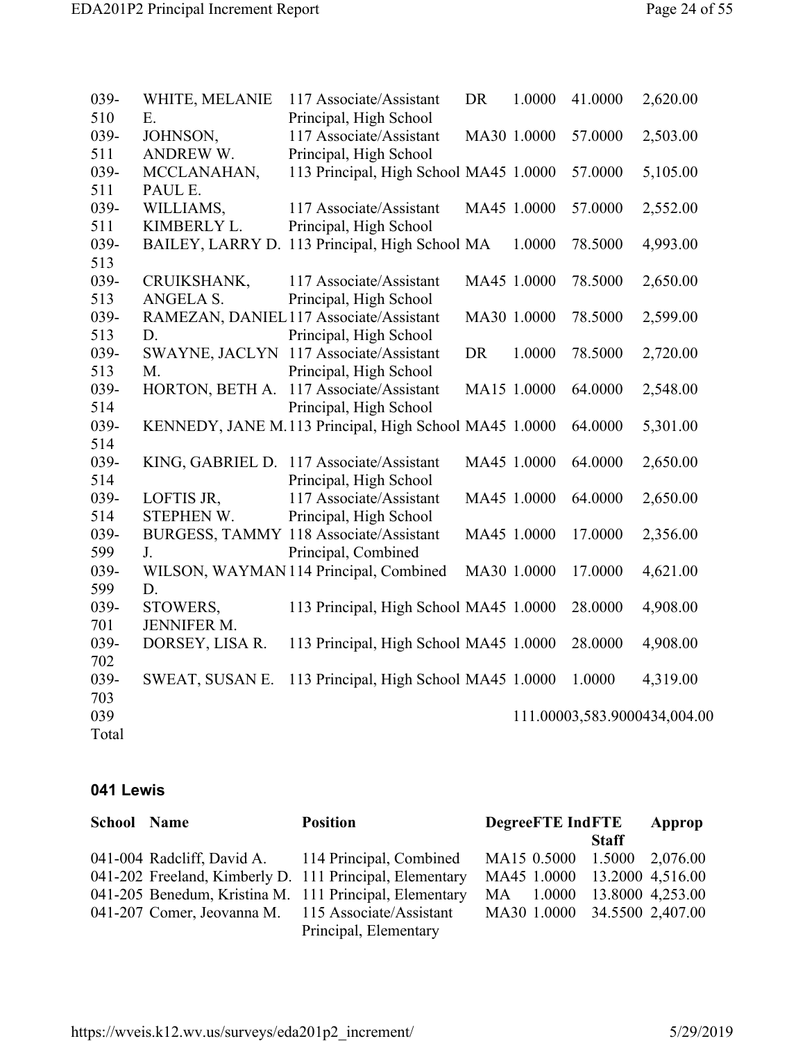| School | Name | Position | Degree | FTE | Ind FTE Staff | Approp |
|---|---|---|---|---|---|---|
| 039-510 | WHITE, MELANIE E. | 117 Associate/Assistant Principal, High School | DR | 1.0000 | 41.0000 | 2,620.00 |
| 039-511 | JOHNSON, ANDREW W. | 117 Associate/Assistant Principal, High School | MA30 | 1.0000 | 57.0000 | 2,503.00 |
| 039-511 | MCCLANAHAN, PAUL E. | 113 Principal, High School | MA45 | 1.0000 | 57.0000 | 5,105.00 |
| 039-511 | WILLIAMS, KIMBERLY L. | 117 Associate/Assistant Principal, High School | MA45 | 1.0000 | 57.0000 | 2,552.00 |
| 039-513 | BAILEY, LARRY D. | 113 Principal, High School | MA | 1.0000 | 78.5000 | 4,993.00 |
| 039-513 | CRUIKSHANK, ANGELA S. | 117 Associate/Assistant Principal, High School | MA45 | 1.0000 | 78.5000 | 2,650.00 |
| 039-513 | RAMEZAN, DANIEL D. | 117 Associate/Assistant Principal, High School | MA30 | 1.0000 | 78.5000 | 2,599.00 |
| 039-513 | SWAYNE, JACLYN M. | 117 Associate/Assistant Principal, High School | DR | 1.0000 | 78.5000 | 2,720.00 |
| 039-514 | HORTON, BETH A. | 117 Associate/Assistant Principal, High School | MA15 | 1.0000 | 64.0000 | 2,548.00 |
| 039-514 | KENNEDY, JANE M. | 113 Principal, High School | MA45 | 1.0000 | 64.0000 | 5,301.00 |
| 039-514 | KING, GABRIEL D. | 117 Associate/Assistant Principal, High School | MA45 | 1.0000 | 64.0000 | 2,650.00 |
| 039-514 | LOFTIS JR, STEPHEN W. | 117 Associate/Assistant Principal, High School | MA45 | 1.0000 | 64.0000 | 2,650.00 |
| 039-599 | BURGESS, TAMMY J. | 118 Associate/Assistant Principal, Combined | MA45 | 1.0000 | 17.0000 | 2,356.00 |
| 039-599 | WILSON, WAYMAN D. | 114 Principal, Combined | MA30 | 1.0000 | 17.0000 | 4,621.00 |
| 039-701 | STOWERS, JENNIFER M. | 113 Principal, High School | MA45 | 1.0000 | 28.0000 | 4,908.00 |
| 039-702 | DORSEY, LISA R. | 113 Principal, High School | MA45 | 1.0000 | 28.0000 | 4,908.00 |
| 039-703 | SWEAT, SUSAN E. | 113 Principal, High School | MA45 | 1.0000 | 1.0000 | 4,319.00 |
| 039 Total | | | | 111.0000 | 3,583.9000 | 434,004.00 |

## 041 Lewis

| School | Name | Position | Degree | FTE | Ind FTE Staff | Approp |
|---|---|---|---|---|---|---|
| 041-004 | Radcliff, David A. | 114 Principal, Combined | MA15 | 0.5000 | 1.5000 | 2,076.00 |
| 041-202 | Freeland, Kimberly D. | 111 Principal, Elementary | MA45 | 1.0000 | 13.2000 | 4,516.00 |
| 041-205 | Benedum, Kristina M. | 111 Principal, Elementary | MA | 1.0000 | 13.8000 | 4,253.00 |
| 041-207 | Comer, Jeovanna M. | 115 Associate/Assistant Principal, Elementary | MA30 | 1.0000 | 34.5500 | 2,407.00 |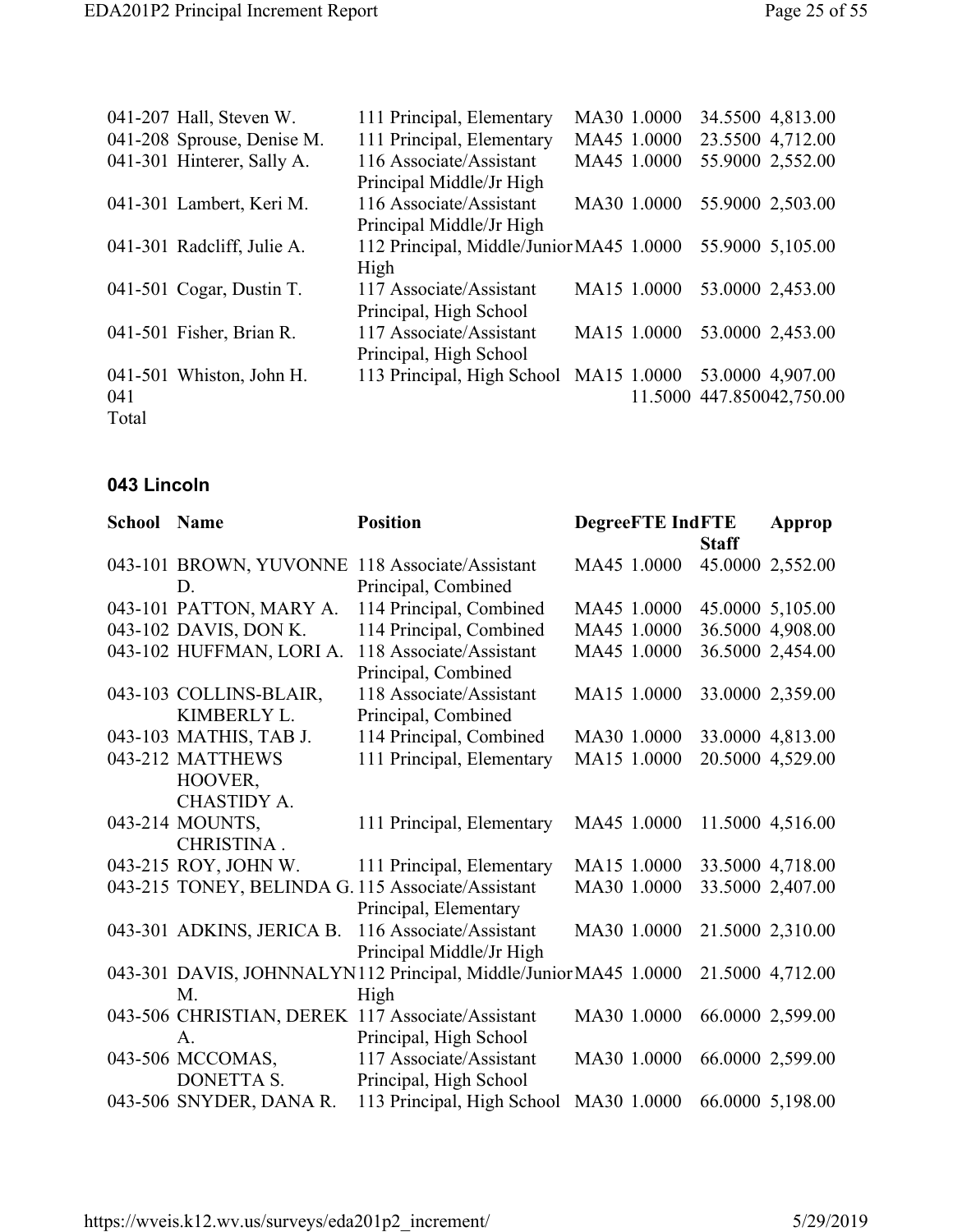| School | Name | Position | Degree | FTE Ind | FTE Staff | Approp |
|---|---|---|---|---|---|---|
| 041-207 | Hall, Steven W. | 111 Principal, Elementary | MA30 | 1.0000 | 34.5500 | 4,813.00 |
| 041-208 | Sprouse, Denise M. | 111 Principal, Elementary | MA45 | 1.0000 | 23.5500 | 4,712.00 |
| 041-301 | Hinterer, Sally A. | 116 Associate/Assistant Principal Middle/Jr High | MA45 | 1.0000 | 55.9000 | 2,552.00 |
| 041-301 | Lambert, Keri M. | 116 Associate/Assistant Principal Middle/Jr High | MA30 | 1.0000 | 55.9000 | 2,503.00 |
| 041-301 | Radcliff, Julie A. | 112 Principal, Middle/Junior High | MA45 | 1.0000 | 55.9000 | 5,105.00 |
| 041-501 | Cogar, Dustin T. | 117 Associate/Assistant Principal, High School | MA15 | 1.0000 | 53.0000 | 2,453.00 |
| 041-501 | Fisher, Brian R. | 117 Associate/Assistant Principal, High School | MA15 | 1.0000 | 53.0000 | 2,453.00 |
| 041-501 | Whiston, John H. | 113 Principal, High School | MA15 | 1.0000 | 53.0000 | 4,907.00 |
| 041 Total | | | | 11.5000 | 447.8500 | 42,750.00 |

### 043 Lincoln

| School | Name | Position | Degree | FTE Ind | FTE Staff | Approp |
|---|---|---|---|---|---|---|
| 043-101 | BROWN, YUVONNE D. | 118 Associate/Assistant Principal, Combined | MA45 | 1.0000 | 45.0000 | 2,552.00 |
| 043-101 | PATTON, MARY A. | 114 Principal, Combined | MA45 | 1.0000 | 45.0000 | 5,105.00 |
| 043-102 | DAVIS, DON K. | 114 Principal, Combined | MA45 | 1.0000 | 36.5000 | 4,908.00 |
| 043-102 | HUFFMAN, LORI A. | 118 Associate/Assistant Principal, Combined | MA45 | 1.0000 | 36.5000 | 2,454.00 |
| 043-103 | COLLINS-BLAIR, KIMBERLY L. | 118 Associate/Assistant Principal, Combined | MA15 | 1.0000 | 33.0000 | 2,359.00 |
| 043-103 | MATHIS, TAB J. | 114 Principal, Combined | MA30 | 1.0000 | 33.0000 | 4,813.00 |
| 043-212 | MATTHEWS HOOVER, CHASTIDY A. | 111 Principal, Elementary | MA15 | 1.0000 | 20.5000 | 4,529.00 |
| 043-214 | MOUNTS, CHRISTINA . | 111 Principal, Elementary | MA45 | 1.0000 | 11.5000 | 4,516.00 |
| 043-215 | ROY, JOHN W. | 111 Principal, Elementary | MA15 | 1.0000 | 33.5000 | 4,718.00 |
| 043-215 | TONEY, BELINDA G. | 115 Associate/Assistant Principal, Elementary | MA30 | 1.0000 | 33.5000 | 2,407.00 |
| 043-301 | ADKINS, JERICA B. | 116 Associate/Assistant Principal Middle/Jr High | MA30 | 1.0000 | 21.5000 | 2,310.00 |
| 043-301 | DAVIS, JOHNNALYN M. | 112 Principal, Middle/Junior High | MA45 | 1.0000 | 21.5000 | 4,712.00 |
| 043-506 | CHRISTIAN, DEREK A. | 117 Associate/Assistant Principal, High School | MA30 | 1.0000 | 66.0000 | 2,599.00 |
| 043-506 | MCCOMAS, DONETTA S. | 117 Associate/Assistant Principal, High School | MA30 | 1.0000 | 66.0000 | 2,599.00 |
| 043-506 | SNYDER, DANA R. | 113 Principal, High School | MA30 | 1.0000 | 66.0000 | 5,198.00 |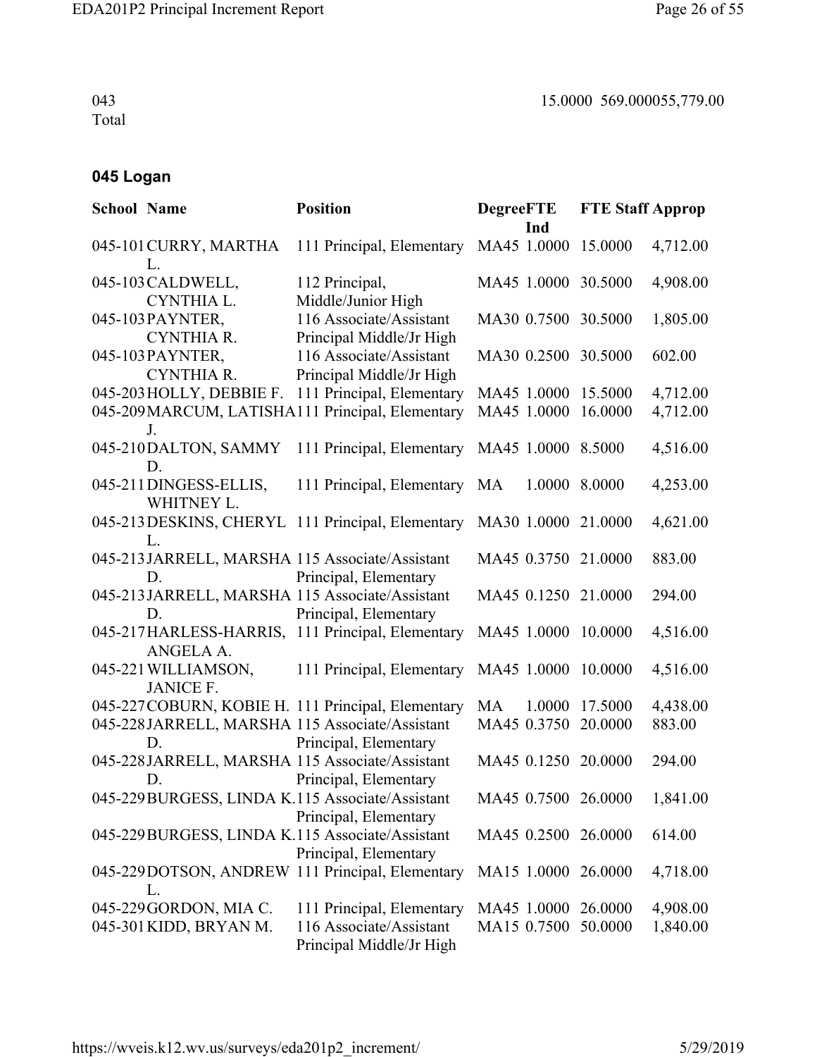043 Total 15.0000 569.0000 55,779.00

## 045 Logan

| School | Name | Position | Degree | FTE Ind | FTE Staff | Approp |
|---|---|---|---|---|---|---|
| 045-101 | CURRY, MARTHA L. | 111 Principal, Elementary | MA45 | 1.0000 | 15.0000 | 4,712.00 |
| 045-103 | CALDWELL, CYNTHIA L. | 112 Principal, Middle/Junior High | MA45 | 1.0000 | 30.5000 | 4,908.00 |
| 045-103 | PAYNTER, CYNTHIA R. | 116 Associate/Assistant Principal Middle/Jr High | MA30 | 0.7500 | 30.5000 | 1,805.00 |
| 045-103 | PAYNTER, CYNTHIA R. | 116 Associate/Assistant Principal Middle/Jr High | MA30 | 0.2500 | 30.5000 | 602.00 |
| 045-203 | HOLLY, DEBBIE F. | 111 Principal, Elementary | MA45 | 1.0000 | 15.5000 | 4,712.00 |
| 045-209 | MARCUM, LATISHA J. | 111 Principal, Elementary | MA45 | 1.0000 | 16.0000 | 4,712.00 |
| 045-210 | DALTON, SAMMY D. | 111 Principal, Elementary | MA45 | 1.0000 | 8.5000 | 4,516.00 |
| 045-211 | DINGESS-ELLIS, WHITNEY L. | 111 Principal, Elementary | MA | 1.0000 | 8.0000 | 4,253.00 |
| 045-213 | DESKINS, CHERYL L. | 111 Principal, Elementary | MA30 | 1.0000 | 21.0000 | 4,621.00 |
| 045-213 | JARRELL, MARSHA D. | 115 Associate/Assistant Principal, Elementary | MA45 | 0.3750 | 21.0000 | 883.00 |
| 045-213 | JARRELL, MARSHA D. | 115 Associate/Assistant Principal, Elementary | MA45 | 0.1250 | 21.0000 | 294.00 |
| 045-217 | HARLESS-HARRIS, ANGELA A. | 111 Principal, Elementary | MA45 | 1.0000 | 10.0000 | 4,516.00 |
| 045-221 | WILLIAMSON, JANICE F. | 111 Principal, Elementary | MA45 | 1.0000 | 10.0000 | 4,516.00 |
| 045-227 | COBURN, KOBIE H. | 111 Principal, Elementary | MA | 1.0000 | 17.5000 | 4,438.00 |
| 045-228 | JARRELL, MARSHA D. | 115 Associate/Assistant Principal, Elementary | MA45 | 0.3750 | 20.0000 | 883.00 |
| 045-228 | JARRELL, MARSHA D. | 115 Associate/Assistant Principal, Elementary | MA45 | 0.1250 | 20.0000 | 294.00 |
| 045-229 | BURGESS, LINDA K. | 115 Associate/Assistant Principal, Elementary | MA45 | 0.7500 | 26.0000 | 1,841.00 |
| 045-229 | BURGESS, LINDA K. | 115 Associate/Assistant Principal, Elementary | MA45 | 0.2500 | 26.0000 | 614.00 |
| 045-229 | DOTSON, ANDREW L. | 111 Principal, Elementary | MA15 | 1.0000 | 26.0000 | 4,718.00 |
| 045-229 | GORDON, MIA C. | 111 Principal, Elementary | MA45 | 1.0000 | 26.0000 | 4,908.00 |
| 045-301 | KIDD, BRYAN M. | 116 Associate/Assistant Principal Middle/Jr High | MA15 | 0.7500 | 50.0000 | 1,840.00 |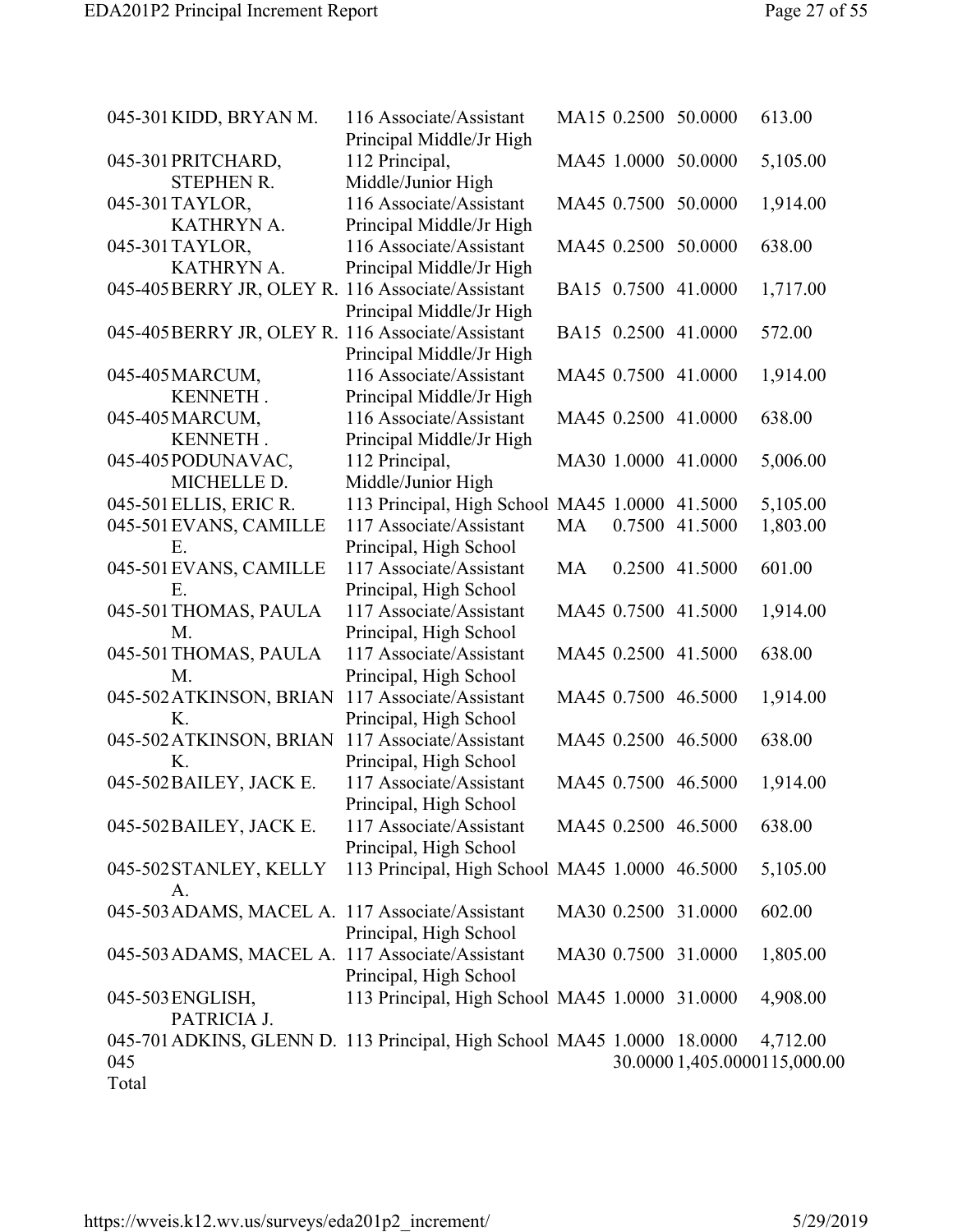| | | | | | | |
|---|---|---|---|---|---|---|
| 045-301 | KIDD, BRYAN M. | 116 Associate/Assistant Principal Middle/Jr High | MA15 | 0.2500 | 50.0000 | 613.00 |
| 045-301 | PRITCHARD, STEPHEN R. | 112 Principal, Middle/Junior High | MA45 | 1.0000 | 50.0000 | 5,105.00 |
| 045-301 | TAYLOR, KATHRYN A. | 116 Associate/Assistant Principal Middle/Jr High | MA45 | 0.7500 | 50.0000 | 1,914.00 |
| 045-301 | TAYLOR, KATHRYN A. | 116 Associate/Assistant Principal Middle/Jr High | MA45 | 0.2500 | 50.0000 | 638.00 |
| 045-405 | BERRY JR, OLEY R. | 116 Associate/Assistant Principal Middle/Jr High | BA15 | 0.7500 | 41.0000 | 1,717.00 |
| 045-405 | BERRY JR, OLEY R. | 116 Associate/Assistant Principal Middle/Jr High | BA15 | 0.2500 | 41.0000 | 572.00 |
| 045-405 | MARCUM, KENNETH . | 116 Associate/Assistant Principal Middle/Jr High | MA45 | 0.7500 | 41.0000 | 1,914.00 |
| 045-405 | MARCUM, KENNETH . | 116 Associate/Assistant Principal Middle/Jr High | MA45 | 0.2500 | 41.0000 | 638.00 |
| 045-405 | PODUNAVAC, MICHELLE D. | 112 Principal, Middle/Junior High | MA30 | 1.0000 | 41.0000 | 5,006.00 |
| 045-501 | ELLIS, ERIC R. | 113 Principal, High School | MA45 | 1.0000 | 41.5000 | 5,105.00 |
| 045-501 | EVANS, CAMILLE E. | 117 Associate/Assistant Principal, High School | MA | 0.7500 | 41.5000 | 1,803.00 |
| 045-501 | EVANS, CAMILLE E. | 117 Associate/Assistant Principal, High School | MA | 0.2500 | 41.5000 | 601.00 |
| 045-501 | THOMAS, PAULA M. | 117 Associate/Assistant Principal, High School | MA45 | 0.7500 | 41.5000 | 1,914.00 |
| 045-501 | THOMAS, PAULA M. | 117 Associate/Assistant Principal, High School | MA45 | 0.2500 | 41.5000 | 638.00 |
| 045-502 | ATKINSON, BRIAN K. | 117 Associate/Assistant Principal, High School | MA45 | 0.7500 | 46.5000 | 1,914.00 |
| 045-502 | ATKINSON, BRIAN K. | 117 Associate/Assistant Principal, High School | MA45 | 0.2500 | 46.5000 | 638.00 |
| 045-502 | BAILEY, JACK E. | 117 Associate/Assistant Principal, High School | MA45 | 0.7500 | 46.5000 | 1,914.00 |
| 045-502 | BAILEY, JACK E. | 117 Associate/Assistant Principal, High School | MA45 | 0.2500 | 46.5000 | 638.00 |
| 045-502 | STANLEY, KELLY A. | 113 Principal, High School | MA45 | 1.0000 | 46.5000 | 5,105.00 |
| 045-503 | ADAMS, MACEL A. | 117 Associate/Assistant Principal, High School | MA30 | 0.2500 | 31.0000 | 602.00 |
| 045-503 | ADAMS, MACEL A. | 117 Associate/Assistant Principal, High School | MA30 | 0.7500 | 31.0000 | 1,805.00 |
| 045-503 | ENGLISH, PATRICIA J. | 113 Principal, High School | MA45 | 1.0000 | 31.0000 | 4,908.00 |
| 045-701 | ADKINS, GLENN D. | 113 Principal, High School | MA45 | 1.0000 | 18.0000 | 4,712.00 |
| 045 Total | | | | 30.0000 | 1,405.0000 | 115,000.00 |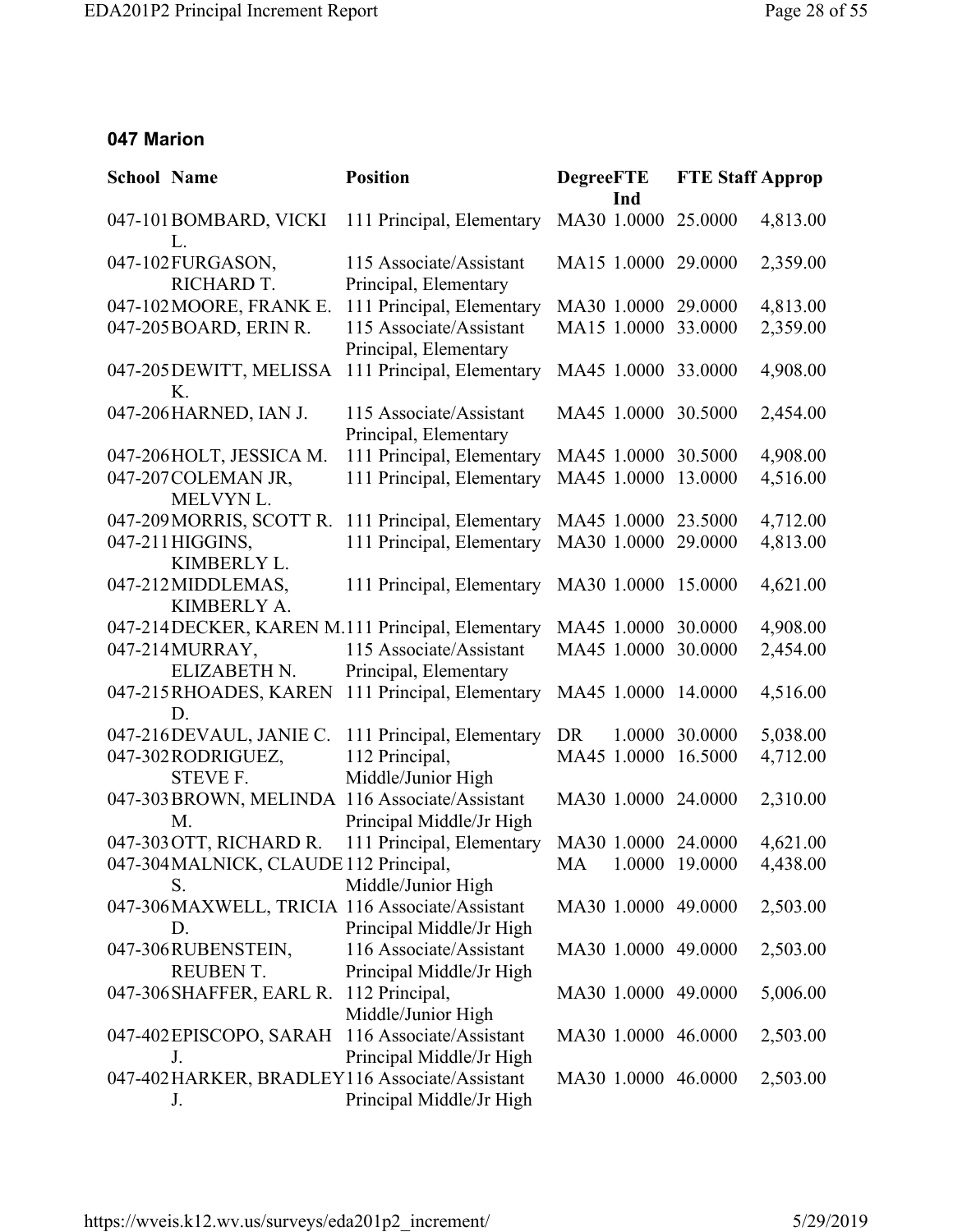## 047 Marion

| School | Name | Position | Degree | FTE Ind | FTE Staff | Approp |
|---|---|---|---|---|---|---|
| 047-101 | BOMBARD, VICKI L. | 111 Principal, Elementary | MA30 | 1.0000 | 25.0000 | 4,813.00 |
| 047-102 | FURGASON, RICHARD T. | 115 Associate/Assistant Principal, Elementary | MA15 | 1.0000 | 29.0000 | 2,359.00 |
| 047-102 | MOORE, FRANK E. | 111 Principal, Elementary | MA30 | 1.0000 | 29.0000 | 4,813.00 |
| 047-205 | BOARD, ERIN R. | 115 Associate/Assistant Principal, Elementary | MA15 | 1.0000 | 33.0000 | 2,359.00 |
| 047-205 | DEWITT, MELISSA K. | 111 Principal, Elementary | MA45 | 1.0000 | 33.0000 | 4,908.00 |
| 047-206 | HARNED, IAN J. | 115 Associate/Assistant Principal, Elementary | MA45 | 1.0000 | 30.5000 | 2,454.00 |
| 047-206 | HOLT, JESSICA M. | 111 Principal, Elementary | MA45 | 1.0000 | 30.5000 | 4,908.00 |
| 047-207 | COLEMAN JR, MELVYN L. | 111 Principal, Elementary | MA45 | 1.0000 | 13.0000 | 4,516.00 |
| 047-209 | MORRIS, SCOTT R. | 111 Principal, Elementary | MA45 | 1.0000 | 23.5000 | 4,712.00 |
| 047-211 | HIGGINS, KIMBERLY L. | 111 Principal, Elementary | MA30 | 1.0000 | 29.0000 | 4,813.00 |
| 047-212 | MIDDLEMAS, KIMBERLY A. | 111 Principal, Elementary | MA30 | 1.0000 | 15.0000 | 4,621.00 |
| 047-214 | DECKER, KAREN M. | 111 Principal, Elementary | MA45 | 1.0000 | 30.0000 | 4,908.00 |
| 047-214 | MURRAY, ELIZABETH N. | 115 Associate/Assistant Principal, Elementary | MA45 | 1.0000 | 30.0000 | 2,454.00 |
| 047-215 | RHOADES, KAREN D. | 111 Principal, Elementary | MA45 | 1.0000 | 14.0000 | 4,516.00 |
| 047-216 | DEVAUL, JANIE C. | 111 Principal, Elementary | DR | 1.0000 | 30.0000 | 5,038.00 |
| 047-302 | RODRIGUEZ, STEVE F. | 112 Principal, Middle/Junior High | MA45 | 1.0000 | 16.5000 | 4,712.00 |
| 047-303 | BROWN, MELINDA M. | 116 Associate/Assistant Principal Middle/Jr High | MA30 | 1.0000 | 24.0000 | 2,310.00 |
| 047-303 | OTT, RICHARD R. | 111 Principal, Elementary | MA30 | 1.0000 | 24.0000 | 4,621.00 |
| 047-304 | MALNICK, CLAUDE S. | 112 Principal, Middle/Junior High | MA | 1.0000 | 19.0000 | 4,438.00 |
| 047-306 | MAXWELL, TRICIA D. | 116 Associate/Assistant Principal Middle/Jr High | MA30 | 1.0000 | 49.0000 | 2,503.00 |
| 047-306 | RUBENSTEIN, REUBEN T. | 116 Associate/Assistant Principal Middle/Jr High | MA30 | 1.0000 | 49.0000 | 2,503.00 |
| 047-306 | SHAFFER, EARL R. | 112 Principal, Middle/Junior High | MA30 | 1.0000 | 49.0000 | 5,006.00 |
| 047-402 | EPISCOPO, SARAH J. | 116 Associate/Assistant Principal Middle/Jr High | MA30 | 1.0000 | 46.0000 | 2,503.00 |
| 047-402 | HARKER, BRADLEY J. | 116 Associate/Assistant Principal Middle/Jr High | MA30 | 1.0000 | 46.0000 | 2,503.00 |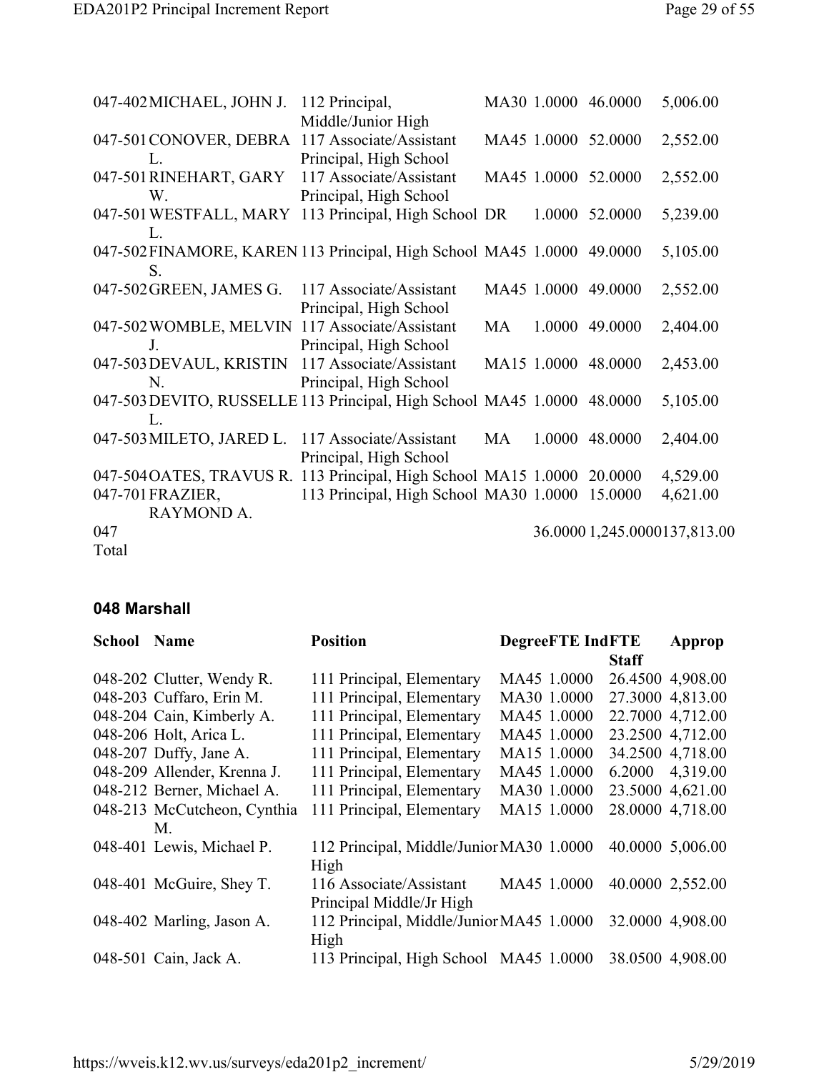| School | Name | Position | Degree | FTE | Ind FTE Staff | Approp |
|---|---|---|---|---|---|---|
| 047-402 | MICHAEL, JOHN J. | 112 Principal, Middle/Junior High | MA30 | 1.0000 | 46.0000 | 5,006.00 |
| 047-501 | CONOVER, DEBRA L. | 117 Associate/Assistant Principal, High School | MA45 | 1.0000 | 52.0000 | 2,552.00 |
| 047-501 | RINEHART, GARY W. | 117 Associate/Assistant Principal, High School | MA45 | 1.0000 | 52.0000 | 2,552.00 |
| 047-501 | WESTFALL, MARY L. | 113 Principal, High School | DR | 1.0000 | 52.0000 | 5,239.00 |
| 047-502 | FINAMORE, KAREN S. | 113 Principal, High School | MA45 | 1.0000 | 49.0000 | 5,105.00 |
| 047-502 | GREEN, JAMES G. | 117 Associate/Assistant Principal, High School | MA45 | 1.0000 | 49.0000 | 2,552.00 |
| 047-502 | WOMBLE, MELVIN J. | 117 Associate/Assistant Principal, High School | MA | 1.0000 | 49.0000 | 2,404.00 |
| 047-503 | DEVAUL, KRISTIN N. | 117 Associate/Assistant Principal, High School | MA15 | 1.0000 | 48.0000 | 2,453.00 |
| 047-503 | DEVITO, RUSSELLE L. | 113 Principal, High School | MA45 | 1.0000 | 48.0000 | 5,105.00 |
| 047-503 | MILETO, JARED L. | 117 Associate/Assistant Principal, High School | MA | 1.0000 | 48.0000 | 2,404.00 |
| 047-504 | OATES, TRAVUS R. | 113 Principal, High School | MA15 | 1.0000 | 20.0000 | 4,529.00 |
| 047-701 | FRAZIER, RAYMOND A. | 113 Principal, High School | MA30 | 1.0000 | 15.0000 | 4,621.00 |
| 047 Total | | | | 36.0000 | 1,245.0000 | 137,813.00 |

### 048 Marshall

| School | Name | Position | Degree | FTE | Ind FTE Staff | Approp |
|---|---|---|---|---|---|---|
| 048-202 | Clutter, Wendy R. | 111 Principal, Elementary | MA45 | 1.0000 | 26.4500 | 4,908.00 |
| 048-203 | Cuffaro, Erin M. | 111 Principal, Elementary | MA30 | 1.0000 | 27.3000 | 4,813.00 |
| 048-204 | Cain, Kimberly A. | 111 Principal, Elementary | MA45 | 1.0000 | 22.7000 | 4,712.00 |
| 048-206 | Holt, Arica L. | 111 Principal, Elementary | MA45 | 1.0000 | 23.2500 | 4,712.00 |
| 048-207 | Duffy, Jane A. | 111 Principal, Elementary | MA15 | 1.0000 | 34.2500 | 4,718.00 |
| 048-209 | Allender, Krenna J. | 111 Principal, Elementary | MA45 | 1.0000 | 6.2000 | 4,319.00 |
| 048-212 | Berner, Michael A. | 111 Principal, Elementary | MA30 | 1.0000 | 23.5000 | 4,621.00 |
| 048-213 | McCutcheon, Cynthia M. | 111 Principal, Elementary | MA15 | 1.0000 | 28.0000 | 4,718.00 |
| 048-401 | Lewis, Michael P. | 112 Principal, Middle/Junior High | MA30 | 1.0000 | 40.0000 | 5,006.00 |
| 048-401 | McGuire, Shey T. | 116 Associate/Assistant Principal Middle/Jr High | MA45 | 1.0000 | 40.0000 | 2,552.00 |
| 048-402 | Marling, Jason A. | 112 Principal, Middle/Junior High | MA45 | 1.0000 | 32.0000 | 4,908.00 |
| 048-501 | Cain, Jack A. | 113 Principal, High School | MA45 | 1.0000 | 38.0500 | 4,908.00 |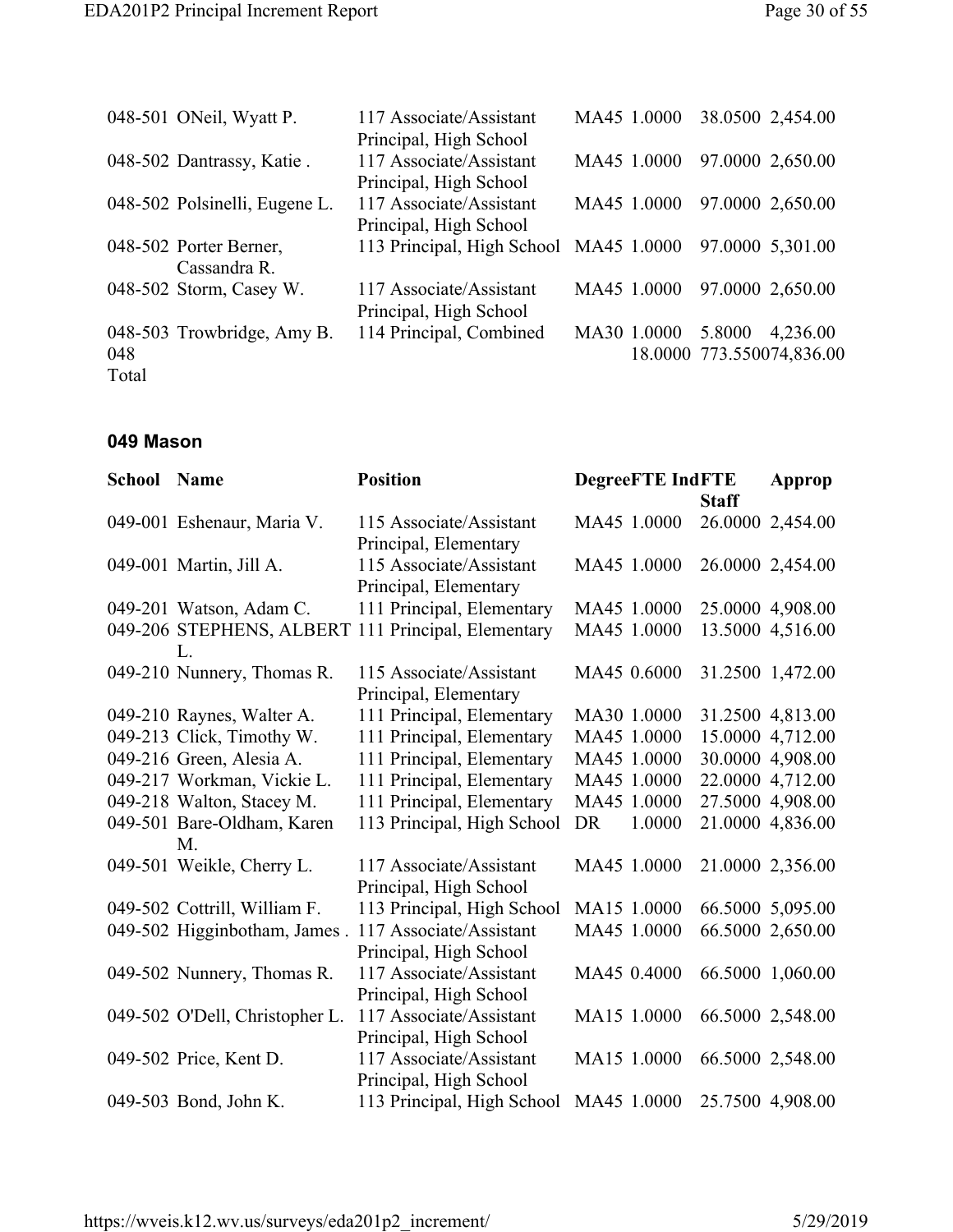| School | Name | Position | Degree | FTE Ind | FTE Staff | Approp |
|---|---|---|---|---|---|---|
| 048-501 | ONeil, Wyatt P. | 117 Associate/Assistant Principal, High School | MA45 | 1.0000 | 38.0500 | 2,454.00 |
| 048-502 | Dantrassy, Katie . | 117 Associate/Assistant Principal, High School | MA45 | 1.0000 | 97.0000 | 2,650.00 |
| 048-502 | Polsinelli, Eugene L. | 117 Associate/Assistant Principal, High School | MA45 | 1.0000 | 97.0000 | 2,650.00 |
| 048-502 | Porter Berner, Cassandra R. | 113 Principal, High School | MA45 | 1.0000 | 97.0000 | 5,301.00 |
| 048-502 | Storm, Casey W. | 117 Associate/Assistant Principal, High School | MA45 | 1.0000 | 97.0000 | 2,650.00 |
| 048-503 | Trowbridge, Amy B. | 114 Principal, Combined | MA30 | 1.0000 | 5.8000 | 4,236.00 |
| 048 Total | | | | 18.0000 | 773.5500 | 74,836.00 |

### 049 Mason

| School | Name | Position | Degree | FTE Ind | FTE Staff | Approp |
|---|---|---|---|---|---|---|
| 049-001 | Eshenaur, Maria V. | 115 Associate/Assistant Principal, Elementary | MA45 | 1.0000 | 26.0000 | 2,454.00 |
| 049-001 | Martin, Jill A. | 115 Associate/Assistant Principal, Elementary | MA45 | 1.0000 | 26.0000 | 2,454.00 |
| 049-201 | Watson, Adam C. | 111 Principal, Elementary | MA45 | 1.0000 | 25.0000 | 4,908.00 |
| 049-206 | STEPHENS, ALBERT L. | 111 Principal, Elementary | MA45 | 1.0000 | 13.5000 | 4,516.00 |
| 049-210 | Nunnery, Thomas R. | 115 Associate/Assistant Principal, Elementary | MA45 | 0.6000 | 31.2500 | 1,472.00 |
| 049-210 | Raynes, Walter A. | 111 Principal, Elementary | MA30 | 1.0000 | 31.2500 | 4,813.00 |
| 049-213 | Click, Timothy W. | 111 Principal, Elementary | MA45 | 1.0000 | 15.0000 | 4,712.00 |
| 049-216 | Green, Alesia A. | 111 Principal, Elementary | MA45 | 1.0000 | 30.0000 | 4,908.00 |
| 049-217 | Workman, Vickie L. | 111 Principal, Elementary | MA45 | 1.0000 | 22.0000 | 4,712.00 |
| 049-218 | Walton, Stacey M. | 111 Principal, Elementary | MA45 | 1.0000 | 27.5000 | 4,908.00 |
| 049-501 | Bare-Oldham, Karen M. | 113 Principal, High School | DR | 1.0000 | 21.0000 | 4,836.00 |
| 049-501 | Weikle, Cherry L. | 117 Associate/Assistant Principal, High School | MA45 | 1.0000 | 21.0000 | 2,356.00 |
| 049-502 | Cottrill, William F. | 113 Principal, High School | MA15 | 1.0000 | 66.5000 | 5,095.00 |
| 049-502 | Higginbotham, James . | 117 Associate/Assistant Principal, High School | MA45 | 1.0000 | 66.5000 | 2,650.00 |
| 049-502 | Nunnery, Thomas R. | 117 Associate/Assistant Principal, High School | MA45 | 0.4000 | 66.5000 | 1,060.00 |
| 049-502 | O'Dell, Christopher L. | 117 Associate/Assistant Principal, High School | MA15 | 1.0000 | 66.5000 | 2,548.00 |
| 049-502 | Price, Kent D. | 117 Associate/Assistant Principal, High School | MA15 | 1.0000 | 66.5000 | 2,548.00 |
| 049-503 | Bond, John K. | 113 Principal, High School | MA45 | 1.0000 | 25.7500 | 4,908.00 |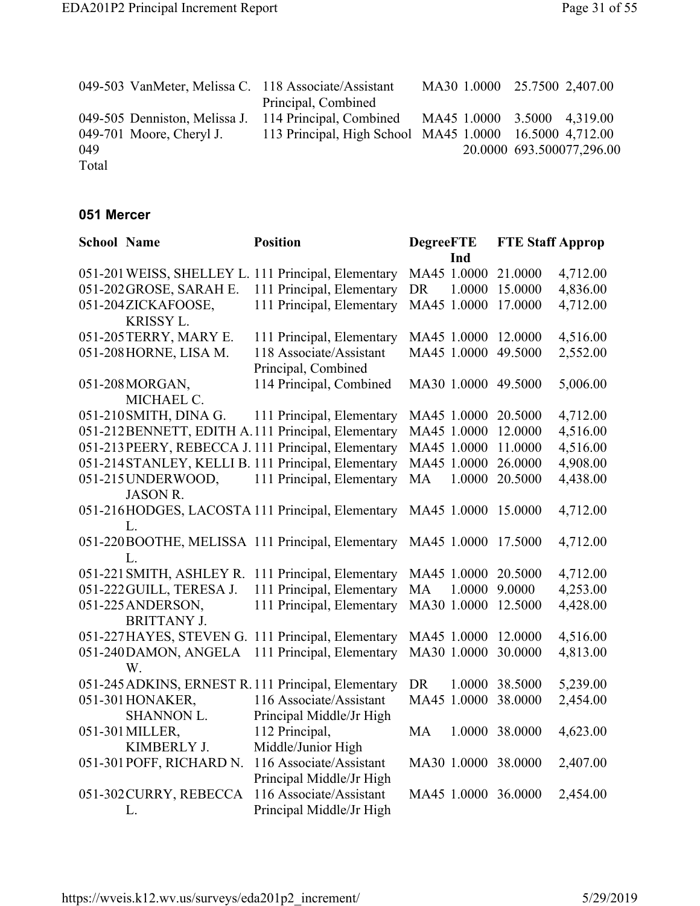| | | | | | | |
|---|---|---|---|---|---|---|
| 049-503 | VanMeter, Melissa C. | 118 Associate/Assistant Principal, Combined | MA30 | 1.0000 | 25.7500 | 2,407.00 |
| 049-505 | Denniston, Melissa J. | 114 Principal, Combined | MA45 | 1.0000 | 3.5000 | 4,319.00 |
| 049-701 | Moore, Cheryl J. | 113 Principal, High School | MA45 | 1.0000 | 16.5000 | 4,712.00 |
| 049 Total | | | | 20.0000 | 693.5000 | 77,296.00 |

### 051 Mercer

| School | Name | Position | Degree | FTE Ind | FTE Staff | Approp |
|---|---|---|---|---|---|---|
| 051-201 | WEISS, SHELLEY L. | 111 Principal, Elementary | MA45 | 1.0000 | 21.0000 | 4,712.00 |
| 051-202 | GROSE, SARAH E. | 111 Principal, Elementary | DR | 1.0000 | 15.0000 | 4,836.00 |
| 051-204 | ZICKAFOOSE, KRISSY L. | 111 Principal, Elementary | MA45 | 1.0000 | 17.0000 | 4,712.00 |
| 051-205 | TERRY, MARY E. | 111 Principal, Elementary | MA45 | 1.0000 | 12.0000 | 4,516.00 |
| 051-208 | HORNE, LISA M. | 118 Associate/Assistant Principal, Combined | MA45 | 1.0000 | 49.5000 | 2,552.00 |
| 051-208 | MORGAN, MICHAEL C. | 114 Principal, Combined | MA30 | 1.0000 | 49.5000 | 5,006.00 |
| 051-210 | SMITH, DINA G. | 111 Principal, Elementary | MA45 | 1.0000 | 20.5000 | 4,712.00 |
| 051-212 | BENNETT, EDITH A. | 111 Principal, Elementary | MA45 | 1.0000 | 12.0000 | 4,516.00 |
| 051-213 | PEERY, REBECCA J. | 111 Principal, Elementary | MA45 | 1.0000 | 11.0000 | 4,516.00 |
| 051-214 | STANLEY, KELLI B. | 111 Principal, Elementary | MA45 | 1.0000 | 26.0000 | 4,908.00 |
| 051-215 | UNDERWOOD, JASON R. | 111 Principal, Elementary | MA | 1.0000 | 20.5000 | 4,438.00 |
| 051-216 | HODGES, LACOSTA L. | 111 Principal, Elementary | MA45 | 1.0000 | 15.0000 | 4,712.00 |
| 051-220 | BOOTHE, MELISSA L. | 111 Principal, Elementary | MA45 | 1.0000 | 17.5000 | 4,712.00 |
| 051-221 | SMITH, ASHLEY R. | 111 Principal, Elementary | MA45 | 1.0000 | 20.5000 | 4,712.00 |
| 051-222 | GUILL, TERESA J. | 111 Principal, Elementary | MA | 1.0000 | 9.0000 | 4,253.00 |
| 051-225 | ANDERSON, BRITTANY J. | 111 Principal, Elementary | MA30 | 1.0000 | 12.5000 | 4,428.00 |
| 051-227 | HAYES, STEVEN G. | 111 Principal, Elementary | MA45 | 1.0000 | 12.0000 | 4,516.00 |
| 051-240 | DAMON, ANGELA W. | 111 Principal, Elementary | MA30 | 1.0000 | 30.0000 | 4,813.00 |
| 051-245 | ADKINS, ERNEST R. | 111 Principal, Elementary | DR | 1.0000 | 38.5000 | 5,239.00 |
| 051-301 | HONAKER, SHANNON L. | 116 Associate/Assistant Principal Middle/Jr High | MA45 | 1.0000 | 38.0000 | 2,454.00 |
| 051-301 | MILLER, KIMBERLY J. | 112 Principal, Middle/Junior High | MA | 1.0000 | 38.0000 | 4,623.00 |
| 051-301 | POFF, RICHARD N. | 116 Associate/Assistant Principal Middle/Jr High | MA30 | 1.0000 | 38.0000 | 2,407.00 |
| 051-302 | CURRY, REBECCA L. | 116 Associate/Assistant Principal Middle/Jr High | MA45 | 1.0000 | 36.0000 | 2,454.00 |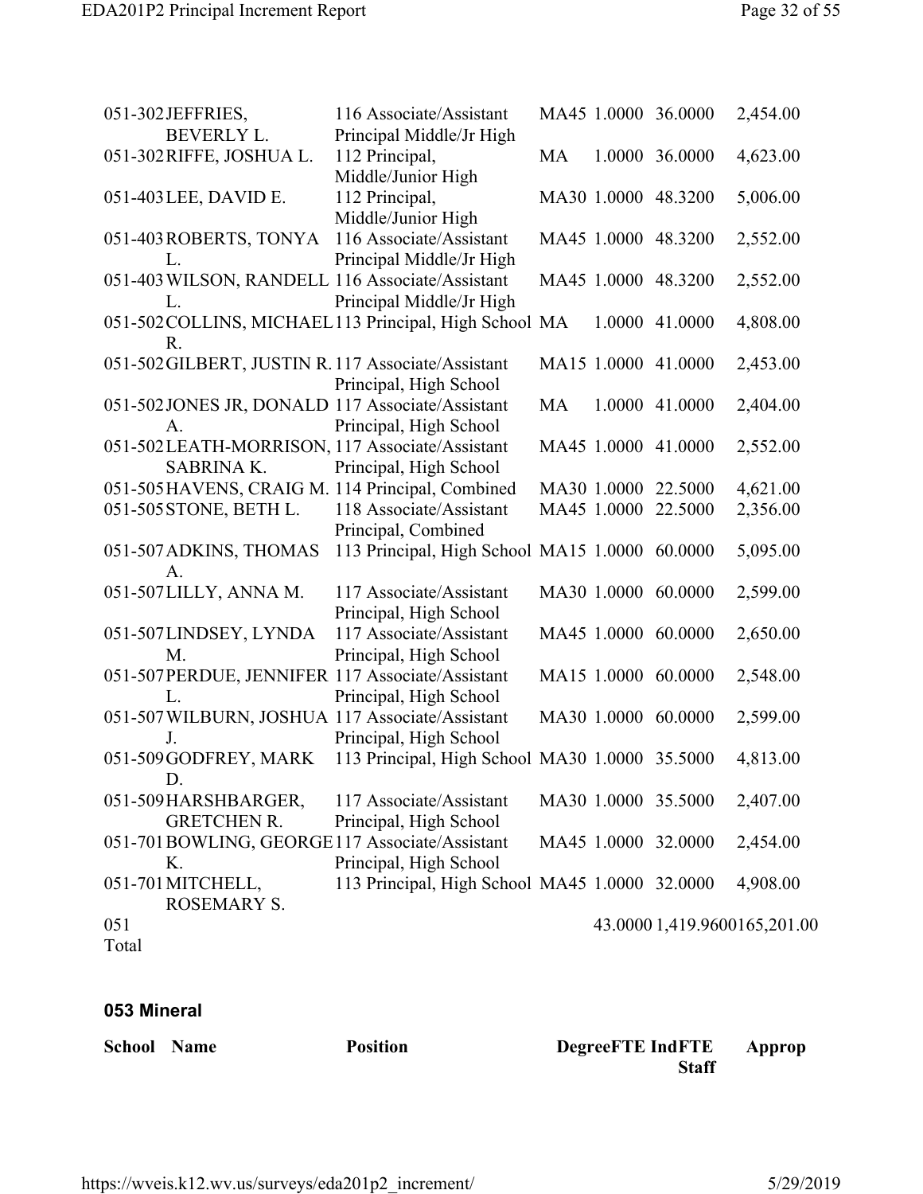| School | Name | Position | Degree | FTE Ind | FTE Staff | Approp |
|---|---|---|---|---|---|---|
| 051-302 | JEFFRIES, BEVERLY L. | 116 Associate/Assistant Principal Middle/Jr High | MA45 | 1.0000 | 36.0000 | 2,454.00 |
| 051-302 | RIFFE, JOSHUA L. | 112 Principal, Middle/Junior High | MA | 1.0000 | 36.0000 | 4,623.00 |
| 051-403 | LEE, DAVID E. | 112 Principal, Middle/Junior High | MA30 | 1.0000 | 48.3200 | 5,006.00 |
| 051-403 | ROBERTS, TONYA L. | 116 Associate/Assistant Principal Middle/Jr High | MA45 | 1.0000 | 48.3200 | 2,552.00 |
| 051-403 | WILSON, RANDELL L. | 116 Associate/Assistant Principal Middle/Jr High | MA45 | 1.0000 | 48.3200 | 2,552.00 |
| 051-502 | COLLINS, MICHAEL R. | 113 Principal, High School | MA | 1.0000 | 41.0000 | 4,808.00 |
| 051-502 | GILBERT, JUSTIN R. | 117 Associate/Assistant Principal, High School | MA15 | 1.0000 | 41.0000 | 2,453.00 |
| 051-502 | JONES JR, DONALD A. | 117 Associate/Assistant Principal, High School | MA | 1.0000 | 41.0000 | 2,404.00 |
| 051-502 | LEATH-MORRISON, SABRINA K. | 117 Associate/Assistant Principal, High School | MA45 | 1.0000 | 41.0000 | 2,552.00 |
| 051-505 | HAVENS, CRAIG M. | 114 Principal, Combined | MA30 | 1.0000 | 22.5000 | 4,621.00 |
| 051-505 | STONE, BETH L. | 118 Associate/Assistant Principal, Combined | MA45 | 1.0000 | 22.5000 | 2,356.00 |
| 051-507 | ADKINS, THOMAS A. | 113 Principal, High School | MA15 | 1.0000 | 60.0000 | 5,095.00 |
| 051-507 | LILLY, ANNA M. | 117 Associate/Assistant Principal, High School | MA30 | 1.0000 | 60.0000 | 2,599.00 |
| 051-507 | LINDSEY, LYNDA M. | 117 Associate/Assistant Principal, High School | MA45 | 1.0000 | 60.0000 | 2,650.00 |
| 051-507 | PERDUE, JENNIFER L. | 117 Associate/Assistant Principal, High School | MA15 | 1.0000 | 60.0000 | 2,548.00 |
| 051-507 | WILBURN, JOSHUA J. | 117 Associate/Assistant Principal, High School | MA30 | 1.0000 | 60.0000 | 2,599.00 |
| 051-509 | GODFREY, MARK D. | 113 Principal, High School | MA30 | 1.0000 | 35.5000 | 4,813.00 |
| 051-509 | HARSHBARGER, GRETCHEN R. | 117 Associate/Assistant Principal, High School | MA30 | 1.0000 | 35.5000 | 2,407.00 |
| 051-701 | BOWLING, GEORGE K. | 117 Associate/Assistant Principal, High School | MA45 | 1.0000 | 32.0000 | 2,454.00 |
| 051-701 | MITCHELL, ROSEMARY S. | 113 Principal, High School | MA45 | 1.0000 | 32.0000 | 4,908.00 |
| 051 Total | | | | 43.0000 | 1,419.9600 | 165,201.00 |

### 053 Mineral

| School | Name | Position | Degree | FTE Ind | FTE Staff | Approp |
|---|---|---|---|---|---|---|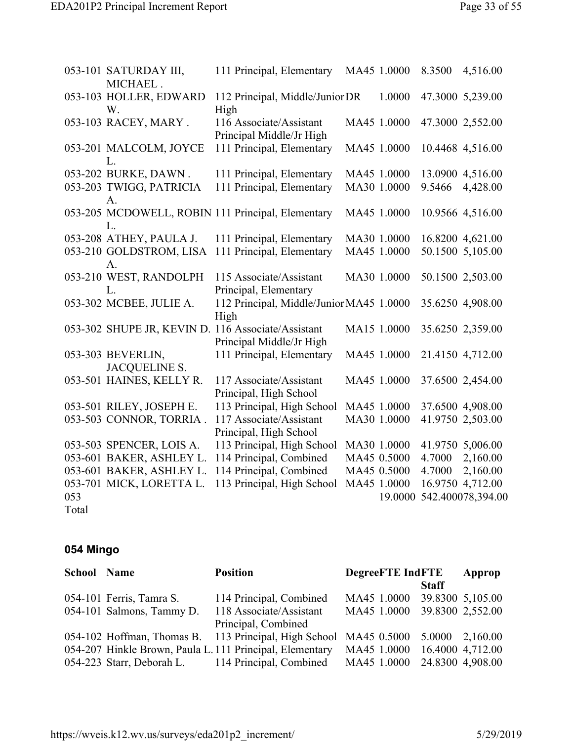| School | Name | Position | Degree | FTE Ind | FTE Staff | Approp |
|---|---|---|---|---|---|---|
| 053-101 | SATURDAY III, MICHAEL . | 111 Principal, Elementary | MA45 | 1.0000 | 8.3500 | 4,516.00 |
| 053-103 | HOLLER, EDWARD W. | 112 Principal, Middle/Junior High | DR | 1.0000 | 47.3000 | 5,239.00 |
| 053-103 | RACEY, MARY . | 116 Associate/Assistant Principal Middle/Jr High | MA45 | 1.0000 | 47.3000 | 2,552.00 |
| 053-201 | MALCOLM, JOYCE L. | 111 Principal, Elementary | MA45 | 1.0000 | 10.4468 | 4,516.00 |
| 053-202 | BURKE, DAWN . | 111 Principal, Elementary | MA45 | 1.0000 | 13.0900 | 4,516.00 |
| 053-203 | TWIGG, PATRICIA A. | 111 Principal, Elementary | MA30 | 1.0000 | 9.5466 | 4,428.00 |
| 053-205 | MCDOWELL, ROBIN L. | 111 Principal, Elementary | MA45 | 1.0000 | 10.9566 | 4,516.00 |
| 053-208 | ATHEY, PAULA J. | 111 Principal, Elementary | MA30 | 1.0000 | 16.8200 | 4,621.00 |
| 053-210 | GOLDSTROM, LISA A. | 111 Principal, Elementary | MA45 | 1.0000 | 50.1500 | 5,105.00 |
| 053-210 | WEST, RANDOLPH L. | 115 Associate/Assistant Principal, Elementary | MA30 | 1.0000 | 50.1500 | 2,503.00 |
| 053-302 | MCBEE, JULIE A. | 112 Principal, Middle/Junior High | MA45 | 1.0000 | 35.6250 | 4,908.00 |
| 053-302 | SHUPE JR, KEVIN D. | 116 Associate/Assistant Principal Middle/Jr High | MA15 | 1.0000 | 35.6250 | 2,359.00 |
| 053-303 | BEVERLIN, JACQUELINE S. | 111 Principal, Elementary | MA45 | 1.0000 | 21.4150 | 4,712.00 |
| 053-501 | HAINES, KELLY R. | 117 Associate/Assistant Principal, High School | MA45 | 1.0000 | 37.6500 | 2,454.00 |
| 053-501 | RILEY, JOSEPH E. | 113 Principal, High School | MA45 | 1.0000 | 37.6500 | 4,908.00 |
| 053-503 | CONNOR, TORRIA . | 117 Associate/Assistant Principal, High School | MA30 | 1.0000 | 41.9750 | 2,503.00 |
| 053-503 | SPENCER, LOIS A. | 113 Principal, High School | MA30 | 1.0000 | 41.9750 | 5,006.00 |
| 053-601 | BAKER, ASHLEY L. | 114 Principal, Combined | MA45 | 0.5000 | 4.7000 | 2,160.00 |
| 053-601 | BAKER, ASHLEY L. | 114 Principal, Combined | MA45 | 0.5000 | 4.7000 | 2,160.00 |
| 053-701 | MICK, LORETTA L. | 113 Principal, High School | MA45 | 1.0000 | 16.9750 | 4,712.00 |
| 053 Total | | | | 19.0000 | 542.4000 | 78,394.00 |

## 054 Mingo

| School | Name | Position | Degree | FTE Ind | FTE Staff | Approp |
|---|---|---|---|---|---|---|
| 054-101 | Ferris, Tamra S. | 114 Principal, Combined | MA45 | 1.0000 | 39.8300 | 5,105.00 |
| 054-101 | Salmons, Tammy D. | 118 Associate/Assistant Principal, Combined | MA45 | 1.0000 | 39.8300 | 2,552.00 |
| 054-102 | Hoffman, Thomas B. | 113 Principal, High School | MA45 | 0.5000 | 5.0000 | 2,160.00 |
| 054-207 | Hinkle Brown, Paula L. | 111 Principal, Elementary | MA45 | 1.0000 | 16.4000 | 4,712.00 |
| 054-223 | Starr, Deborah L. | 114 Principal, Combined | MA45 | 1.0000 | 24.8300 | 4,908.00 |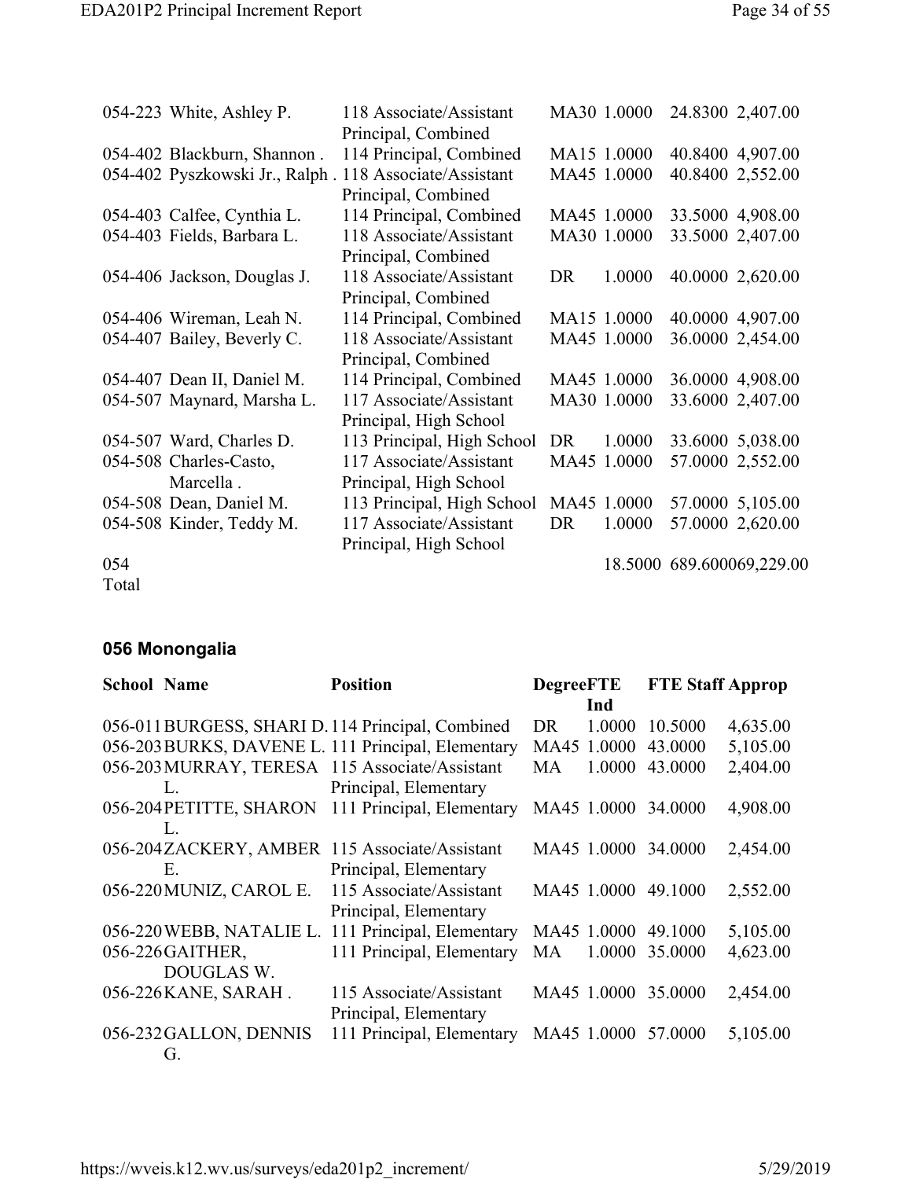| School | Name | Position | Degree | FTE Ind | FTE Staff | Approp |
|---|---|---|---|---|---|---|
| 054-223 | White, Ashley P. | 118 Associate/Assistant Principal, Combined | MA30 | 1.0000 | 24.8300 | 2,407.00 |
| 054-402 | Blackburn, Shannon . | 114 Principal, Combined | MA15 | 1.0000 | 40.8400 | 4,907.00 |
| 054-402 | Pyszkowski Jr., Ralph . | 118 Associate/Assistant Principal, Combined | MA45 | 1.0000 | 40.8400 | 2,552.00 |
| 054-403 | Calfee, Cynthia L. | 114 Principal, Combined | MA45 | 1.0000 | 33.5000 | 4,908.00 |
| 054-403 | Fields, Barbara L. | 118 Associate/Assistant Principal, Combined | MA30 | 1.0000 | 33.5000 | 2,407.00 |
| 054-406 | Jackson, Douglas J. | 118 Associate/Assistant Principal, Combined | DR | 1.0000 | 40.0000 | 2,620.00 |
| 054-406 | Wireman, Leah N. | 114 Principal, Combined | MA15 | 1.0000 | 40.0000 | 4,907.00 |
| 054-407 | Bailey, Beverly C. | 118 Associate/Assistant Principal, Combined | MA45 | 1.0000 | 36.0000 | 2,454.00 |
| 054-407 | Dean II, Daniel M. | 114 Principal, Combined | MA45 | 1.0000 | 36.0000 | 4,908.00 |
| 054-507 | Maynard, Marsha L. | 117 Associate/Assistant Principal, High School | MA30 | 1.0000 | 33.6000 | 2,407.00 |
| 054-507 | Ward, Charles D. | 113 Principal, High School | DR | 1.0000 | 33.6000 | 5,038.00 |
| 054-508 | Charles-Casto, Marcella . | 117 Associate/Assistant Principal, High School | MA45 | 1.0000 | 57.0000 | 2,552.00 |
| 054-508 | Dean, Daniel M. | 113 Principal, High School | MA45 | 1.0000 | 57.0000 | 5,105.00 |
| 054-508 | Kinder, Teddy M. | 117 Associate/Assistant Principal, High School | DR | 1.0000 | 57.0000 | 2,620.00 |
| 054 Total | | | | 18.5000 | 689.6000 | 69,229.00 |

## 056 Monongalia

| School | Name | Position | Degree | FTE Ind | FTE Staff | Approp |
|---|---|---|---|---|---|---|
| 056-011 | BURGESS, SHARI D. | 114 Principal, Combined | DR | 1.0000 | 10.5000 | 4,635.00 |
| 056-203 | BURKS, DAVENE L. | 111 Principal, Elementary | MA45 | 1.0000 | 43.0000 | 5,105.00 |
| 056-203 | MURRAY, TERESA L. | 115 Associate/Assistant Principal, Elementary | MA | 1.0000 | 43.0000 | 2,404.00 |
| 056-204 | PETITTE, SHARON L. | 111 Principal, Elementary | MA45 | 1.0000 | 34.0000 | 4,908.00 |
| 056-204 | ZACKERY, AMBER E. | 115 Associate/Assistant Principal, Elementary | MA45 | 1.0000 | 34.0000 | 2,454.00 |
| 056-220 | MUNIZ, CAROL E. | 115 Associate/Assistant Principal, Elementary | MA45 | 1.0000 | 49.1000 | 2,552.00 |
| 056-220 | WEBB, NATALIE L. | 111 Principal, Elementary | MA45 | 1.0000 | 49.1000 | 5,105.00 |
| 056-226 | GAITHER, DOUGLAS W. | 111 Principal, Elementary | MA | 1.0000 | 35.0000 | 4,623.00 |
| 056-226 | KANE, SARAH . | 115 Associate/Assistant Principal, Elementary | MA45 | 1.0000 | 35.0000 | 2,454.00 |
| 056-232 | GALLON, DENNIS G. | 111 Principal, Elementary | MA45 | 1.0000 | 57.0000 | 5,105.00 |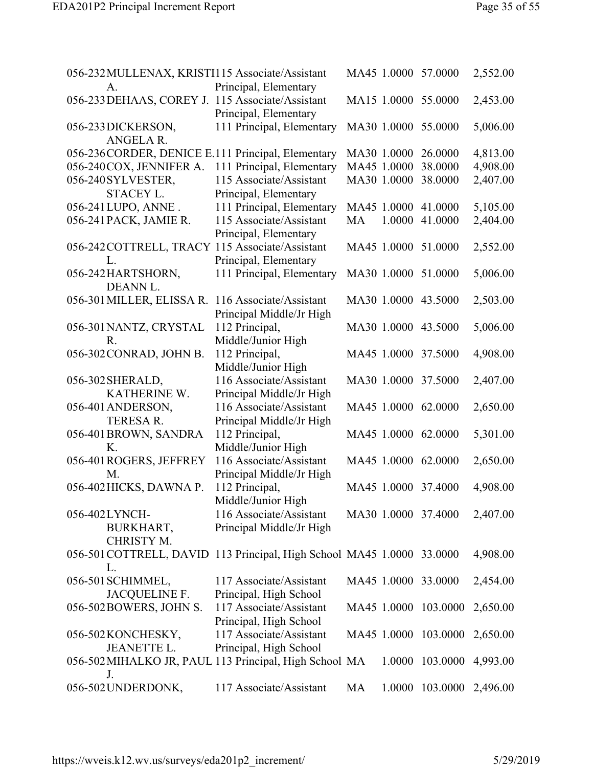| | | | | | | |
|---|---|---|---|---|---|---|
| 056-232 | MULLENAX, KRISTI A. | 115 Associate/Assistant Principal, Elementary | MA45 | 1.0000 | 57.0000 | 2,552.00 |
| 056-233 | DEHAAS, COREY J. | 115 Associate/Assistant Principal, Elementary | MA15 | 1.0000 | 55.0000 | 2,453.00 |
| 056-233 | DICKERSON, ANGELA R. | 111 Principal, Elementary | MA30 | 1.0000 | 55.0000 | 5,006.00 |
| 056-236 | CORDER, DENICE E. | 111 Principal, Elementary | MA30 | 1.0000 | 26.0000 | 4,813.00 |
| 056-240 | COX, JENNIFER A. | 111 Principal, Elementary | MA45 | 1.0000 | 38.0000 | 4,908.00 |
| 056-240 | SYLVESTER, STACEY L. | 115 Associate/Assistant Principal, Elementary | MA30 | 1.0000 | 38.0000 | 2,407.00 |
| 056-241 | LUPO, ANNE . | 111 Principal, Elementary | MA45 | 1.0000 | 41.0000 | 5,105.00 |
| 056-241 | PACK, JAMIE R. | 115 Associate/Assistant Principal, Elementary | MA | 1.0000 | 41.0000 | 2,404.00 |
| 056-242 | COTTRELL, TRACY L. | 115 Associate/Assistant Principal, Elementary | MA45 | 1.0000 | 51.0000 | 2,552.00 |
| 056-242 | HARTSHORN, DEANN L. | 111 Principal, Elementary | MA30 | 1.0000 | 51.0000 | 5,006.00 |
| 056-301 | MILLER, ELISSA R. | 116 Associate/Assistant Principal Middle/Jr High | MA30 | 1.0000 | 43.5000 | 2,503.00 |
| 056-301 | NANTZ, CRYSTAL R. | 112 Principal, Middle/Junior High | MA30 | 1.0000 | 43.5000 | 5,006.00 |
| 056-302 | CONRAD, JOHN B. | 112 Principal, Middle/Junior High | MA45 | 1.0000 | 37.5000 | 4,908.00 |
| 056-302 | SHERALD, KATHERINE W. | 116 Associate/Assistant Principal Middle/Jr High | MA30 | 1.0000 | 37.5000 | 2,407.00 |
| 056-401 | ANDERSON, TERESA R. | 116 Associate/Assistant Principal Middle/Jr High | MA45 | 1.0000 | 62.0000 | 2,650.00 |
| 056-401 | BROWN, SANDRA K. | 112 Principal, Middle/Junior High | MA45 | 1.0000 | 62.0000 | 5,301.00 |
| 056-401 | ROGERS, JEFFREY M. | 116 Associate/Assistant Principal Middle/Jr High | MA45 | 1.0000 | 62.0000 | 2,650.00 |
| 056-402 | HICKS, DAWNA P. | 112 Principal, Middle/Junior High | MA45 | 1.0000 | 37.4000 | 4,908.00 |
| 056-402 | LYNCH-BURKHART, CHRISTY M. | 116 Associate/Assistant Principal Middle/Jr High | MA30 | 1.0000 | 37.4000 | 2,407.00 |
| 056-501 | COTTRELL, DAVID L. | 113 Principal, High School | MA45 | 1.0000 | 33.0000 | 4,908.00 |
| 056-501 | SCHIMMEL, JACQUELINE F. | 117 Associate/Assistant Principal, High School | MA45 | 1.0000 | 33.0000 | 2,454.00 |
| 056-502 | BOWERS, JOHN S. | 117 Associate/Assistant Principal, High School | MA45 | 1.0000 | 103.0000 | 2,650.00 |
| 056-502 | KONCHESKY, JEANETTE L. | 117 Associate/Assistant Principal, High School | MA45 | 1.0000 | 103.0000 | 2,650.00 |
| 056-502 | MIHALKO JR, PAUL J. | 113 Principal, High School | MA | 1.0000 | 103.0000 | 4,993.00 |
| 056-502 | UNDERDONK, | 117 Associate/Assistant | MA | 1.0000 | 103.0000 | 2,496.00 |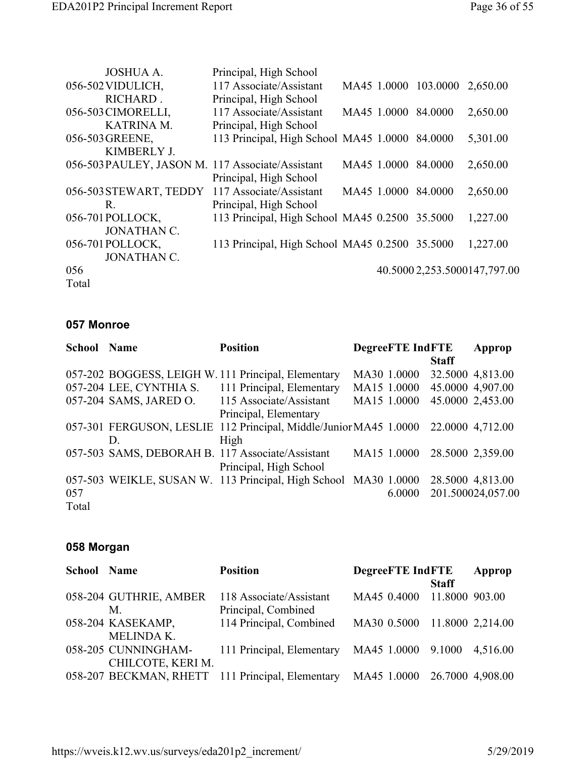| School | Name | Position | Degree | FTE | IndFTE Staff | Approp |
|---|---|---|---|---|---|---|
| | JOSHUA A. | Principal, High School | | | | |
| 056-502 | VIDULICH, RICHARD . | 117 Associate/Assistant Principal, High School | MA45 | 1.0000 | 103.0000 | 2,650.00 |
| 056-503 | CIMORELLI, KATRINA M. | 117 Associate/Assistant Principal, High School | MA45 | 1.0000 | 84.0000 | 2,650.00 |
| 056-503 | GREENE, KIMBERLY J. | 113 Principal, High School | MA45 | 1.0000 | 84.0000 | 5,301.00 |
| 056-503 | PAULEY, JASON M. | 117 Associate/Assistant Principal, High School | MA45 | 1.0000 | 84.0000 | 2,650.00 |
| 056-503 | STEWART, TEDDY R. | 117 Associate/Assistant Principal, High School | MA45 | 1.0000 | 84.0000 | 2,650.00 |
| 056-701 | POLLOCK, JONATHAN C. | 113 Principal, High School | MA45 | 0.2500 | 35.5000 | 1,227.00 |
| 056-701 | POLLOCK, JONATHAN C. | 113 Principal, High School | MA45 | 0.2500 | 35.5000 | 1,227.00 |
| 056 Total | | | | 40.5000 | 2,253.5000 | 147,797.00 |

## 057 Monroe

| School | Name | Position | Degree | FTE | IndFTE Staff | Approp |
|---|---|---|---|---|---|---|
| 057-202 | BOGGESS, LEIGH W. | 111 Principal, Elementary | MA30 | 1.0000 | 32.5000 | 4,813.00 |
| 057-204 | LEE, CYNTHIA S. | 111 Principal, Elementary | MA15 | 1.0000 | 45.0000 | 4,907.00 |
| 057-204 | SAMS, JARED O. | 115 Associate/Assistant Principal, Elementary | MA15 | 1.0000 | 45.0000 | 2,453.00 |
| 057-301 | FERGUSON, LESLIE D. | 112 Principal, Middle/Junior High | MA45 | 1.0000 | 22.0000 | 4,712.00 |
| 057-503 | SAMS, DEBORAH B. | 117 Associate/Assistant Principal, High School | MA15 | 1.0000 | 28.5000 | 2,359.00 |
| 057-503 | WEIKLE, SUSAN W. | 113 Principal, High School | MA30 | 1.0000 | 28.5000 | 4,813.00 |
| 057 Total | | | | 6.0000 | 201.5000 | 24,057.00 |

## 058 Morgan

| School | Name | Position | Degree | FTE | IndFTE Staff | Approp |
|---|---|---|---|---|---|---|
| 058-204 | GUTHRIE, AMBER M. | 118 Associate/Assistant Principal, Combined | MA45 | 0.4000 | 11.8000 | 903.00 |
| 058-204 | KASEKAMP, MELINDA K. | 114 Principal, Combined | MA30 | 0.5000 | 11.8000 | 2,214.00 |
| 058-205 | CUNNINGHAM-CHILCOTE, KERI M. | 111 Principal, Elementary | MA45 | 1.0000 | 9.1000 | 4,516.00 |
| 058-207 | BECKMAN, RHETT | 111 Principal, Elementary | MA45 | 1.0000 | 26.7000 | 4,908.00 |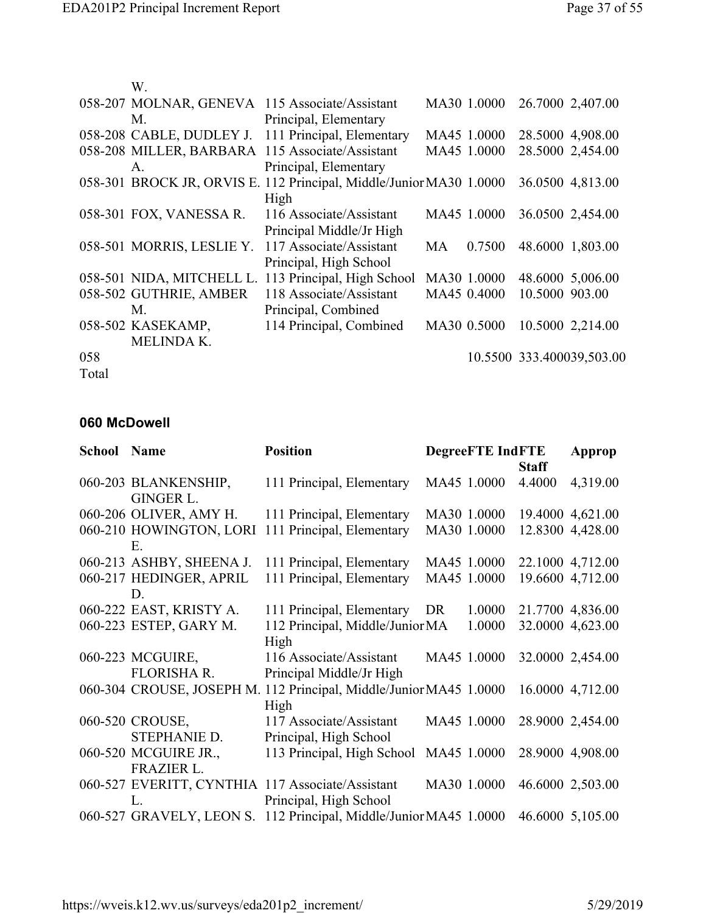| School | Name | Position | Degree | FTE Ind | FTE Staff | Approp |
|---|---|---|---|---|---|---|
| | W. | | | | | |
| 058-207 | MOLNAR, GENEVA M. | 115 Associate/Assistant Principal, Elementary | MA30 | 1.0000 | 26.7000 | 2,407.00 |
| 058-208 | CABLE, DUDLEY J. | 111 Principal, Elementary | MA45 | 1.0000 | 28.5000 | 4,908.00 |
| 058-208 | MILLER, BARBARA A. | 115 Associate/Assistant Principal, Elementary | MA45 | 1.0000 | 28.5000 | 2,454.00 |
| 058-301 | BROCK JR, ORVIS E. | 112 Principal, Middle/Junior High | MA30 | 1.0000 | 36.0500 | 4,813.00 |
| 058-301 | FOX, VANESSA R. | 116 Associate/Assistant Principal Middle/Jr High | MA45 | 1.0000 | 36.0500 | 2,454.00 |
| 058-501 | MORRIS, LESLIE Y. | 117 Associate/Assistant Principal, High School | MA | 0.7500 | 48.6000 | 1,803.00 |
| 058-501 | NIDA, MITCHELL L. | 113 Principal, High School | MA30 | 1.0000 | 48.6000 | 5,006.00 |
| 058-502 | GUTHRIE, AMBER M. | 118 Associate/Assistant Principal, Combined | MA45 | 0.4000 | 10.5000 | 903.00 |
| 058-502 | KASEKAMP, MELINDA K. | 114 Principal, Combined | MA30 | 0.5000 | 10.5000 | 2,214.00 |
| 058 Total | | | | 10.5500 | 333.4000 | 39,503.00 |

### 060 McDowell

| School | Name | Position | Degree | FTE Ind | FTE Staff | Approp |
|---|---|---|---|---|---|---|
| 060-203 | BLANKENSHIP, GINGER L. | 111 Principal, Elementary | MA45 | 1.0000 | 4.4000 | 4,319.00 |
| 060-206 | OLIVER, AMY H. | 111 Principal, Elementary | MA30 | 1.0000 | 19.4000 | 4,621.00 |
| 060-210 | HOWINGTON, LORI E. | 111 Principal, Elementary | MA30 | 1.0000 | 12.8300 | 4,428.00 |
| 060-213 | ASHBY, SHEENA J. | 111 Principal, Elementary | MA45 | 1.0000 | 22.1000 | 4,712.00 |
| 060-217 | HEDINGER, APRIL D. | 111 Principal, Elementary | MA45 | 1.0000 | 19.6600 | 4,712.00 |
| 060-222 | EAST, KRISTY A. | 111 Principal, Elementary | DR | 1.0000 | 21.7700 | 4,836.00 |
| 060-223 | ESTEP, GARY M. | 112 Principal, Middle/Junior High | MA | 1.0000 | 32.0000 | 4,623.00 |
| 060-223 | MCGUIRE, FLORISHA R. | 116 Associate/Assistant Principal Middle/Jr High | MA45 | 1.0000 | 32.0000 | 2,454.00 |
| 060-304 | CROUSE, JOSEPH M. | 112 Principal, Middle/Junior High | MA45 | 1.0000 | 16.0000 | 4,712.00 |
| 060-520 | CROUSE, STEPHANIE D. | 117 Associate/Assistant Principal, High School | MA45 | 1.0000 | 28.9000 | 2,454.00 |
| 060-520 | MCGUIRE JR., FRAZIER L. | 113 Principal, High School | MA45 | 1.0000 | 28.9000 | 4,908.00 |
| 060-527 | EVERITT, CYNTHIA L. | 117 Associate/Assistant Principal, High School | MA30 | 1.0000 | 46.6000 | 2,503.00 |
| 060-527 | GRAVELY, LEON S. | 112 Principal, Middle/Junior | MA45 | 1.0000 | 46.6000 | 5,105.00 |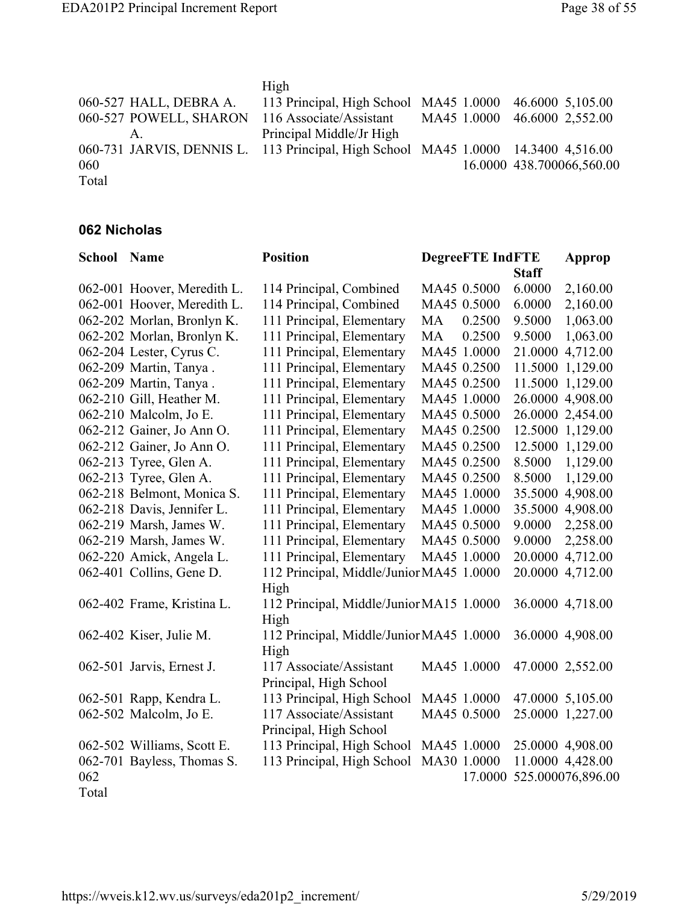| School | Name | Position | Degree | FTE Ind | FTE Staff | Approp |
|---|---|---|---|---|---|---|
| | | High | | | | |
| 060-527 | HALL, DEBRA A. | 113 Principal, High School | MA45 | 1.0000 | 46.6000 | 5,105.00 |
| 060-527 | POWELL, SHARON A. | 116 Associate/Assistant Principal Middle/Jr High | MA45 | 1.0000 | 46.6000 | 2,552.00 |
| 060-731 | JARVIS, DENNIS L. | 113 Principal, High School | MA45 | 1.0000 | 14.3400 | 4,516.00 |
| 060 Total | | | | 16.0000 | 438.7000 | 66,560.00 |

## 062 Nicholas

| School | Name | Position | Degree | FTE Ind | FTE Staff | Approp |
|---|---|---|---|---|---|---|
| 062-001 | Hoover, Meredith L. | 114 Principal, Combined | MA45 | 0.5000 | 6.0000 | 2,160.00 |
| 062-001 | Hoover, Meredith L. | 114 Principal, Combined | MA45 | 0.5000 | 6.0000 | 2,160.00 |
| 062-202 | Morlan, Bronlyn K. | 111 Principal, Elementary | MA | 0.2500 | 9.5000 | 1,063.00 |
| 062-202 | Morlan, Bronlyn K. | 111 Principal, Elementary | MA | 0.2500 | 9.5000 | 1,063.00 |
| 062-204 | Lester, Cyrus C. | 111 Principal, Elementary | MA45 | 1.0000 | 21.0000 | 4,712.00 |
| 062-209 | Martin, Tanya . | 111 Principal, Elementary | MA45 | 0.2500 | 11.5000 | 1,129.00 |
| 062-209 | Martin, Tanya . | 111 Principal, Elementary | MA45 | 0.2500 | 11.5000 | 1,129.00 |
| 062-210 | Gill, Heather M. | 111 Principal, Elementary | MA45 | 1.0000 | 26.0000 | 4,908.00 |
| 062-210 | Malcolm, Jo E. | 111 Principal, Elementary | MA45 | 0.5000 | 26.0000 | 2,454.00 |
| 062-212 | Gainer, Jo Ann O. | 111 Principal, Elementary | MA45 | 0.2500 | 12.5000 | 1,129.00 |
| 062-212 | Gainer, Jo Ann O. | 111 Principal, Elementary | MA45 | 0.2500 | 12.5000 | 1,129.00 |
| 062-213 | Tyree, Glen A. | 111 Principal, Elementary | MA45 | 0.2500 | 8.5000 | 1,129.00 |
| 062-213 | Tyree, Glen A. | 111 Principal, Elementary | MA45 | 0.2500 | 8.5000 | 1,129.00 |
| 062-218 | Belmont, Monica S. | 111 Principal, Elementary | MA45 | 1.0000 | 35.5000 | 4,908.00 |
| 062-218 | Davis, Jennifer L. | 111 Principal, Elementary | MA45 | 1.0000 | 35.5000 | 4,908.00 |
| 062-219 | Marsh, James W. | 111 Principal, Elementary | MA45 | 0.5000 | 9.0000 | 2,258.00 |
| 062-219 | Marsh, James W. | 111 Principal, Elementary | MA45 | 0.5000 | 9.0000 | 2,258.00 |
| 062-220 | Amick, Angela L. | 111 Principal, Elementary | MA45 | 1.0000 | 20.0000 | 4,712.00 |
| 062-401 | Collins, Gene D. | 112 Principal, Middle/Junior High | MA45 | 1.0000 | 20.0000 | 4,712.00 |
| 062-402 | Frame, Kristina L. | 112 Principal, Middle/Junior High | MA15 | 1.0000 | 36.0000 | 4,718.00 |
| 062-402 | Kiser, Julie M. | 112 Principal, Middle/Junior High | MA45 | 1.0000 | 36.0000 | 4,908.00 |
| 062-501 | Jarvis, Ernest J. | 117 Associate/Assistant Principal, High School | MA45 | 1.0000 | 47.0000 | 2,552.00 |
| 062-501 | Rapp, Kendra L. | 113 Principal, High School | MA45 | 1.0000 | 47.0000 | 5,105.00 |
| 062-502 | Malcolm, Jo E. | 117 Associate/Assistant Principal, High School | MA45 | 0.5000 | 25.0000 | 1,227.00 |
| 062-502 | Williams, Scott E. | 113 Principal, High School | MA45 | 1.0000 | 25.0000 | 4,908.00 |
| 062-701 | Bayless, Thomas S. | 113 Principal, High School | MA30 | 1.0000 | 11.0000 | 4,428.00 |
| 062 Total | | | | 17.0000 | 525.0000 | 76,896.00 |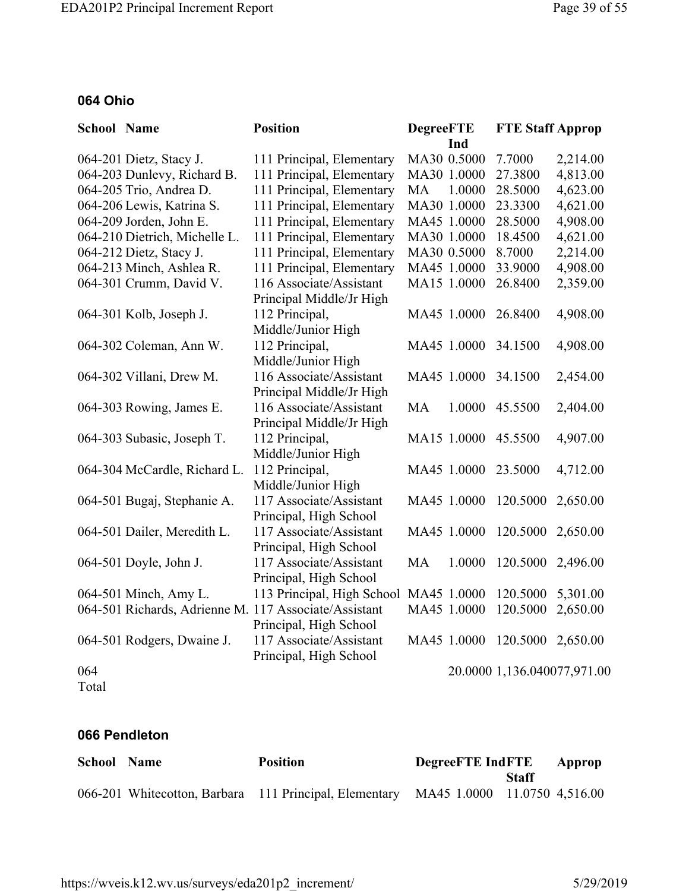### 064 Ohio

| School | Name | Position | Degree | FTE Ind | FTE Staff | Approp |
|---|---|---|---|---|---|---|
| 064-201 | Dietz, Stacy J. | 111 Principal, Elementary | MA30 | 0.5000 | 7.7000 | 2,214.00 |
| 064-203 | Dunlevy, Richard B. | 111 Principal, Elementary | MA30 | 1.0000 | 27.3800 | 4,813.00 |
| 064-205 | Trio, Andrea D. | 111 Principal, Elementary | MA | 1.0000 | 28.5000 | 4,623.00 |
| 064-206 | Lewis, Katrina S. | 111 Principal, Elementary | MA30 | 1.0000 | 23.3300 | 4,621.00 |
| 064-209 | Jorden, John E. | 111 Principal, Elementary | MA45 | 1.0000 | 28.5000 | 4,908.00 |
| 064-210 | Dietrich, Michelle L. | 111 Principal, Elementary | MA30 | 1.0000 | 18.4500 | 4,621.00 |
| 064-212 | Dietz, Stacy J. | 111 Principal, Elementary | MA30 | 0.5000 | 8.7000 | 2,214.00 |
| 064-213 | Minch, Ashlea R. | 111 Principal, Elementary | MA45 | 1.0000 | 33.9000 | 4,908.00 |
| 064-301 | Crumm, David V. | 116 Associate/Assistant Principal Middle/Jr High | MA15 | 1.0000 | 26.8400 | 2,359.00 |
| 064-301 | Kolb, Joseph J. | 112 Principal, Middle/Junior High | MA45 | 1.0000 | 26.8400 | 4,908.00 |
| 064-302 | Coleman, Ann W. | 112 Principal, Middle/Junior High | MA45 | 1.0000 | 34.1500 | 4,908.00 |
| 064-302 | Villani, Drew M. | 116 Associate/Assistant Principal Middle/Jr High | MA45 | 1.0000 | 34.1500 | 2,454.00 |
| 064-303 | Rowing, James E. | 116 Associate/Assistant Principal Middle/Jr High | MA | 1.0000 | 45.5500 | 2,404.00 |
| 064-303 | Subasic, Joseph T. | 112 Principal, Middle/Junior High | MA15 | 1.0000 | 45.5500 | 4,907.00 |
| 064-304 | McCardle, Richard L. | 112 Principal, Middle/Junior High | MA45 | 1.0000 | 23.5000 | 4,712.00 |
| 064-501 | Bugaj, Stephanie A. | 117 Associate/Assistant Principal, High School | MA45 | 1.0000 | 120.5000 | 2,650.00 |
| 064-501 | Dailer, Meredith L. | 117 Associate/Assistant Principal, High School | MA45 | 1.0000 | 120.5000 | 2,650.00 |
| 064-501 | Doyle, John J. | 117 Associate/Assistant Principal, High School | MA | 1.0000 | 120.5000 | 2,496.00 |
| 064-501 | Minch, Amy L. | 113 Principal, High School | MA45 | 1.0000 | 120.5000 | 5,301.00 |
| 064-501 | Richards, Adrienne M. | 117 Associate/Assistant Principal, High School | MA45 | 1.0000 | 120.5000 | 2,650.00 |
| 064-501 | Rodgers, Dwaine J. | 117 Associate/Assistant Principal, High School | MA45 | 1.0000 | 120.5000 | 2,650.00 |
| 064 Total | | | | 20.0000 | 1,136.0400 | 77,971.00 |

### 066 Pendleton

| School | Name | Position | Degree | FTE Ind | FTE Staff | Approp |
|---|---|---|---|---|---|---|
| 066-201 | Whitecotton, Barbara | 111 Principal, Elementary | MA45 | 1.0000 | 11.0750 | 4,516.00 |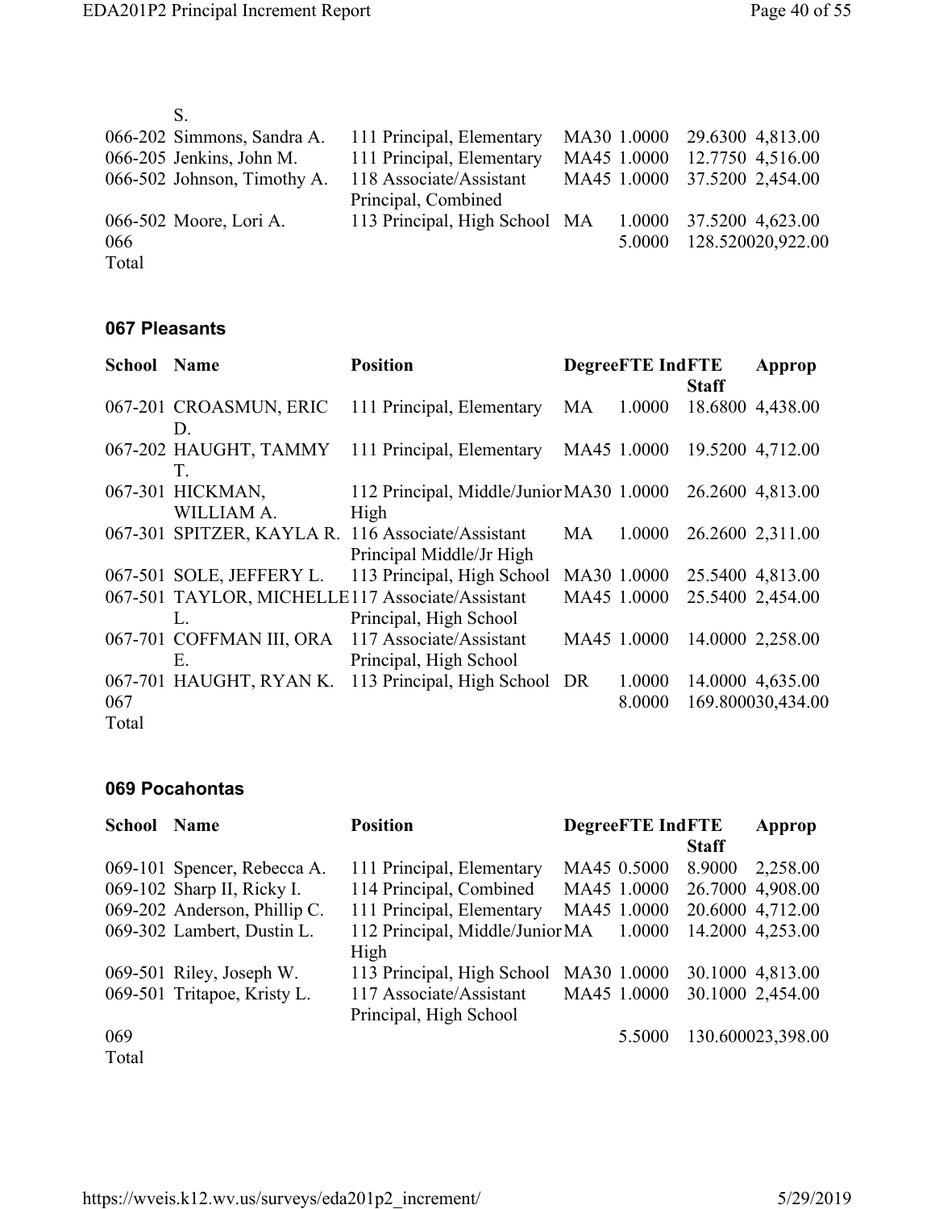| School | Name | Position | Degree | FTE | IndFTE Staff | Approp |
|---|---|---|---|---|---|---|
| | S. | | | | | |
| 066-202 | Simmons, Sandra A. | 111 Principal, Elementary | MA30 | 1.0000 | 29.6300 | 4,813.00 |
| 066-205 | Jenkins, John M. | 111 Principal, Elementary | MA45 | 1.0000 | 12.7750 | 4,516.00 |
| 066-502 | Johnson, Timothy A. | 118 Associate/Assistant Principal, Combined | MA45 | 1.0000 | 37.5200 | 2,454.00 |
| 066-502 | Moore, Lori A. | 113 Principal, High School | MA | 1.0000 | 37.5200 | 4,623.00 |
| 066 Total | | | | 5.0000 | 128.5200 | 20,922.00 |

### 067 Pleasants

| School | Name | Position | Degree | FTE | IndFTE Staff | Approp |
|---|---|---|---|---|---|---|
| 067-201 | CROASMUN, ERIC D. | 111 Principal, Elementary | MA | 1.0000 | 18.6800 | 4,438.00 |
| 067-202 | HAUGHT, TAMMY T. | 111 Principal, Elementary | MA45 | 1.0000 | 19.5200 | 4,712.00 |
| 067-301 | HICKMAN, WILLIAM A. | 112 Principal, Middle/Junior High | MA30 | 1.0000 | 26.2600 | 4,813.00 |
| 067-301 | SPITZER, KAYLA R. | 116 Associate/Assistant Principal Middle/Jr High | MA | 1.0000 | 26.2600 | 2,311.00 |
| 067-501 | SOLE, JEFFERY L. | 113 Principal, High School | MA30 | 1.0000 | 25.5400 | 4,813.00 |
| 067-501 | TAYLOR, MICHELLE L. | 117 Associate/Assistant Principal, High School | MA45 | 1.0000 | 25.5400 | 2,454.00 |
| 067-701 | COFFMAN III, ORA E. | 117 Associate/Assistant Principal, High School | MA45 | 1.0000 | 14.0000 | 2,258.00 |
| 067-701 | HAUGHT, RYAN K. | 113 Principal, High School | DR | 1.0000 | 14.0000 | 4,635.00 |
| 067 Total | | | | 8.0000 | 169.8000 | 30,434.00 |

### 069 Pocahontas

| School | Name | Position | Degree | FTE | IndFTE Staff | Approp |
|---|---|---|---|---|---|---|
| 069-101 | Spencer, Rebecca A. | 111 Principal, Elementary | MA45 | 0.5000 | 8.9000 | 2,258.00 |
| 069-102 | Sharp II, Ricky I. | 114 Principal, Combined | MA45 | 1.0000 | 26.7000 | 4,908.00 |
| 069-202 | Anderson, Phillip C. | 111 Principal, Elementary | MA45 | 1.0000 | 20.6000 | 4,712.00 |
| 069-302 | Lambert, Dustin L. | 112 Principal, Middle/Junior High | MA | 1.0000 | 14.2000 | 4,253.00 |
| 069-501 | Riley, Joseph W. | 113 Principal, High School | MA30 | 1.0000 | 30.1000 | 4,813.00 |
| 069-501 | Tritapoe, Kristy L. | 117 Associate/Assistant Principal, High School | MA45 | 1.0000 | 30.1000 | 2,454.00 |
| 069 Total | | | | 5.5000 | 130.6000 | 23,398.00 |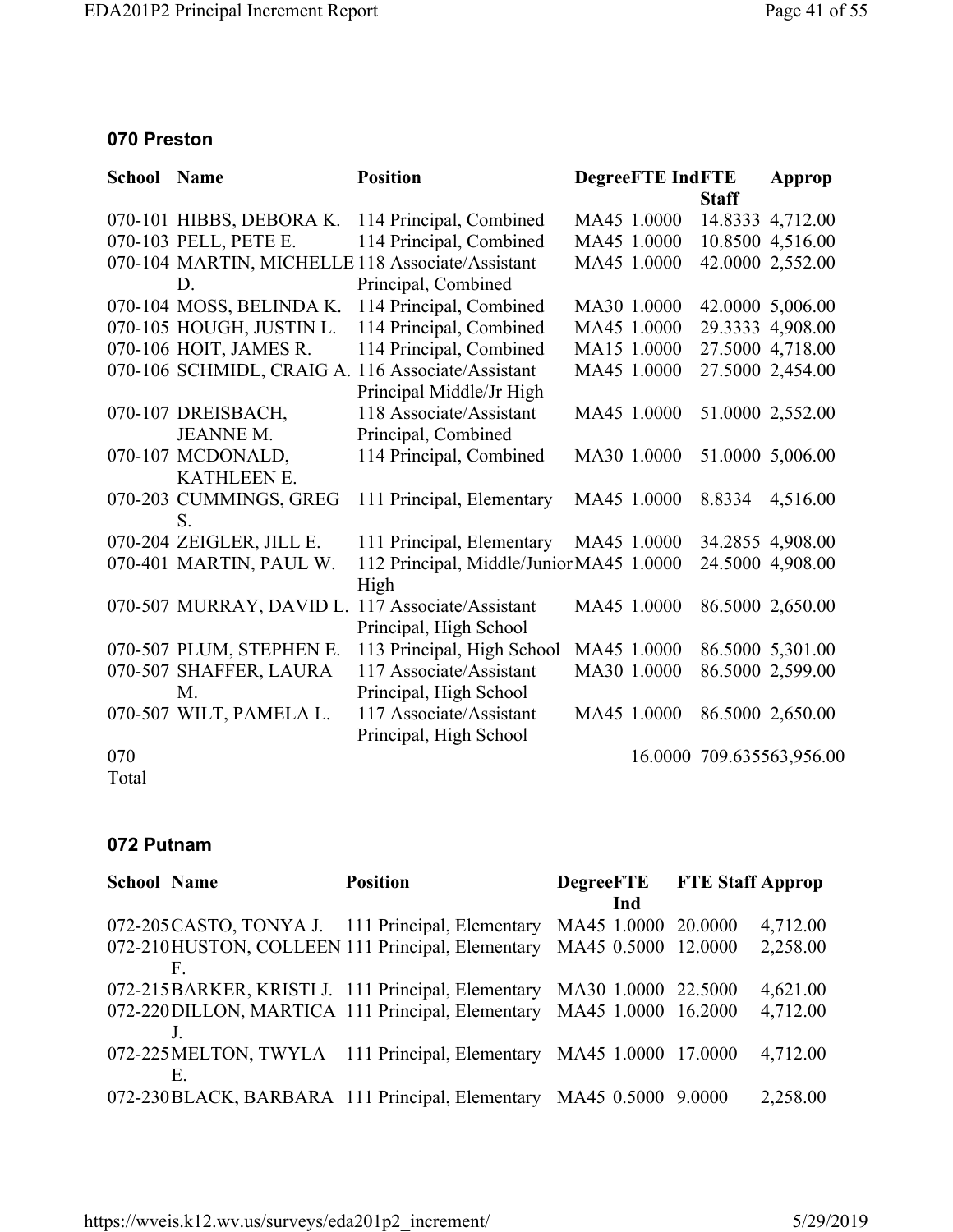## 070 Preston

| School | Name | Position | Degree | FTE Ind | FTE Staff | Approp |
|---|---|---|---|---|---|---|
| 070-101 | HIBBS, DEBORA K. | 114 Principal, Combined | MA45 | 1.0000 | 14.8333 | 4,712.00 |
| 070-103 | PELL, PETE E. | 114 Principal, Combined | MA45 | 1.0000 | 10.8500 | 4,516.00 |
| 070-104 | MARTIN, MICHELLE D. | 118 Associate/Assistant Principal, Combined | MA45 | 1.0000 | 42.0000 | 2,552.00 |
| 070-104 | MOSS, BELINDA K. | 114 Principal, Combined | MA30 | 1.0000 | 42.0000 | 5,006.00 |
| 070-105 | HOUGH, JUSTIN L. | 114 Principal, Combined | MA45 | 1.0000 | 29.3333 | 4,908.00 |
| 070-106 | HOIT, JAMES R. | 114 Principal, Combined | MA15 | 1.0000 | 27.5000 | 4,718.00 |
| 070-106 | SCHMIDL, CRAIG A. | 116 Associate/Assistant Principal Middle/Jr High | MA45 | 1.0000 | 27.5000 | 2,454.00 |
| 070-107 | DREISBACH, JEANNE M. | 118 Associate/Assistant Principal, Combined | MA45 | 1.0000 | 51.0000 | 2,552.00 |
| 070-107 | MCDONALD, KATHLEEN E. | 114 Principal, Combined | MA30 | 1.0000 | 51.0000 | 5,006.00 |
| 070-203 | CUMMINGS, GREG S. | 111 Principal, Elementary | MA45 | 1.0000 | 8.8334 | 4,516.00 |
| 070-204 | ZEIGLER, JILL E. | 111 Principal, Elementary | MA45 | 1.0000 | 34.2855 | 4,908.00 |
| 070-401 | MARTIN, PAUL W. | 112 Principal, Middle/Junior High | MA45 | 1.0000 | 24.5000 | 4,908.00 |
| 070-507 | MURRAY, DAVID L. | 117 Associate/Assistant Principal, High School | MA45 | 1.0000 | 86.5000 | 2,650.00 |
| 070-507 | PLUM, STEPHEN E. | 113 Principal, High School | MA45 | 1.0000 | 86.5000 | 5,301.00 |
| 070-507 | SHAFFER, LAURA M. | 117 Associate/Assistant Principal, High School | MA30 | 1.0000 | 86.5000 | 2,599.00 |
| 070-507 | WILT, PAMELA L. | 117 Associate/Assistant Principal, High School | MA45 | 1.0000 | 86.5000 | 2,650.00 |
| 070 Total | | | | 16.0000 | 709.6355 | 63,956.00 |

## 072 Putnam

| School | Name | Position | Degree | FTE Ind | FTE Staff | Approp |
|---|---|---|---|---|---|---|
| 072-205 | CASTO, TONYA J. | 111 Principal, Elementary | MA45 | 1.0000 | 20.0000 | 4,712.00 |
| 072-210 | HUSTON, COLLEEN F. | 111 Principal, Elementary | MA45 | 0.5000 | 12.0000 | 2,258.00 |
| 072-215 | BARKER, KRISTI J. | 111 Principal, Elementary | MA30 | 1.0000 | 22.5000 | 4,621.00 |
| 072-220 | DILLON, MARTICA J. | 111 Principal, Elementary | MA45 | 1.0000 | 16.2000 | 4,712.00 |
| 072-225 | MELTON, TWYLA E. | 111 Principal, Elementary | MA45 | 1.0000 | 17.0000 | 4,712.00 |
| 072-230 | BLACK, BARBARA | 111 Principal, Elementary | MA45 | 0.5000 | 9.0000 | 2,258.00 |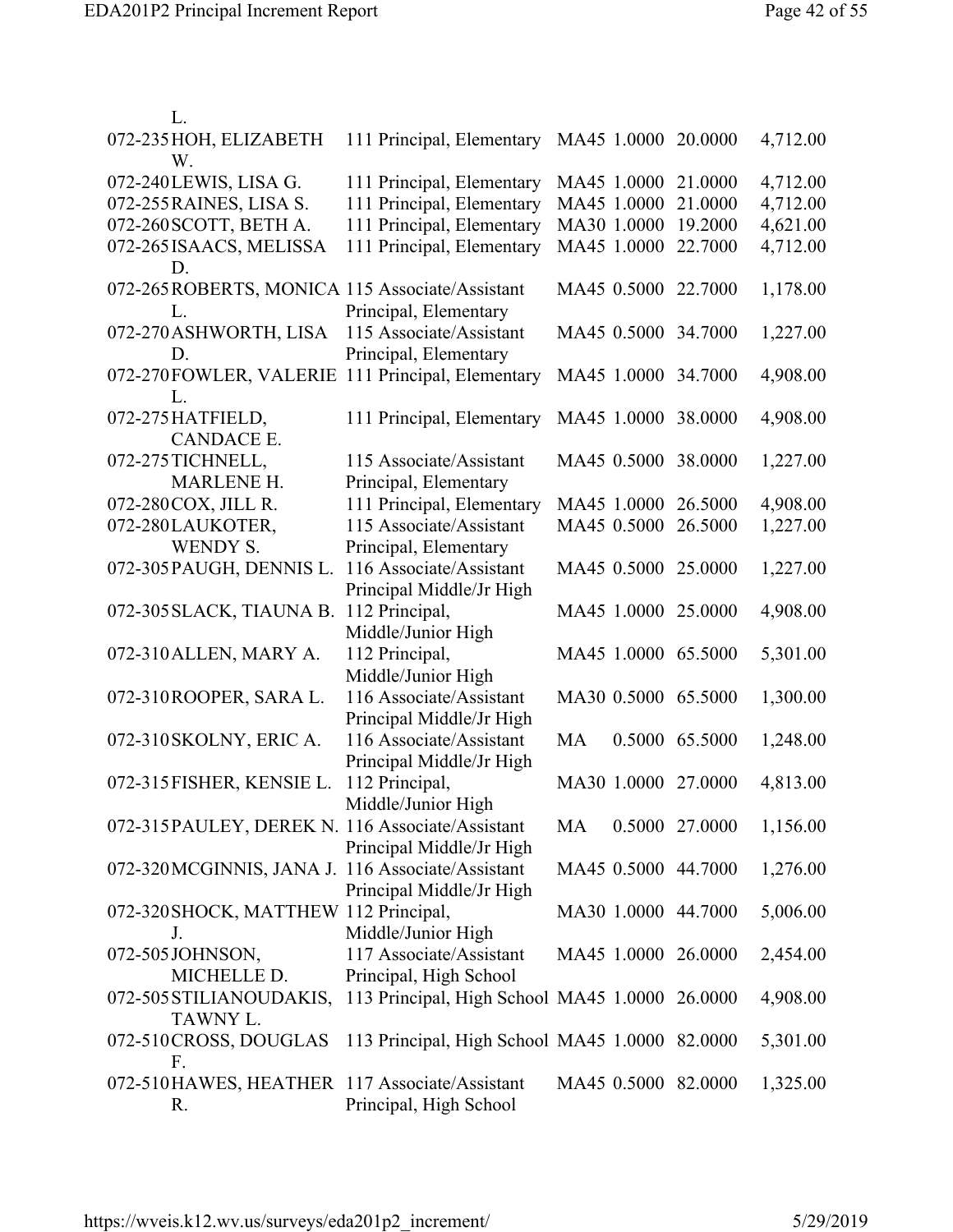| | | | | | | |
|---|---|---|---|---|---|---|
| | L. | | | | | |
| 072-235 | HOH, ELIZABETH W. | 111 Principal, Elementary | MA45 | 1.0000 | 20.0000 | 4,712.00 |
| 072-240 | LEWIS, LISA G. | 111 Principal, Elementary | MA45 | 1.0000 | 21.0000 | 4,712.00 |
| 072-255 | RAINES, LISA S. | 111 Principal, Elementary | MA45 | 1.0000 | 21.0000 | 4,712.00 |
| 072-260 | SCOTT, BETH A. | 111 Principal, Elementary | MA30 | 1.0000 | 19.2000 | 4,621.00 |
| 072-265 | ISAACS, MELISSA D. | 111 Principal, Elementary | MA45 | 1.0000 | 22.7000 | 4,712.00 |
| 072-265 | ROBERTS, MONICA L. | 115 Associate/Assistant Principal, Elementary | MA45 | 0.5000 | 22.7000 | 1,178.00 |
| 072-270 | ASHWORTH, LISA D. | 115 Associate/Assistant Principal, Elementary | MA45 | 0.5000 | 34.7000 | 1,227.00 |
| 072-270 | FOWLER, VALERIE L. | 111 Principal, Elementary | MA45 | 1.0000 | 34.7000 | 4,908.00 |
| 072-275 | HATFIELD, CANDACE E. | 111 Principal, Elementary | MA45 | 1.0000 | 38.0000 | 4,908.00 |
| 072-275 | TICHNELL, MARLENE H. | 115 Associate/Assistant Principal, Elementary | MA45 | 0.5000 | 38.0000 | 1,227.00 |
| 072-280 | COX, JILL R. | 111 Principal, Elementary | MA45 | 1.0000 | 26.5000 | 4,908.00 |
| 072-280 | LAUKOTER, WENDY S. | 115 Associate/Assistant Principal, Elementary | MA45 | 0.5000 | 26.5000 | 1,227.00 |
| 072-305 | PAUGH, DENNIS L. | 116 Associate/Assistant Principal Middle/Jr High | MA45 | 0.5000 | 25.0000 | 1,227.00 |
| 072-305 | SLACK, TIAUNA B. | 112 Principal, Middle/Junior High | MA45 | 1.0000 | 25.0000 | 4,908.00 |
| 072-310 | ALLEN, MARY A. | 112 Principal, Middle/Junior High | MA45 | 1.0000 | 65.5000 | 5,301.00 |
| 072-310 | ROOPER, SARA L. | 116 Associate/Assistant Principal Middle/Jr High | MA30 | 0.5000 | 65.5000 | 1,300.00 |
| 072-310 | SKOLNY, ERIC A. | 116 Associate/Assistant Principal Middle/Jr High | MA | 0.5000 | 65.5000 | 1,248.00 |
| 072-315 | FISHER, KENSIE L. | 112 Principal, Middle/Junior High | MA30 | 1.0000 | 27.0000 | 4,813.00 |
| 072-315 | PAULEY, DEREK N. | 116 Associate/Assistant Principal Middle/Jr High | MA | 0.5000 | 27.0000 | 1,156.00 |
| 072-320 | MCGINNIS, JANA J. | 116 Associate/Assistant Principal Middle/Jr High | MA45 | 0.5000 | 44.7000 | 1,276.00 |
| 072-320 | SHOCK, MATTHEW J. | 112 Principal, Middle/Junior High | MA30 | 1.0000 | 44.7000 | 5,006.00 |
| 072-505 | JOHNSON, MICHELLE D. | 117 Associate/Assistant Principal, High School | MA45 | 1.0000 | 26.0000 | 2,454.00 |
| 072-505 | STILIANOUDAKIS, TAWNY L. | 113 Principal, High School | MA45 | 1.0000 | 26.0000 | 4,908.00 |
| 072-510 | CROSS, DOUGLAS F. | 113 Principal, High School | MA45 | 1.0000 | 82.0000 | 5,301.00 |
| 072-510 | HAWES, HEATHER R. | 117 Associate/Assistant Principal, High School | MA45 | 0.5000 | 82.0000 | 1,325.00 |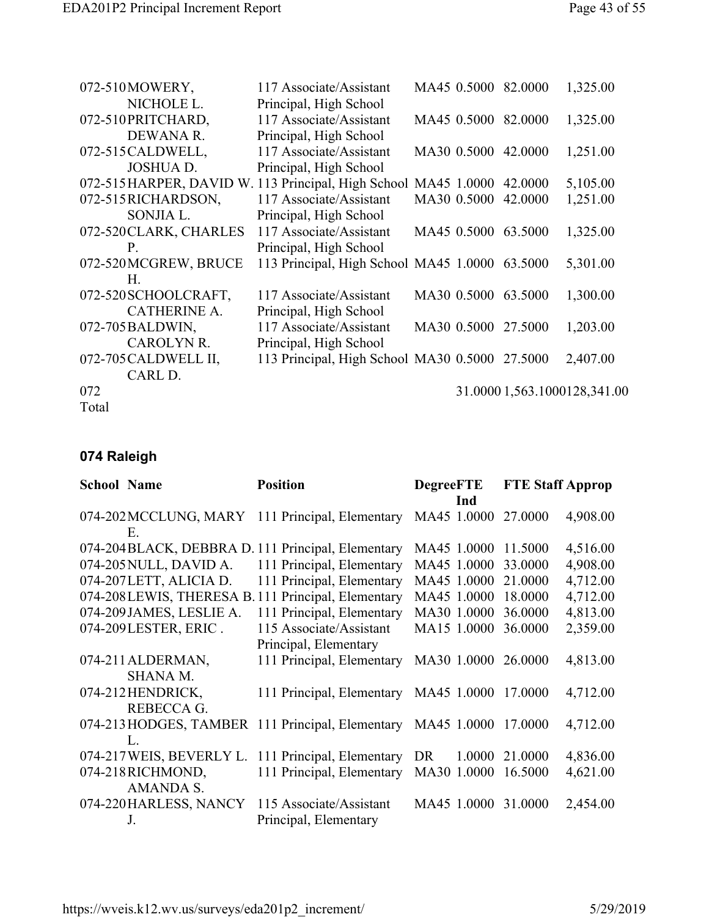| School | Name | Position | Degree | FTE Ind | FTE Staff | Approp |
|---|---|---|---|---|---|---|
| 072-510 | MOWERY, NICHOLE L. | 117 Associate/Assistant Principal, High School | MA45 | 0.5000 | 82.0000 | 1,325.00 |
| 072-510 | PRITCHARD, DEWANA R. | 117 Associate/Assistant Principal, High School | MA45 | 0.5000 | 82.0000 | 1,325.00 |
| 072-515 | CALDWELL, JOSHUA D. | 117 Associate/Assistant Principal, High School | MA30 | 0.5000 | 42.0000 | 1,251.00 |
| 072-515 | HARPER, DAVID W. | 113 Principal, High School | MA45 | 1.0000 | 42.0000 | 5,105.00 |
| 072-515 | RICHARDSON, SONJIA L. | 117 Associate/Assistant Principal, High School | MA30 | 0.5000 | 42.0000 | 1,251.00 |
| 072-520 | CLARK, CHARLES P. | 117 Associate/Assistant Principal, High School | MA45 | 0.5000 | 63.5000 | 1,325.00 |
| 072-520 | MCGREW, BRUCE H. | 113 Principal, High School | MA45 | 1.0000 | 63.5000 | 5,301.00 |
| 072-520 | SCHOOLCRAFT, CATHERINE A. | 117 Associate/Assistant Principal, High School | MA30 | 0.5000 | 63.5000 | 1,300.00 |
| 072-705 | BALDWIN, CAROLYN R. | 117 Associate/Assistant Principal, High School | MA30 | 0.5000 | 27.5000 | 1,203.00 |
| 072-705 | CALDWELL II, CARL D. | 113 Principal, High School | MA30 | 0.5000 | 27.5000 | 2,407.00 |
| 072 Total | | | | 31.0000 | 1,563.1000 | 128,341.00 |

## 074 Raleigh

| School | Name | Position | Degree | FTE Ind | FTE Staff | Approp |
|---|---|---|---|---|---|---|
| 074-202 | MCCLUNG, MARY E. | 111 Principal, Elementary | MA45 | 1.0000 | 27.0000 | 4,908.00 |
| 074-204 | BLACK, DEBBRA D. | 111 Principal, Elementary | MA45 | 1.0000 | 11.5000 | 4,516.00 |
| 074-205 | NULL, DAVID A. | 111 Principal, Elementary | MA45 | 1.0000 | 33.0000 | 4,908.00 |
| 074-207 | LETT, ALICIA D. | 111 Principal, Elementary | MA45 | 1.0000 | 21.0000 | 4,712.00 |
| 074-208 | LEWIS, THERESA B. | 111 Principal, Elementary | MA45 | 1.0000 | 18.0000 | 4,712.00 |
| 074-209 | JAMES, LESLIE A. | 111 Principal, Elementary | MA30 | 1.0000 | 36.0000 | 4,813.00 |
| 074-209 | LESTER, ERIC . | 115 Associate/Assistant Principal, Elementary | MA15 | 1.0000 | 36.0000 | 2,359.00 |
| 074-211 | ALDERMAN, SHANA M. | 111 Principal, Elementary | MA30 | 1.0000 | 26.0000 | 4,813.00 |
| 074-212 | HENDRICK, REBECCA G. | 111 Principal, Elementary | MA45 | 1.0000 | 17.0000 | 4,712.00 |
| 074-213 | HODGES, TAMBER L. | 111 Principal, Elementary | MA45 | 1.0000 | 17.0000 | 4,712.00 |
| 074-217 | WEIS, BEVERLY L. | 111 Principal, Elementary | DR | 1.0000 | 21.0000 | 4,836.00 |
| 074-218 | RICHMOND, AMANDA S. | 111 Principal, Elementary | MA30 | 1.0000 | 16.5000 | 4,621.00 |
| 074-220 | HARLESS, NANCY J. | 115 Associate/Assistant Principal, Elementary | MA45 | 1.0000 | 31.0000 | 2,454.00 |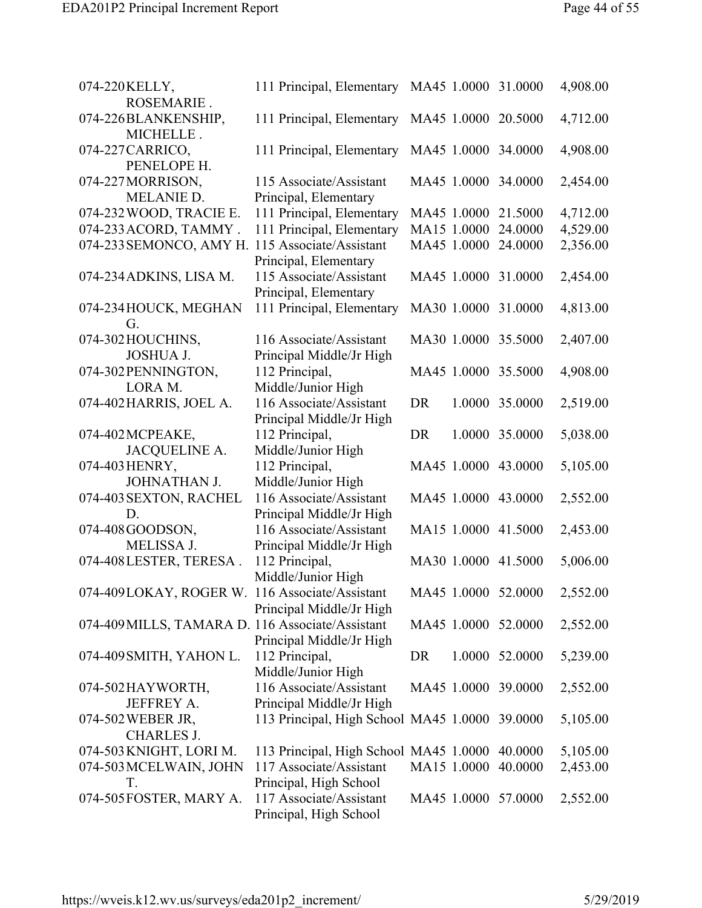| | | | | | | |
|---|---|---|---|---|---|---|
| 074-220 | KELLY, ROSEMARIE . | 111 Principal, Elementary | MA45 | 1.0000 | 31.0000 | 4,908.00 |
| 074-226 | BLANKENSHIP, MICHELLE . | 111 Principal, Elementary | MA45 | 1.0000 | 20.5000 | 4,712.00 |
| 074-227 | CARRICO, PENELOPE H. | 111 Principal, Elementary | MA45 | 1.0000 | 34.0000 | 4,908.00 |
| 074-227 | MORRISON, MELANIE D. | 115 Associate/Assistant Principal, Elementary | MA45 | 1.0000 | 34.0000 | 2,454.00 |
| 074-232 | WOOD, TRACIE E. | 111 Principal, Elementary | MA45 | 1.0000 | 21.5000 | 4,712.00 |
| 074-233 | ACORD, TAMMY . | 111 Principal, Elementary | MA15 | 1.0000 | 24.0000 | 4,529.00 |
| 074-233 | SEMONCO, AMY H. | 115 Associate/Assistant Principal, Elementary | MA45 | 1.0000 | 24.0000 | 2,356.00 |
| 074-234 | ADKINS, LISA M. | 115 Associate/Assistant Principal, Elementary | MA45 | 1.0000 | 31.0000 | 2,454.00 |
| 074-234 | HOUCK, MEGHAN G. | 111 Principal, Elementary | MA30 | 1.0000 | 31.0000 | 4,813.00 |
| 074-302 | HOUCHINS, JOSHUA J. | 116 Associate/Assistant Principal Middle/Jr High | MA30 | 1.0000 | 35.5000 | 2,407.00 |
| 074-302 | PENNINGTON, LORA M. | 112 Principal, Middle/Junior High | MA45 | 1.0000 | 35.5000 | 4,908.00 |
| 074-402 | HARRIS, JOEL A. | 116 Associate/Assistant Principal Middle/Jr High | DR | 1.0000 | 35.0000 | 2,519.00 |
| 074-402 | MCPEAKE, JACQUELINE A. | 112 Principal, Middle/Junior High | DR | 1.0000 | 35.0000 | 5,038.00 |
| 074-403 | HENRY, JOHNATHAN J. | 112 Principal, Middle/Junior High | MA45 | 1.0000 | 43.0000 | 5,105.00 |
| 074-403 | SEXTON, RACHEL D. | 116 Associate/Assistant Principal Middle/Jr High | MA45 | 1.0000 | 43.0000 | 2,552.00 |
| 074-408 | GOODSON, MELISSA J. | 116 Associate/Assistant Principal Middle/Jr High | MA15 | 1.0000 | 41.5000 | 2,453.00 |
| 074-408 | LESTER, TERESA . | 112 Principal, Middle/Junior High | MA30 | 1.0000 | 41.5000 | 5,006.00 |
| 074-409 | LOKAY, ROGER W. | 116 Associate/Assistant Principal Middle/Jr High | MA45 | 1.0000 | 52.0000 | 2,552.00 |
| 074-409 | MILLS, TAMARA D. | 116 Associate/Assistant Principal Middle/Jr High | MA45 | 1.0000 | 52.0000 | 2,552.00 |
| 074-409 | SMITH, YAHON L. | 112 Principal, Middle/Junior High | DR | 1.0000 | 52.0000 | 5,239.00 |
| 074-502 | HAYWORTH, JEFFREY A. | 116 Associate/Assistant Principal Middle/Jr High | MA45 | 1.0000 | 39.0000 | 2,552.00 |
| 074-502 | WEBER JR, CHARLES J. | 113 Principal, High School | MA45 | 1.0000 | 39.0000 | 5,105.00 |
| 074-503 | KNIGHT, LORI M. | 113 Principal, High School | MA45 | 1.0000 | 40.0000 | 5,105.00 |
| 074-503 | MCELWAIN, JOHN T. | 117 Associate/Assistant Principal, High School | MA15 | 1.0000 | 40.0000 | 2,453.00 |
| 074-505 | FOSTER, MARY A. | 117 Associate/Assistant Principal, High School | MA45 | 1.0000 | 57.0000 | 2,552.00 |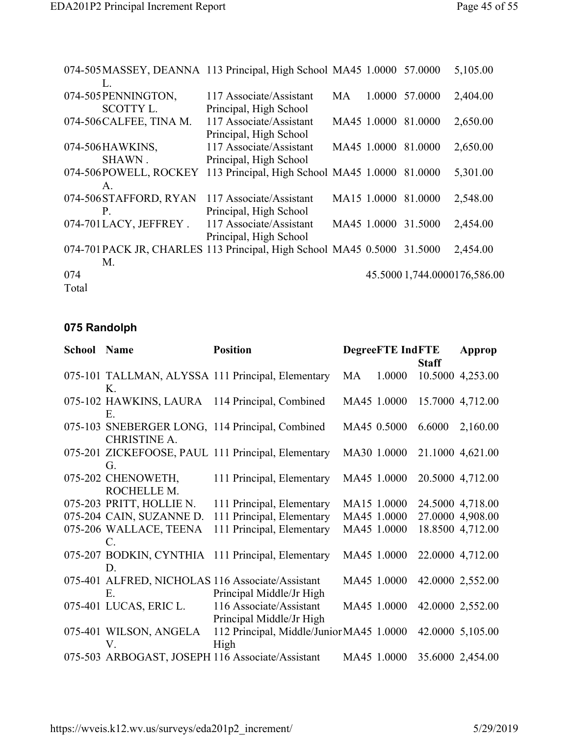| School | Name | Position | Degree | FTE Ind | FTE Staff | Approp |
|---|---|---|---|---|---|---|
| 074-505 | MASSEY, DEANNA L. | 113 Principal, High School | MA45 | 1.0000 | 57.0000 | 5,105.00 |
| 074-505 | PENNINGTON, SCOTTY L. | 117 Associate/Assistant Principal, High School | MA | 1.0000 | 57.0000 | 2,404.00 |
| 074-506 | CALFEE, TINA M. | 117 Associate/Assistant Principal, High School | MA45 | 1.0000 | 81.0000 | 2,650.00 |
| 074-506 | HAWKINS, SHAWN . | 117 Associate/Assistant Principal, High School | MA45 | 1.0000 | 81.0000 | 2,650.00 |
| 074-506 | POWELL, ROCKEY A. | 113 Principal, High School | MA45 | 1.0000 | 81.0000 | 5,301.00 |
| 074-506 | STAFFORD, RYAN P. | 117 Associate/Assistant Principal, High School | MA15 | 1.0000 | 81.0000 | 2,548.00 |
| 074-701 | LACY, JEFFREY . | 117 Associate/Assistant Principal, High School | MA45 | 1.0000 | 31.5000 | 2,454.00 |
| 074-701 | PACK JR, CHARLES M. | 113 Principal, High School | MA45 | 0.5000 | 31.5000 | 2,454.00 |
| 074 Total | | | | 45.5000 | 1,744.0000 | 176,586.00 |

## 075 Randolph

| School | Name | Position | Degree | FTE Ind | FTE Staff | Approp |
|---|---|---|---|---|---|---|
| 075-101 | TALLMAN, ALYSSA K. | 111 Principal, Elementary | MA | 1.0000 | 10.5000 | 4,253.00 |
| 075-102 | HAWKINS, LAURA E. | 114 Principal, Combined | MA45 | 1.0000 | 15.7000 | 4,712.00 |
| 075-103 | SNEBERGER LONG, CHRISTINE A. | 114 Principal, Combined | MA45 | 0.5000 | 6.6000 | 2,160.00 |
| 075-201 | ZICKEFOOSE, PAUL G. | 111 Principal, Elementary | MA30 | 1.0000 | 21.1000 | 4,621.00 |
| 075-202 | CHENOWETH, ROCHELLE M. | 111 Principal, Elementary | MA45 | 1.0000 | 20.5000 | 4,712.00 |
| 075-203 | PRITT, HOLLIE N. | 111 Principal, Elementary | MA15 | 1.0000 | 24.5000 | 4,718.00 |
| 075-204 | CAIN, SUZANNE D. | 111 Principal, Elementary | MA45 | 1.0000 | 27.0000 | 4,908.00 |
| 075-206 | WALLACE, TEENA C. | 111 Principal, Elementary | MA45 | 1.0000 | 18.8500 | 4,712.00 |
| 075-207 | BODKIN, CYNTHIA D. | 111 Principal, Elementary | MA45 | 1.0000 | 22.0000 | 4,712.00 |
| 075-401 | ALFRED, NICHOLAS E. | 116 Associate/Assistant Principal Middle/Jr High | MA45 | 1.0000 | 42.0000 | 2,552.00 |
| 075-401 | LUCAS, ERIC L. | 116 Associate/Assistant Principal Middle/Jr High | MA45 | 1.0000 | 42.0000 | 2,552.00 |
| 075-401 | WILSON, ANGELA V. | 112 Principal, Middle/Junior High | MA45 | 1.0000 | 42.0000 | 5,105.00 |
| 075-503 | ARBOGAST, JOSEPH | 116 Associate/Assistant | MA45 | 1.0000 | 35.6000 | 2,454.00 |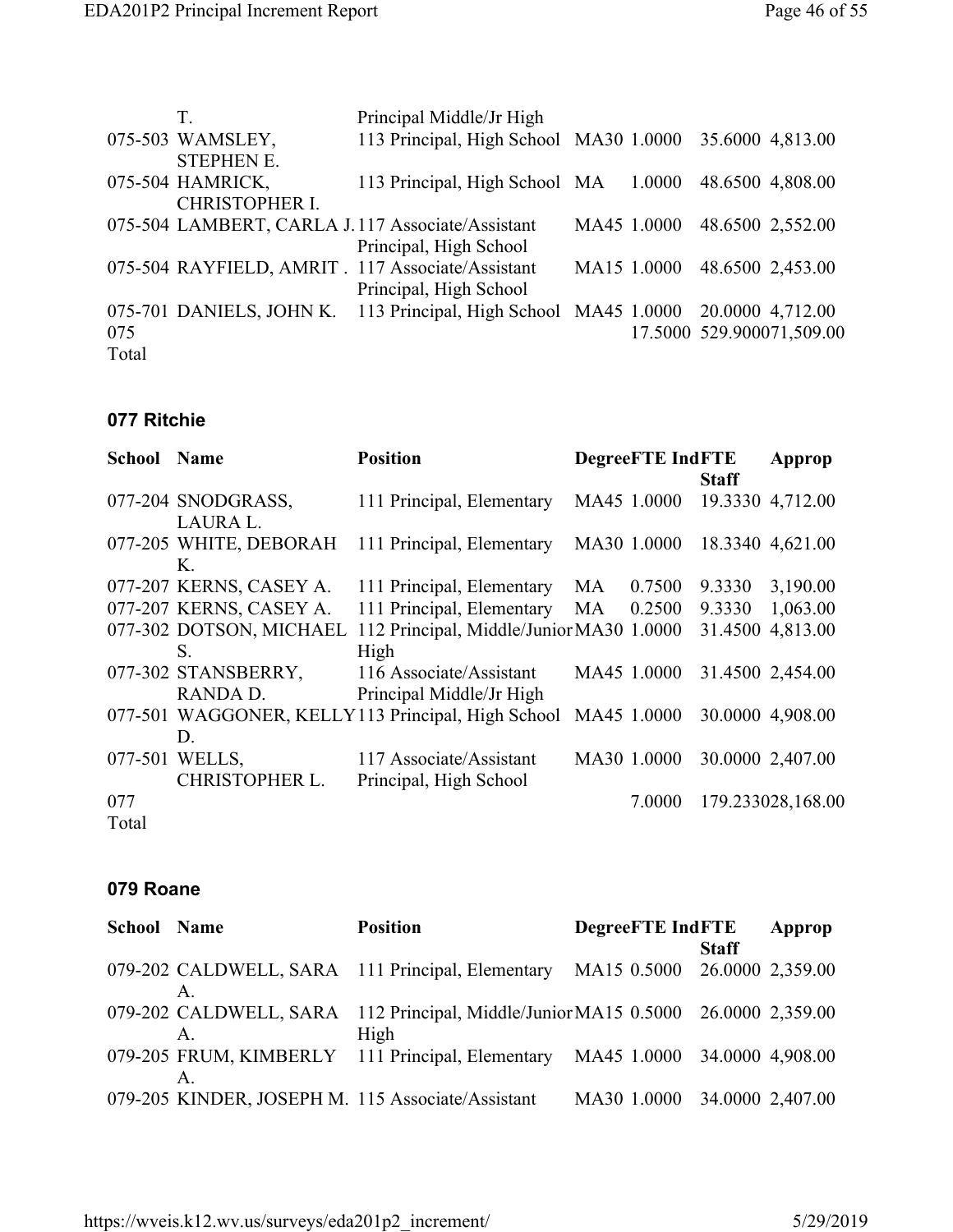| School | Name | Position | Degree | FTE Ind | FTE Staff | Approp |
|---|---|---|---|---|---|---|
| | T. | Principal Middle/Jr High | | | | |
| 075-503 | WAMSLEY, STEPHEN E. | 113 Principal, High School | MA30 | 1.0000 | 35.6000 | 4,813.00 |
| 075-504 | HAMRICK, CHRISTOPHER I. | 113 Principal, High School | MA | 1.0000 | 48.6500 | 4,808.00 |
| 075-504 | LAMBERT, CARLA J. | 117 Associate/Assistant Principal, High School | MA45 | 1.0000 | 48.6500 | 2,552.00 |
| 075-504 | RAYFIELD, AMRIT . | 117 Associate/Assistant Principal, High School | MA15 | 1.0000 | 48.6500 | 2,453.00 |
| 075-701 | DANIELS, JOHN K. | 113 Principal, High School | MA45 | 1.0000 | 20.0000 | 4,712.00 |
| 075 Total | | | | 17.5000 | 529.9000 | 71,509.00 |

## 077 Ritchie

| School | Name | Position | Degree | FTE Ind | FTE Staff | Approp |
|---|---|---|---|---|---|---|
| 077-204 | SNODGRASS, LAURA L. | 111 Principal, Elementary | MA45 | 1.0000 | 19.3330 | 4,712.00 |
| 077-205 | WHITE, DEBORAH K. | 111 Principal, Elementary | MA30 | 1.0000 | 18.3340 | 4,621.00 |
| 077-207 | KERNS, CASEY A. | 111 Principal, Elementary | MA | 0.7500 | 9.3330 | 3,190.00 |
| 077-207 | KERNS, CASEY A. | 111 Principal, Elementary | MA | 0.2500 | 9.3330 | 1,063.00 |
| 077-302 | DOTSON, MICHAEL S. | 112 Principal, Middle/Junior High | MA30 | 1.0000 | 31.4500 | 4,813.00 |
| 077-302 | STANSBERRY, RANDA D. | 116 Associate/Assistant Principal Middle/Jr High | MA45 | 1.0000 | 31.4500 | 2,454.00 |
| 077-501 | WAGGONER, KELLY D. | 113 Principal, High School | MA45 | 1.0000 | 30.0000 | 4,908.00 |
| 077-501 | WELLS, CHRISTOPHER L. | 117 Associate/Assistant Principal, High School | MA30 | 1.0000 | 30.0000 | 2,407.00 |
| 077 Total | | | | 7.0000 | 179.2330 | 28,168.00 |

## 079 Roane

| School | Name | Position | Degree | FTE Ind | FTE Staff | Approp |
|---|---|---|---|---|---|---|
| 079-202 | CALDWELL, SARA A. | 111 Principal, Elementary | MA15 | 0.5000 | 26.0000 | 2,359.00 |
| 079-202 | CALDWELL, SARA A. | 112 Principal, Middle/Junior High | MA15 | 0.5000 | 26.0000 | 2,359.00 |
| 079-205 | FRUM, KIMBERLY A. | 111 Principal, Elementary | MA45 | 1.0000 | 34.0000 | 4,908.00 |
| 079-205 | KINDER, JOSEPH M. | 115 Associate/Assistant | MA30 | 1.0000 | 34.0000 | 2,407.00 |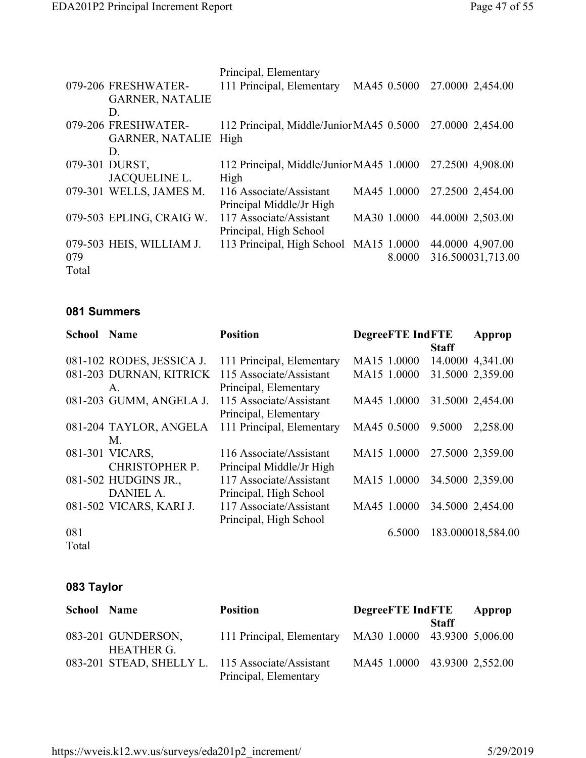| School | Name | Position | Degree | FTE Ind | FTE Staff | Approp |
|---|---|---|---|---|---|---|
| | | Principal, Elementary | | | | |
| 079-206 | FRESHWATER-GARNER, NATALIE D. | 111 Principal, Elementary | MA45 | 0.5000 | 27.0000 | 2,454.00 |
| 079-206 | FRESHWATER-GARNER, NATALIE D. | 112 Principal, Middle/Junior High | MA45 | 0.5000 | 27.0000 | 2,454.00 |
| 079-301 | DURST, JACQUELINE L. | 112 Principal, Middle/Junior High | MA45 | 1.0000 | 27.2500 | 4,908.00 |
| 079-301 | WELLS, JAMES M. | 116 Associate/Assistant Principal Middle/Jr High | MA45 | 1.0000 | 27.2500 | 2,454.00 |
| 079-503 | EPLING, CRAIG W. | 117 Associate/Assistant Principal, High School | MA30 | 1.0000 | 44.0000 | 2,503.00 |
| 079-503 | HEIS, WILLIAM J. | 113 Principal, High School | MA15 | 1.0000 | 44.0000 | 4,907.00 |
| 079 Total | | | | 8.0000 | 316.5000 | 31,713.00 |

## 081 Summers

| School | Name | Position | Degree | FTE Ind | FTE Staff | Approp |
|---|---|---|---|---|---|---|
| 081-102 | RODES, JESSICA J. | 111 Principal, Elementary | MA15 | 1.0000 | 14.0000 | 4,341.00 |
| 081-203 | DURNAN, KITRICK A. | 115 Associate/Assistant Principal, Elementary | MA15 | 1.0000 | 31.5000 | 2,359.00 |
| 081-203 | GUMM, ANGELA J. | 115 Associate/Assistant Principal, Elementary | MA45 | 1.0000 | 31.5000 | 2,454.00 |
| 081-204 | TAYLOR, ANGELA M. | 111 Principal, Elementary | MA45 | 0.5000 | 9.5000 | 2,258.00 |
| 081-301 | VICARS, CHRISTOPHER P. | 116 Associate/Assistant Principal Middle/Jr High | MA15 | 1.0000 | 27.5000 | 2,359.00 |
| 081-502 | HUDGINS JR., DANIEL A. | 117 Associate/Assistant Principal, High School | MA15 | 1.0000 | 34.5000 | 2,359.00 |
| 081-502 | VICARS, KARI J. | 117 Associate/Assistant Principal, High School | MA45 | 1.0000 | 34.5000 | 2,454.00 |
| 081 Total | | | | 6.5000 | 183.0000 | 18,584.00 |

## 083 Taylor

| School | Name | Position | Degree | FTE Ind | FTE Staff | Approp |
|---|---|---|---|---|---|---|
| 083-201 | GUNDERSON, HEATHER G. | 111 Principal, Elementary | MA30 | 1.0000 | 43.9300 | 5,006.00 |
| 083-201 | STEAD, SHELLY L. | 115 Associate/Assistant Principal, Elementary | MA45 | 1.0000 | 43.9300 | 2,552.00 |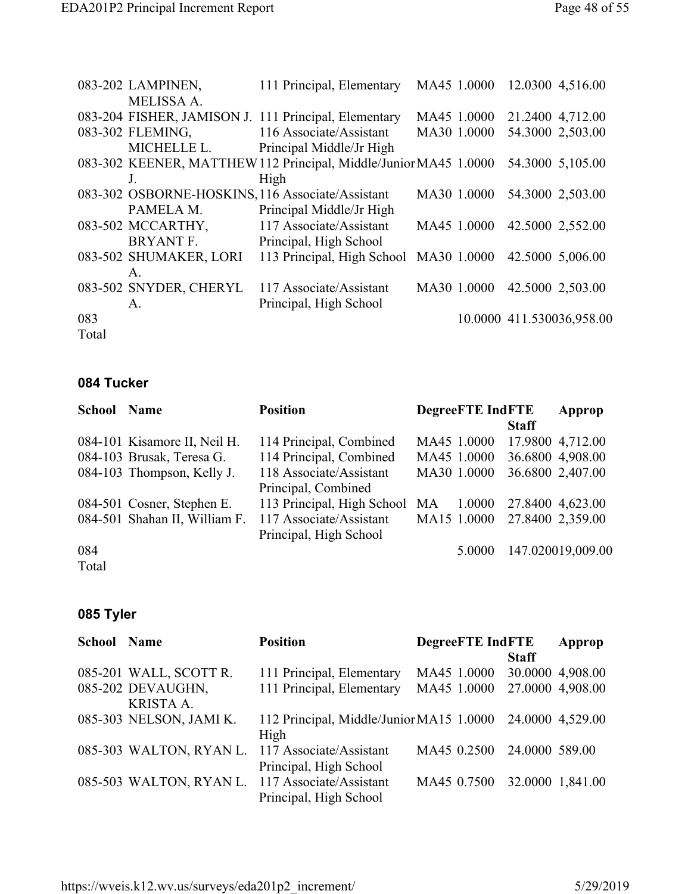| School | Name | Position | Degree | FTE Ind | FTE Staff | Approp |
|---|---|---|---|---|---|---|
| 083-202 | LAMPINEN, MELISSA A. | 111 Principal, Elementary | MA45 | 1.0000 | 12.0300 | 4,516.00 |
| 083-204 | FISHER, JAMISON J. | 111 Principal, Elementary | MA45 | 1.0000 | 21.2400 | 4,712.00 |
| 083-302 | FLEMING, MICHELLE L. | 116 Associate/Assistant Principal Middle/Jr High | MA30 | 1.0000 | 54.3000 | 2,503.00 |
| 083-302 | KEENER, MATTHEW J. | 112 Principal, Middle/Junior High | MA45 | 1.0000 | 54.3000 | 5,105.00 |
| 083-302 | OSBORNE-HOSKINS, PAMELA M. | 116 Associate/Assistant Principal Middle/Jr High | MA30 | 1.0000 | 54.3000 | 2,503.00 |
| 083-502 | MCCARTHY, BRYANT F. | 117 Associate/Assistant Principal, High School | MA45 | 1.0000 | 42.5000 | 2,552.00 |
| 083-502 | SHUMAKER, LORI A. | 113 Principal, High School | MA30 | 1.0000 | 42.5000 | 5,006.00 |
| 083-502 | SNYDER, CHERYL A. | 117 Associate/Assistant Principal, High School | MA30 | 1.0000 | 42.5000 | 2,503.00 |
| 083 Total | | | | 10.0000 | 411.5300 | 36,958.00 |

## 084 Tucker

| School | Name | Position | Degree | FTE Ind | FTE Staff | Approp |
|---|---|---|---|---|---|---|
| 084-101 | Kisamore II, Neil H. | 114 Principal, Combined | MA45 | 1.0000 | 17.9800 | 4,712.00 |
| 084-103 | Brusak, Teresa G. | 114 Principal, Combined | MA45 | 1.0000 | 36.6800 | 4,908.00 |
| 084-103 | Thompson, Kelly J. | 118 Associate/Assistant Principal, Combined | MA30 | 1.0000 | 36.6800 | 2,407.00 |
| 084-501 | Cosner, Stephen E. | 113 Principal, High School | MA | 1.0000 | 27.8400 | 4,623.00 |
| 084-501 | Shahan II, William F. | 117 Associate/Assistant Principal, High School | MA15 | 1.0000 | 27.8400 | 2,359.00 |
| 084 Total | | | | 5.0000 | 147.0200 | 19,009.00 |

## 085 Tyler

| School | Name | Position | Degree | FTE Ind | FTE Staff | Approp |
|---|---|---|---|---|---|---|
| 085-201 | WALL, SCOTT R. | 111 Principal, Elementary | MA45 | 1.0000 | 30.0000 | 4,908.00 |
| 085-202 | DEVAUGHN, KRISTA A. | 111 Principal, Elementary | MA45 | 1.0000 | 27.0000 | 4,908.00 |
| 085-303 | NELSON, JAMI K. | 112 Principal, Middle/Junior High | MA15 | 1.0000 | 24.0000 | 4,529.00 |
| 085-303 | WALTON, RYAN L. | 117 Associate/Assistant Principal, High School | MA45 | 0.2500 | 24.0000 | 589.00 |
| 085-503 | WALTON, RYAN L. | 117 Associate/Assistant Principal, High School | MA45 | 0.7500 | 32.0000 | 1,841.00 |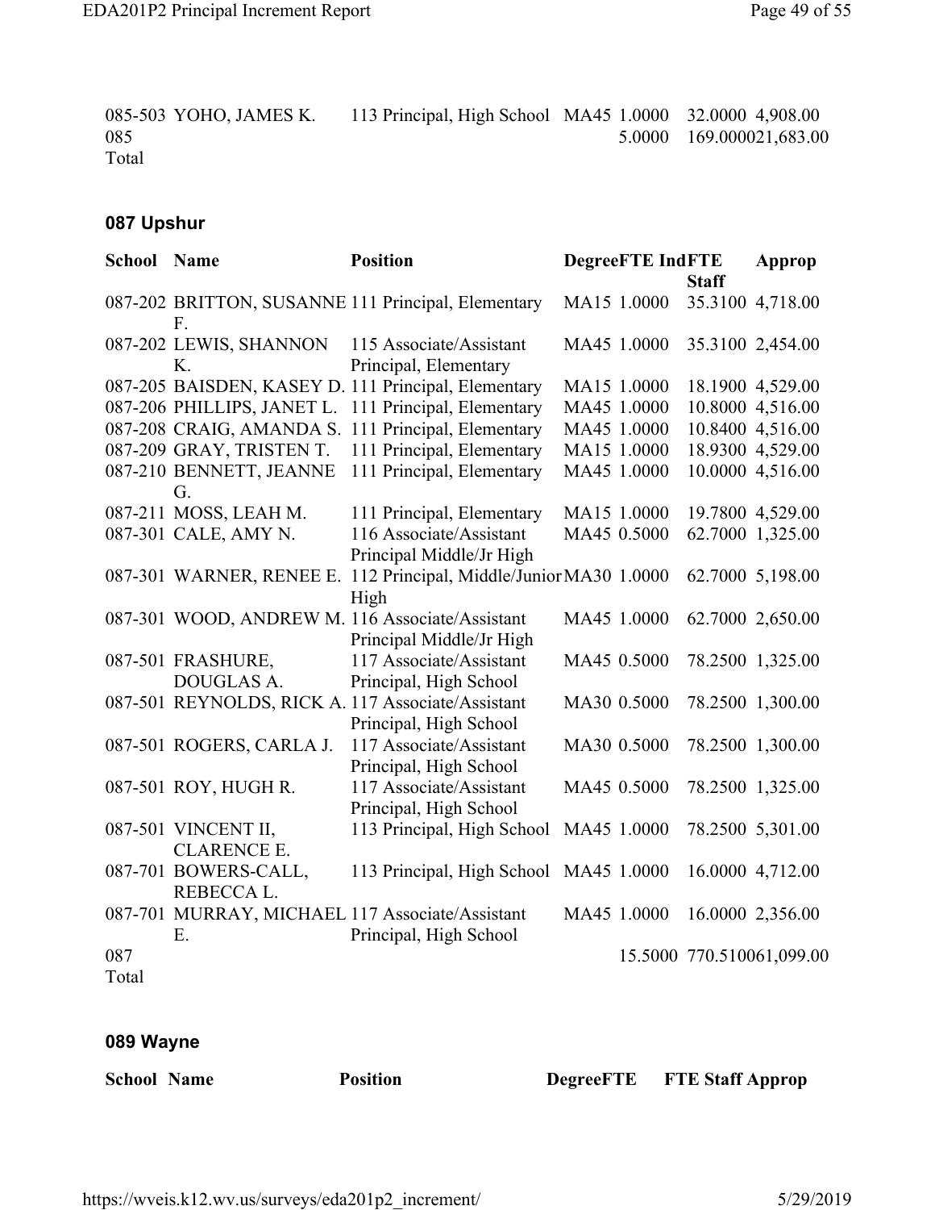| School | Name | Position | Degree | FTE Ind | FTE Staff | Approp |
|---|---|---|---|---|---|---|
| 085-503 | YOHO, JAMES K. | 113 Principal, High School | MA45 | 1.0000 | 32.0000 | 4,908.00 |
| 085 Total | | | | 5.0000 | 169.0000 | 21,683.00 |

## 087 Upshur

| School | Name | Position | Degree | FTE Ind | FTE Staff | Approp |
|---|---|---|---|---|---|---|
| 087-202 | BRITTON, SUSANNE F. | 111 Principal, Elementary | MA15 | 1.0000 | 35.3100 | 4,718.00 |
| 087-202 | LEWIS, SHANNON K. | 115 Associate/Assistant Principal, Elementary | MA45 | 1.0000 | 35.3100 | 2,454.00 |
| 087-205 | BAISDEN, KASEY D. | 111 Principal, Elementary | MA15 | 1.0000 | 18.1900 | 4,529.00 |
| 087-206 | PHILLIPS, JANET L. | 111 Principal, Elementary | MA45 | 1.0000 | 10.8000 | 4,516.00 |
| 087-208 | CRAIG, AMANDA S. | 111 Principal, Elementary | MA45 | 1.0000 | 10.8400 | 4,516.00 |
| 087-209 | GRAY, TRISTEN T. | 111 Principal, Elementary | MA15 | 1.0000 | 18.9300 | 4,529.00 |
| 087-210 | BENNETT, JEANNE G. | 111 Principal, Elementary | MA45 | 1.0000 | 10.0000 | 4,516.00 |
| 087-211 | MOSS, LEAH M. | 111 Principal, Elementary | MA15 | 1.0000 | 19.7800 | 4,529.00 |
| 087-301 | CALE, AMY N. | 116 Associate/Assistant Principal Middle/Jr High | MA45 | 0.5000 | 62.7000 | 1,325.00 |
| 087-301 | WARNER, RENEE E. | 112 Principal, Middle/Junior High | MA30 | 1.0000 | 62.7000 | 5,198.00 |
| 087-301 | WOOD, ANDREW M. | 116 Associate/Assistant Principal Middle/Jr High | MA45 | 1.0000 | 62.7000 | 2,650.00 |
| 087-501 | FRASHURE, DOUGLAS A. | 117 Associate/Assistant Principal, High School | MA45 | 0.5000 | 78.2500 | 1,325.00 |
| 087-501 | REYNOLDS, RICK A. | 117 Associate/Assistant Principal, High School | MA30 | 0.5000 | 78.2500 | 1,300.00 |
| 087-501 | ROGERS, CARLA J. | 117 Associate/Assistant Principal, High School | MA30 | 0.5000 | 78.2500 | 1,300.00 |
| 087-501 | ROY, HUGH R. | 117 Associate/Assistant Principal, High School | MA45 | 0.5000 | 78.2500 | 1,325.00 |
| 087-501 | VINCENT II, CLARENCE E. | 113 Principal, High School | MA45 | 1.0000 | 78.2500 | 5,301.00 |
| 087-701 | BOWERS-CALL, REBECCA L. | 113 Principal, High School | MA45 | 1.0000 | 16.0000 | 4,712.00 |
| 087-701 | MURRAY, MICHAEL E. | 117 Associate/Assistant Principal, High School | MA45 | 1.0000 | 16.0000 | 2,356.00 |
| 087 Total | | | | 15.5000 | 770.5100 | 61,099.00 |

## 089 Wayne

| School | Name | Position | Degree | FTE | FTE Staff | Approp |
|---|---|---|---|---|---|---|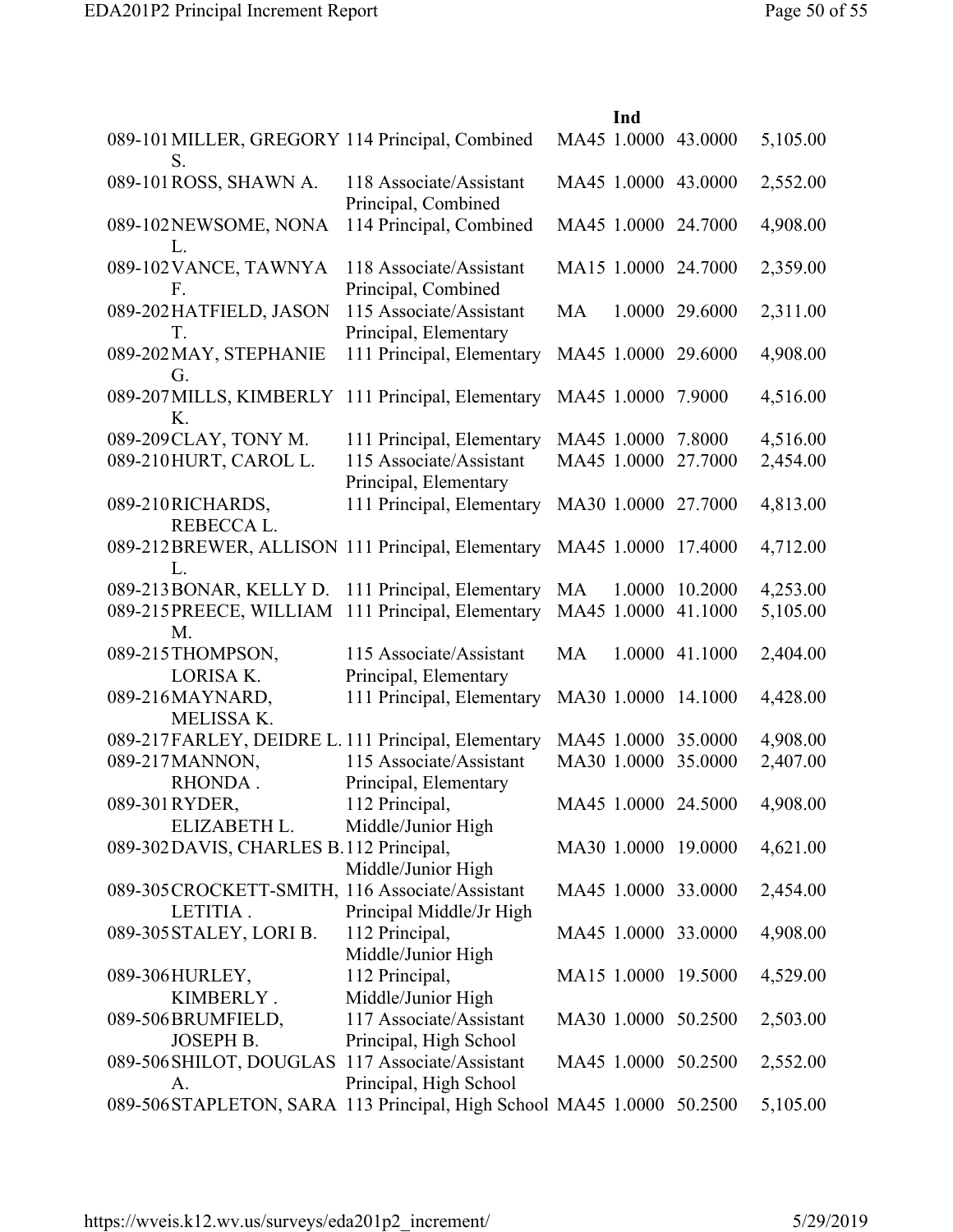| | | | | Ind | | |
|---|---|---|---|---|---|---|
| 089-101 | MILLER, GREGORY S. | 114 Principal, Combined | MA45 | 1.0000 | 43.0000 | 5,105.00 |
| 089-101 | ROSS, SHAWN A. | 118 Associate/Assistant Principal, Combined | MA45 | 1.0000 | 43.0000 | 2,552.00 |
| 089-102 | NEWSOME, NONA L. | 114 Principal, Combined | MA45 | 1.0000 | 24.7000 | 4,908.00 |
| 089-102 | VANCE, TAWNYA F. | 118 Associate/Assistant Principal, Combined | MA15 | 1.0000 | 24.7000 | 2,359.00 |
| 089-202 | HATFIELD, JASON T. | 115 Associate/Assistant Principal, Elementary | MA | 1.0000 | 29.6000 | 2,311.00 |
| 089-202 | MAY, STEPHANIE G. | 111 Principal, Elementary | MA45 | 1.0000 | 29.6000 | 4,908.00 |
| 089-207 | MILLS, KIMBERLY K. | 111 Principal, Elementary | MA45 | 1.0000 | 7.9000 | 4,516.00 |
| 089-209 | CLAY, TONY M. | 111 Principal, Elementary | MA45 | 1.0000 | 7.8000 | 4,516.00 |
| 089-210 | HURT, CAROL L. | 115 Associate/Assistant Principal, Elementary | MA45 | 1.0000 | 27.7000 | 2,454.00 |
| 089-210 | RICHARDS, REBECCA L. | 111 Principal, Elementary | MA30 | 1.0000 | 27.7000 | 4,813.00 |
| 089-212 | BREWER, ALLISON L. | 111 Principal, Elementary | MA45 | 1.0000 | 17.4000 | 4,712.00 |
| 089-213 | BONAR, KELLY D. | 111 Principal, Elementary | MA | 1.0000 | 10.2000 | 4,253.00 |
| 089-215 | PREECE, WILLIAM M. | 111 Principal, Elementary | MA45 | 1.0000 | 41.1000 | 5,105.00 |
| 089-215 | THOMPSON, LORISA K. | 115 Associate/Assistant Principal, Elementary | MA | 1.0000 | 41.1000 | 2,404.00 |
| 089-216 | MAYNARD, MELISSA K. | 111 Principal, Elementary | MA30 | 1.0000 | 14.1000 | 4,428.00 |
| 089-217 | FARLEY, DEIDRE L. | 111 Principal, Elementary | MA45 | 1.0000 | 35.0000 | 4,908.00 |
| 089-217 | MANNON, RHONDA . | 115 Associate/Assistant Principal, Elementary | MA30 | 1.0000 | 35.0000 | 2,407.00 |
| 089-301 | RYDER, ELIZABETH L. | 112 Principal, Middle/Junior High | MA45 | 1.0000 | 24.5000 | 4,908.00 |
| 089-302 | DAVIS, CHARLES B. | 112 Principal, Middle/Junior High | MA30 | 1.0000 | 19.0000 | 4,621.00 |
| 089-305 | CROCKETT-SMITH, LETITIA . | 116 Associate/Assistant Principal Middle/Jr High | MA45 | 1.0000 | 33.0000 | 2,454.00 |
| 089-305 | STALEY, LORI B. | 112 Principal, Middle/Junior High | MA45 | 1.0000 | 33.0000 | 4,908.00 |
| 089-306 | HURLEY, KIMBERLY . | 112 Principal, Middle/Junior High | MA15 | 1.0000 | 19.5000 | 4,529.00 |
| 089-506 | BRUMFIELD, JOSEPH B. | 117 Associate/Assistant Principal, High School | MA30 | 1.0000 | 50.2500 | 2,503.00 |
| 089-506 | SHILOT, DOUGLAS A. | 117 Associate/Assistant Principal, High School | MA45 | 1.0000 | 50.2500 | 2,552.00 |
| 089-506 | STAPLETON, SARA | 113 Principal, High School | MA45 | 1.0000 | 50.2500 | 5,105.00 |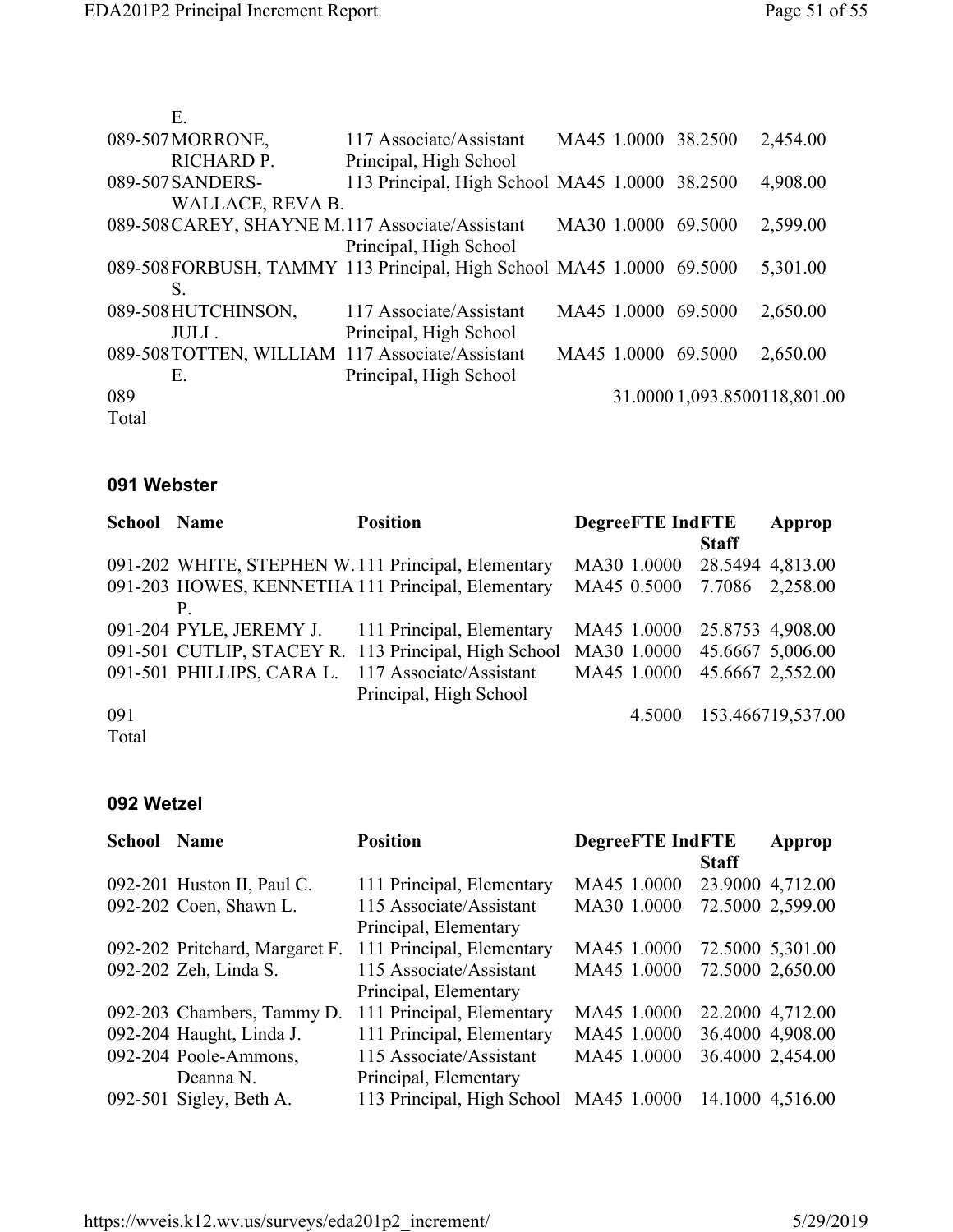| School | Name | Position | Degree | FTE | IndFTE Staff | Approp |
|---|---|---|---|---|---|---|
| | E. | | | | | |
| 089-507 | MORRONE, RICHARD P. | 117 Associate/Assistant Principal, High School | MA45 | 1.0000 | 38.2500 | 2,454.00 |
| 089-507 | SANDERS-WALLACE, REVA B. | 113 Principal, High School | MA45 | 1.0000 | 38.2500 | 4,908.00 |
| 089-508 | CAREY, SHAYNE M. | 117 Associate/Assistant Principal, High School | MA30 | 1.0000 | 69.5000 | 2,599.00 |
| 089-508 | FORBUSH, TAMMY S. | 113 Principal, High School | MA45 | 1.0000 | 69.5000 | 5,301.00 |
| 089-508 | HUTCHINSON, JULI . | 117 Associate/Assistant Principal, High School | MA45 | 1.0000 | 69.5000 | 2,650.00 |
| 089-508 | TOTTEN, WILLIAM E. | 117 Associate/Assistant Principal, High School | MA45 | 1.0000 | 69.5000 | 2,650.00 |
| 089 Total | | | | 31.0000 | 1,093.8500 | 118,801.00 |

### 091 Webster

| School | Name | Position | Degree | FTE | IndFTE Staff | Approp |
|---|---|---|---|---|---|---|
| 091-202 | WHITE, STEPHEN W. | 111 Principal, Elementary | MA30 | 1.0000 | 28.5494 | 4,813.00 |
| 091-203 | HOWES, KENNETHA P. | 111 Principal, Elementary | MA45 | 0.5000 | 7.7086 | 2,258.00 |
| 091-204 | PYLE, JEREMY J. | 111 Principal, Elementary | MA45 | 1.0000 | 25.8753 | 4,908.00 |
| 091-501 | CUTLIP, STACEY R. | 113 Principal, High School | MA30 | 1.0000 | 45.6667 | 5,006.00 |
| 091-501 | PHILLIPS, CARA L. | 117 Associate/Assistant Principal, High School | MA45 | 1.0000 | 45.6667 | 2,552.00 |
| 091 Total | | | | 4.5000 | 153.4667 | 19,537.00 |

### 092 Wetzel

| School | Name | Position | Degree | FTE | IndFTE Staff | Approp |
|---|---|---|---|---|---|---|
| 092-201 | Huston II, Paul C. | 111 Principal, Elementary | MA45 | 1.0000 | 23.9000 | 4,712.00 |
| 092-202 | Coen, Shawn L. | 115 Associate/Assistant Principal, Elementary | MA30 | 1.0000 | 72.5000 | 2,599.00 |
| 092-202 | Pritchard, Margaret F. | 111 Principal, Elementary | MA45 | 1.0000 | 72.5000 | 5,301.00 |
| 092-202 | Zeh, Linda S. | 115 Associate/Assistant Principal, Elementary | MA45 | 1.0000 | 72.5000 | 2,650.00 |
| 092-203 | Chambers, Tammy D. | 111 Principal, Elementary | MA45 | 1.0000 | 22.2000 | 4,712.00 |
| 092-204 | Haught, Linda J. | 111 Principal, Elementary | MA45 | 1.0000 | 36.4000 | 4,908.00 |
| 092-204 | Poole-Ammons, Deanna N. | 115 Associate/Assistant Principal, Elementary | MA45 | 1.0000 | 36.4000 | 2,454.00 |
| 092-501 | Sigley, Beth A. | 113 Principal, High School | MA45 | 1.0000 | 14.1000 | 4,516.00 |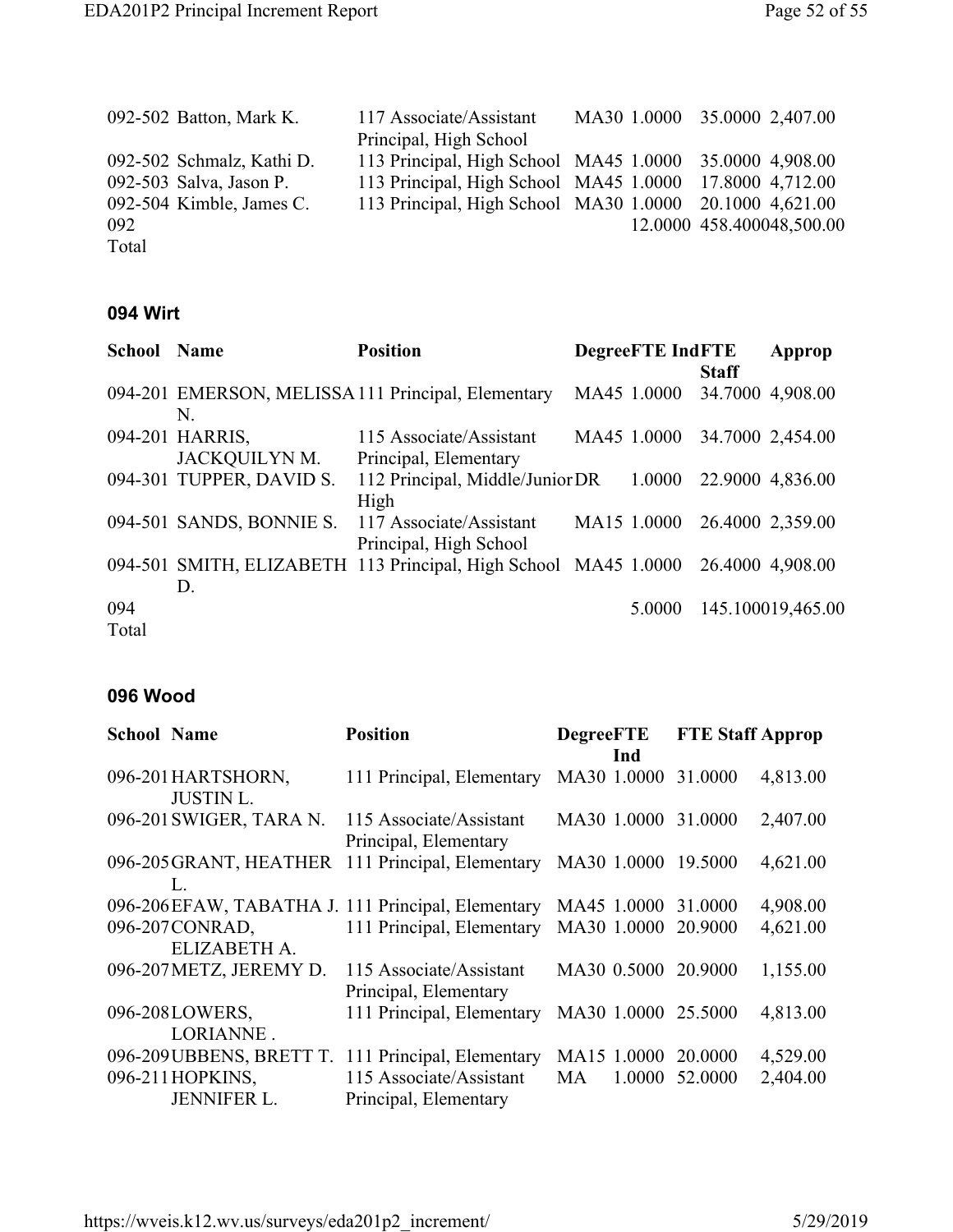| School | Name | Position | Degree | FTE Ind | FTE Staff | Approp |
|---|---|---|---|---|---|---|
| 092-502 | Batton, Mark K. | 117 Associate/Assistant Principal, High School | MA30 | 1.0000 | 35.0000 | 2,407.00 |
| 092-502 | Schmalz, Kathi D. | 113 Principal, High School | MA45 | 1.0000 | 35.0000 | 4,908.00 |
| 092-503 | Salva, Jason P. | 113 Principal, High School | MA45 | 1.0000 | 17.8000 | 4,712.00 |
| 092-504 | Kimble, James C. | 113 Principal, High School | MA30 | 1.0000 | 20.1000 | 4,621.00 |
| 092 Total | | | | 12.0000 | 458.4000 | 48,500.00 |

### 094 Wirt

| School | Name | Position | Degree | FTE Ind | FTE Staff | Approp |
|---|---|---|---|---|---|---|
| 094-201 | EMERSON, MELISSA N. | 111 Principal, Elementary | MA45 | 1.0000 | 34.7000 | 4,908.00 |
| 094-201 | HARRIS, JACKQUILYN M. | 115 Associate/Assistant Principal, Elementary | MA45 | 1.0000 | 34.7000 | 2,454.00 |
| 094-301 | TUPPER, DAVID S. | 112 Principal, Middle/Junior High | DR | 1.0000 | 22.9000 | 4,836.00 |
| 094-501 | SANDS, BONNIE S. | 117 Associate/Assistant Principal, High School | MA15 | 1.0000 | 26.4000 | 2,359.00 |
| 094-501 | SMITH, ELIZABETH D. | 113 Principal, High School | MA45 | 1.0000 | 26.4000 | 4,908.00 |
| 094 Total | | | | 5.0000 | 145.1000 | 19,465.00 |

### 096 Wood

| School | Name | Position | Degree | FTE Ind | FTE Staff | Approp |
|---|---|---|---|---|---|---|
| 096-201 | HARTSHORN, JUSTIN L. | 111 Principal, Elementary | MA30 | 1.0000 | 31.0000 | 4,813.00 |
| 096-201 | SWIGER, TARA N. | 115 Associate/Assistant Principal, Elementary | MA30 | 1.0000 | 31.0000 | 2,407.00 |
| 096-205 | GRANT, HEATHER L. | 111 Principal, Elementary | MA30 | 1.0000 | 19.5000 | 4,621.00 |
| 096-206 | EFAW, TABATHA J. | 111 Principal, Elementary | MA45 | 1.0000 | 31.0000 | 4,908.00 |
| 096-207 | CONRAD, ELIZABETH A. | 111 Principal, Elementary | MA30 | 1.0000 | 20.9000 | 4,621.00 |
| 096-207 | METZ, JEREMY D. | 115 Associate/Assistant Principal, Elementary | MA30 | 0.5000 | 20.9000 | 1,155.00 |
| 096-208 | LOWERS, LORIANNE . | 111 Principal, Elementary | MA30 | 1.0000 | 25.5000 | 4,813.00 |
| 096-209 | UBBENS, BRETT T. | 111 Principal, Elementary | MA15 | 1.0000 | 20.0000 | 4,529.00 |
| 096-211 | HOPKINS, JENNIFER L. | 115 Associate/Assistant Principal, Elementary | MA | 1.0000 | 52.0000 | 2,404.00 |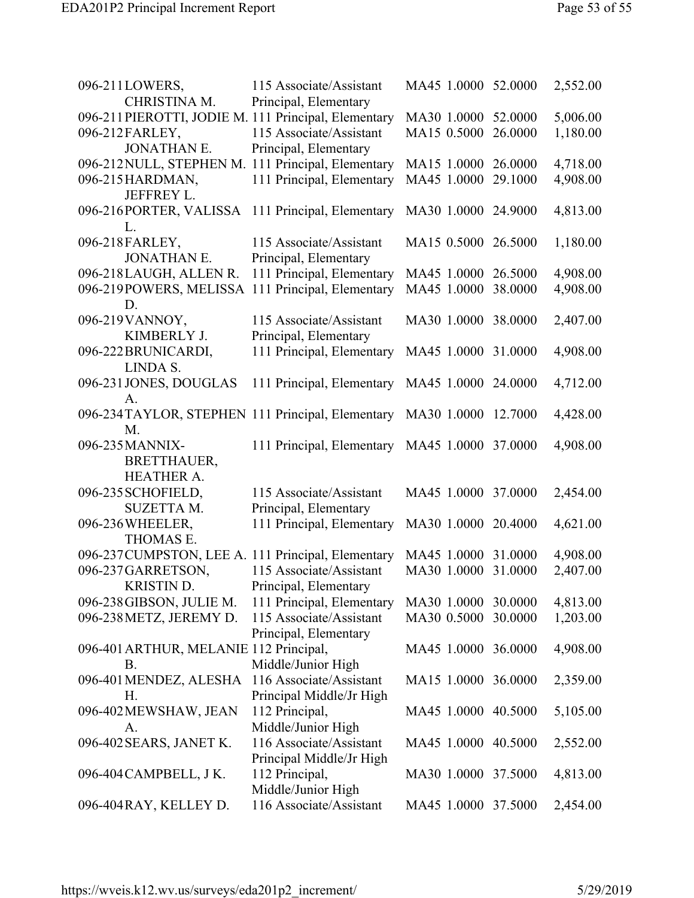| | | | | | | |
|---|---|---|---|---|---|---|
| 096-211 | LOWERS, CHRISTINA M. | 115 Associate/Assistant Principal, Elementary | MA45 | 1.0000 | 52.0000 | 2,552.00 |
| 096-211 | PIEROTTI, JODIE M. | 111 Principal, Elementary | MA30 | 1.0000 | 52.0000 | 5,006.00 |
| 096-212 | FARLEY, JONATHAN E. | 115 Associate/Assistant Principal, Elementary | MA15 | 0.5000 | 26.0000 | 1,180.00 |
| 096-212 | NULL, STEPHEN M. | 111 Principal, Elementary | MA15 | 1.0000 | 26.0000 | 4,718.00 |
| 096-215 | HARDMAN, JEFFREY L. | 111 Principal, Elementary | MA45 | 1.0000 | 29.1000 | 4,908.00 |
| 096-216 | PORTER, VALISSA L. | 111 Principal, Elementary | MA30 | 1.0000 | 24.9000 | 4,813.00 |
| 096-218 | FARLEY, JONATHAN E. | 115 Associate/Assistant Principal, Elementary | MA15 | 0.5000 | 26.5000 | 1,180.00 |
| 096-218 | LAUGH, ALLEN R. | 111 Principal, Elementary | MA45 | 1.0000 | 26.5000 | 4,908.00 |
| 096-219 | POWERS, MELISSA D. | 111 Principal, Elementary | MA45 | 1.0000 | 38.0000 | 4,908.00 |
| 096-219 | VANNOY, KIMBERLY J. | 115 Associate/Assistant Principal, Elementary | MA30 | 1.0000 | 38.0000 | 2,407.00 |
| 096-222 | BRUNICARDI, LINDA S. | 111 Principal, Elementary | MA45 | 1.0000 | 31.0000 | 4,908.00 |
| 096-231 | JONES, DOUGLAS A. | 111 Principal, Elementary | MA45 | 1.0000 | 24.0000 | 4,712.00 |
| 096-234 | TAYLOR, STEPHEN M. | 111 Principal, Elementary | MA30 | 1.0000 | 12.7000 | 4,428.00 |
| 096-235 | MANNIX-BRETTHAUER, HEATHER A. | 111 Principal, Elementary | MA45 | 1.0000 | 37.0000 | 4,908.00 |
| 096-235 | SCHOFIELD, SUZETTA M. | 115 Associate/Assistant Principal, Elementary | MA45 | 1.0000 | 37.0000 | 2,454.00 |
| 096-236 | WHEELER, THOMAS E. | 111 Principal, Elementary | MA30 | 1.0000 | 20.4000 | 4,621.00 |
| 096-237 | CUMPSTON, LEE A. | 111 Principal, Elementary | MA45 | 1.0000 | 31.0000 | 4,908.00 |
| 096-237 | GARRETSON, KRISTIN D. | 115 Associate/Assistant Principal, Elementary | MA30 | 1.0000 | 31.0000 | 2,407.00 |
| 096-238 | GIBSON, JULIE M. | 111 Principal, Elementary | MA30 | 1.0000 | 30.0000 | 4,813.00 |
| 096-238 | METZ, JEREMY D. | 115 Associate/Assistant Principal, Elementary | MA30 | 0.5000 | 30.0000 | 1,203.00 |
| 096-401 | ARTHUR, MELANIE B. | 112 Principal, Middle/Junior High | MA45 | 1.0000 | 36.0000 | 4,908.00 |
| 096-401 | MENDEZ, ALESHA H. | 116 Associate/Assistant Principal Middle/Jr High | MA15 | 1.0000 | 36.0000 | 2,359.00 |
| 096-402 | MEWSHAW, JEAN A. | 112 Principal, Middle/Junior High | MA45 | 1.0000 | 40.5000 | 5,105.00 |
| 096-402 | SEARS, JANET K. | 116 Associate/Assistant Principal Middle/Jr High | MA45 | 1.0000 | 40.5000 | 2,552.00 |
| 096-404 | CAMPBELL, J K. | 112 Principal, Middle/Junior High | MA30 | 1.0000 | 37.5000 | 4,813.00 |
| 096-404 | RAY, KELLEY D. | 116 Associate/Assistant | MA45 | 1.0000 | 37.5000 | 2,454.00 |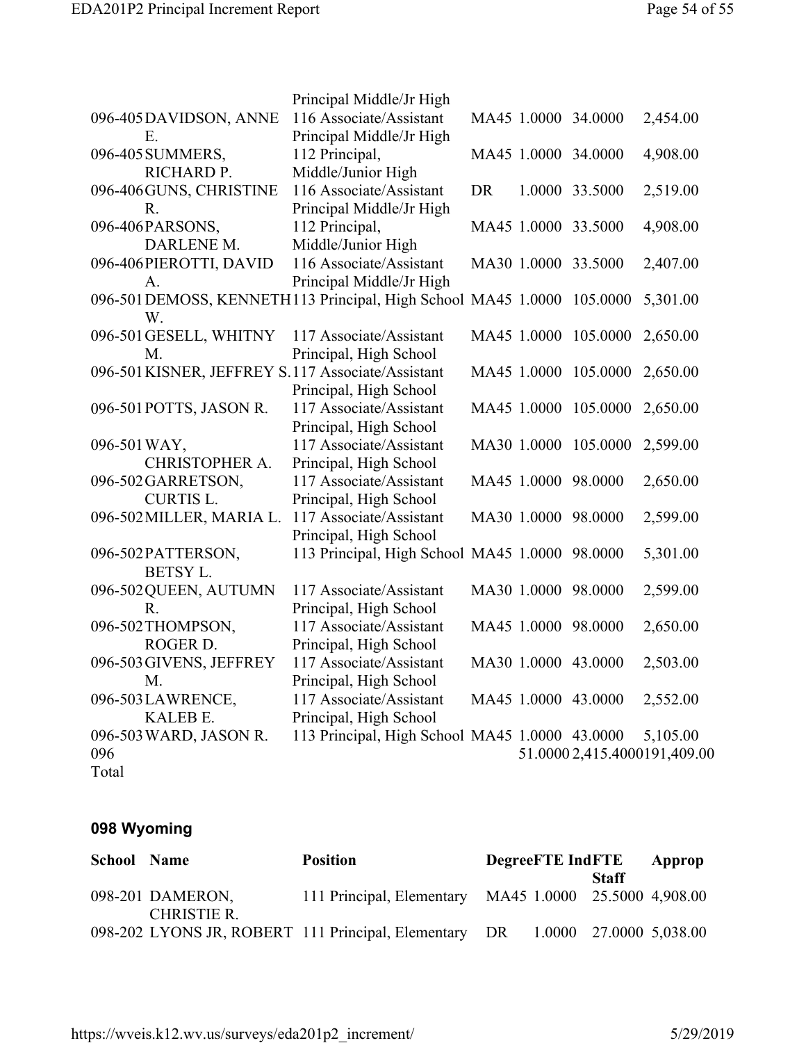| School | Name | Position | Degree | FTE | IndFTE Staff | Approp |
|---|---|---|---|---|---|---|
| | | Principal Middle/Jr High | | | | |
| 096-405 | DAVIDSON, ANNE E. | 116 Associate/Assistant Principal Middle/Jr High | MA45 | 1.0000 | 34.0000 | 2,454.00 |
| 096-405 | SUMMERS, RICHARD P. | 112 Principal, Middle/Junior High | MA45 | 1.0000 | 34.0000 | 4,908.00 |
| 096-406 | GUNS, CHRISTINE R. | 116 Associate/Assistant Principal Middle/Jr High | DR | 1.0000 | 33.5000 | 2,519.00 |
| 096-406 | PARSONS, DARLENE M. | 112 Principal, Middle/Junior High | MA45 | 1.0000 | 33.5000 | 4,908.00 |
| 096-406 | PIEROTTI, DAVID A. | 116 Associate/Assistant Principal Middle/Jr High | MA30 | 1.0000 | 33.5000 | 2,407.00 |
| 096-501 | DEMOSS, KENNETH W. | 113 Principal, High School | MA45 | 1.0000 | 105.0000 | 5,301.00 |
| 096-501 | GESELL, WHITNY M. | 117 Associate/Assistant Principal, High School | MA45 | 1.0000 | 105.0000 | 2,650.00 |
| 096-501 | KISNER, JEFFREY S. | 117 Associate/Assistant Principal, High School | MA45 | 1.0000 | 105.0000 | 2,650.00 |
| 096-501 | POTTS, JASON R. | 117 Associate/Assistant Principal, High School | MA45 | 1.0000 | 105.0000 | 2,650.00 |
| 096-501 | WAY, CHRISTOPHER A. | 117 Associate/Assistant Principal, High School | MA30 | 1.0000 | 105.0000 | 2,599.00 |
| 096-502 | GARRETSON, CURTIS L. | 117 Associate/Assistant Principal, High School | MA45 | 1.0000 | 98.0000 | 2,650.00 |
| 096-502 | MILLER, MARIA L. | 117 Associate/Assistant Principal, High School | MA30 | 1.0000 | 98.0000 | 2,599.00 |
| 096-502 | PATTERSON, BETSY L. | 113 Principal, High School | MA45 | 1.0000 | 98.0000 | 5,301.00 |
| 096-502 | QUEEN, AUTUMN R. | 117 Associate/Assistant Principal, High School | MA30 | 1.0000 | 98.0000 | 2,599.00 |
| 096-502 | THOMPSON, ROGER D. | 117 Associate/Assistant Principal, High School | MA45 | 1.0000 | 98.0000 | 2,650.00 |
| 096-503 | GIVENS, JEFFREY M. | 117 Associate/Assistant Principal, High School | MA30 | 1.0000 | 43.0000 | 2,503.00 |
| 096-503 | LAWRENCE, KALEB E. | 117 Associate/Assistant Principal, High School | MA45 | 1.0000 | 43.0000 | 2,552.00 |
| 096-503 | WARD, JASON R. | 113 Principal, High School | MA45 | 1.0000 | 43.0000 | 5,105.00 |
| 096 Total | | | | 51.0000 | 2,415.4000 | 191,409.00 |

## 098 Wyoming

| School | Name | Position | Degree | FTE | IndFTE Staff | Approp |
|---|---|---|---|---|---|---|
| 098-201 | DAMERON, CHRISTIE R. | 111 Principal, Elementary | MA45 | 1.0000 | 25.5000 | 4,908.00 |
| 098-202 | LYONS JR, ROBERT | 111 Principal, Elementary | DR | 1.0000 | 27.0000 | 5,038.00 |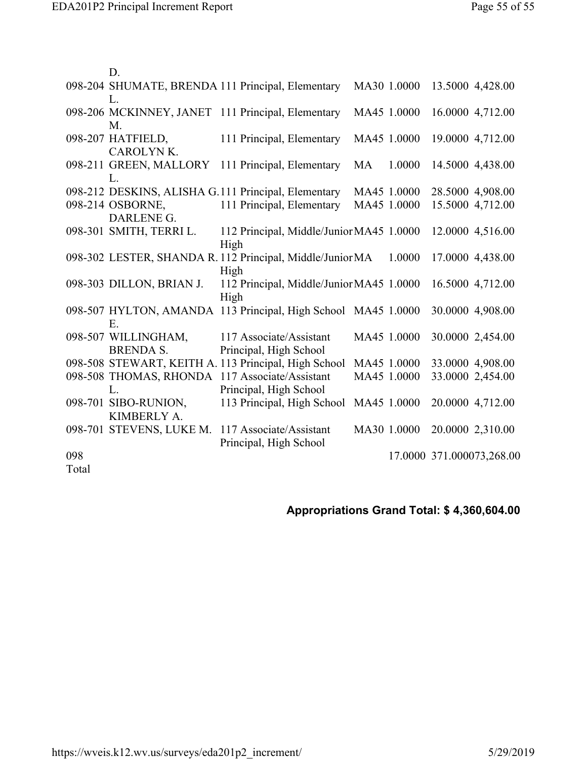| | | | | | | |
|---|---|---|---|---|---|---|
| | D. | | | | | |
| 098-204 | SHUMATE, BRENDA L. | 111 Principal, Elementary | MA30 | 1.0000 | 13.5000 | 4,428.00 |
| 098-206 | MCKINNEY, JANET M. | 111 Principal, Elementary | MA45 | 1.0000 | 16.0000 | 4,712.00 |
| 098-207 | HATFIELD, CAROLYN K. | 111 Principal, Elementary | MA45 | 1.0000 | 19.0000 | 4,712.00 |
| 098-211 | GREEN, MALLORY L. | 111 Principal, Elementary | MA | 1.0000 | 14.5000 | 4,438.00 |
| 098-212 | DESKINS, ALISHA G. | 111 Principal, Elementary | MA45 | 1.0000 | 28.5000 | 4,908.00 |
| 098-214 | OSBORNE, DARLENE G. | 111 Principal, Elementary | MA45 | 1.0000 | 15.5000 | 4,712.00 |
| 098-301 | SMITH, TERRI L. | 112 Principal, Middle/Junior High | MA45 | 1.0000 | 12.0000 | 4,516.00 |
| 098-302 | LESTER, SHANDA R. | 112 Principal, Middle/Junior High | MA | 1.0000 | 17.0000 | 4,438.00 |
| 098-303 | DILLON, BRIAN J. | 112 Principal, Middle/Junior High | MA45 | 1.0000 | 16.5000 | 4,712.00 |
| 098-507 | HYLTON, AMANDA E. | 113 Principal, High School | MA45 | 1.0000 | 30.0000 | 4,908.00 |
| 098-507 | WILLINGHAM, BRENDA S. | 117 Associate/Assistant Principal, High School | MA45 | 1.0000 | 30.0000 | 2,454.00 |
| 098-508 | STEWART, KEITH A. | 113 Principal, High School | MA45 | 1.0000 | 33.0000 | 4,908.00 |
| 098-508 | THOMAS, RHONDA L. | 117 Associate/Assistant Principal, High School | MA45 | 1.0000 | 33.0000 | 2,454.00 |
| 098-701 | SIBO-RUNION, KIMBERLY A. | 113 Principal, High School | MA45 | 1.0000 | 20.0000 | 4,712.00 |
| 098-701 | STEVENS, LUKE M. | 117 Associate/Assistant Principal, High School | MA30 | 1.0000 | 20.0000 | 2,310.00 |
| 098 Total | | | | 17.0000 | 371.0000 | 73,268.00 |

**Appropriations Grand Total: $ 4,360,604.00**